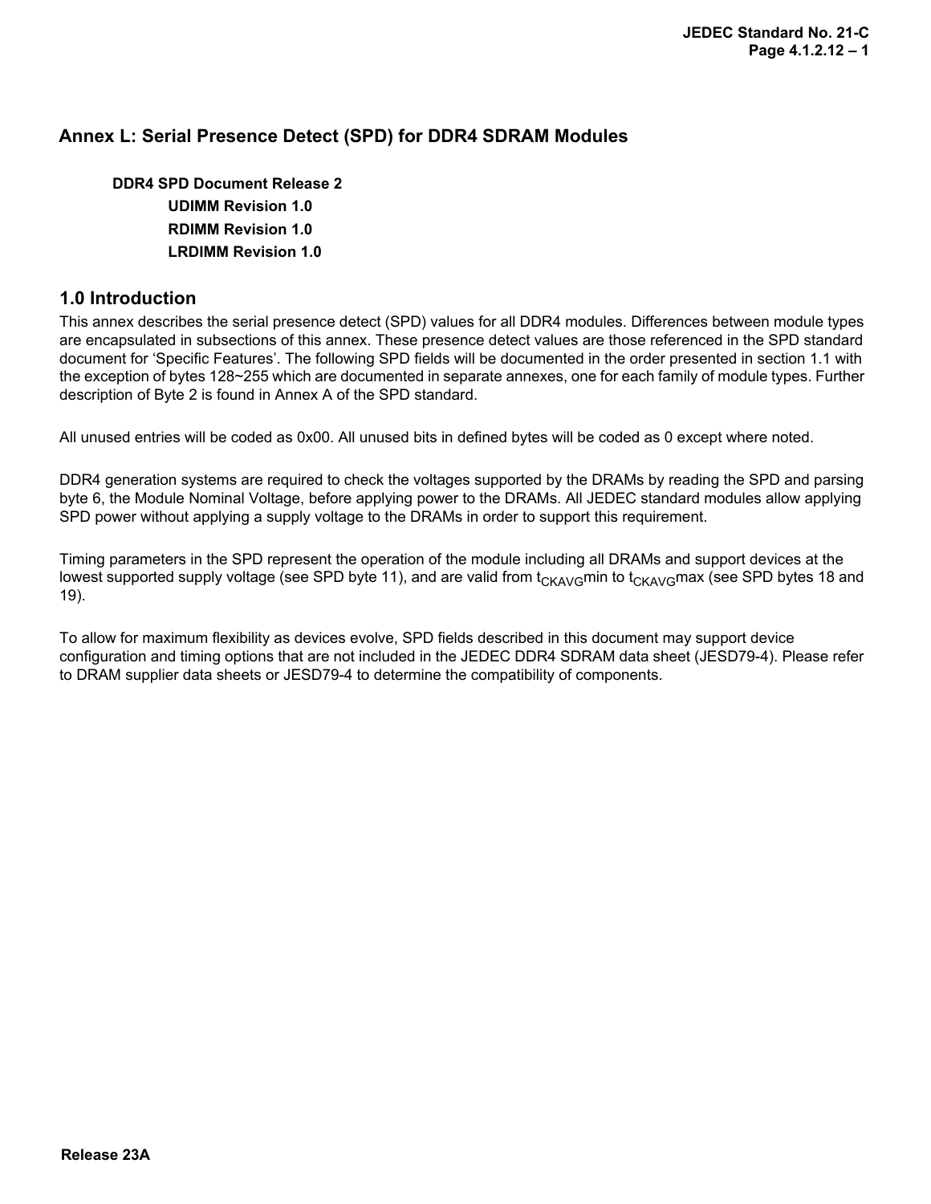# Annex L: Serial Presence Detect (SPD) for DDR4 SDRAM Modules

**DDR4 SPD Document Release 2**

**UDIMM Revision 1.0**

**RDIMM Revision 1.0**

**LRDIMM Revision 1.0**

## 1.0 Introduction

This annex describes the serial presence detect (SPD) values for all DDR4 modules. Differences between module types are encapsulated in subsections of this annex. These presence detect values are those referenced in the SPD standard document for 'Specific Features'. The following SPD fields will be documented in the order presented in section 1.1 with the exception of bytes 128~255 which are documented in separate annexes, one for each family of module types. Further description of Byte 2 is found in Annex A of the SPD standard.

All unused entries will be coded as 0x00. All unused bits in defined bytes will be coded as 0 except where noted.

DDR4 generation systems are required to check the voltages supported by the DRAMs by reading the SPD and parsing byte 6, the Module Nominal Voltage, before applying power to the DRAMs. All JEDEC standard modules allow applying SPD power without applying a supply voltage to the DRAMs in order to support this requirement.

Timing parameters in the SPD represent the operation of the module including all DRAMs and support devices at the lowest supported supply voltage (see SPD byte 11), and are valid from $t_{CKAVG}$min to $t_{CKAVG}$max (see SPD bytes 18 and 19).

To allow for maximum flexibility as devices evolve, SPD fields described in this document may support device configuration and timing options that are not included in the JEDEC DDR4 SDRAM data sheet (JESD79-4). Please refer to DRAM supplier data sheets or JESD79-4 to determine the compatibility of components.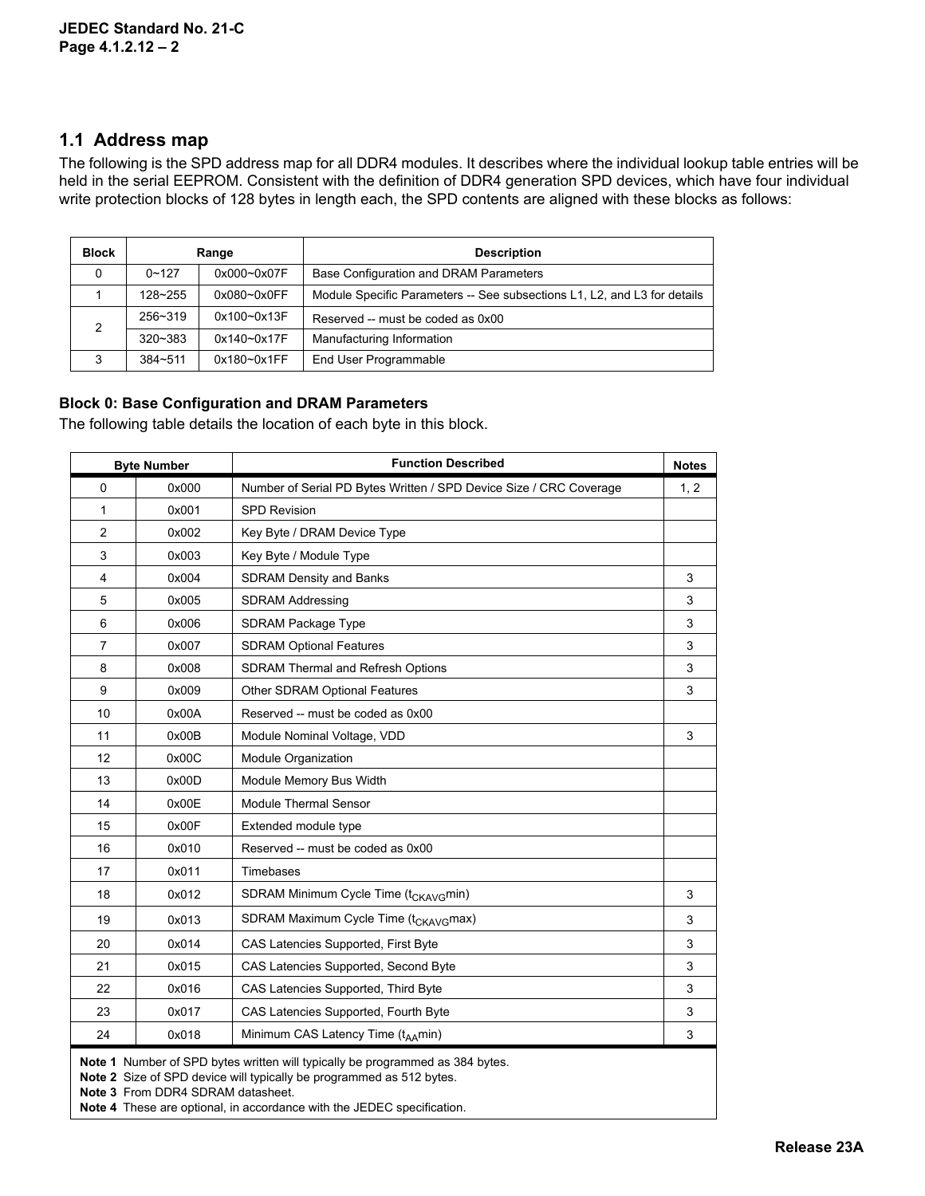## 1.1 Address map

The following is the SPD address map for all DDR4 modules. It describes where the individual lookup table entries will be held in the serial EEPROM. Consistent with the definition of DDR4 generation SPD devices, which have four individual write protection blocks of 128 bytes in length each, the SPD contents are aligned with these blocks as follows:

| Block | Range | | Description |
|---|---|---|---|
| 0 | 0~127 | 0x000~0x07F | Base Configuration and DRAM Parameters |
| 1 | 128~255 | 0x080~0x0FF | Module Specific Parameters -- See subsections L1, L2, and L3 for details |
| 2 | 256~319 | 0x100~0x13F | Reserved -- must be coded as 0x00 |
| | 320~383 | 0x140~0x17F | Manufacturing Information |
| 3 | 384~511 | 0x180~0x1FF | End User Programmable |

**Block 0: Base Configuration and DRAM Parameters**

The following table details the location of each byte in this block.

| Byte Number | | Function Described | Notes |
|---|---|---|---|
| 0 | 0x000 | Number of Serial PD Bytes Written / SPD Device Size / CRC Coverage | 1, 2 |
| 1 | 0x001 | SPD Revision | |
| 2 | 0x002 | Key Byte / DRAM Device Type | |
| 3 | 0x003 | Key Byte / Module Type | |
| 4 | 0x004 | SDRAM Density and Banks | 3 |
| 5 | 0x005 | SDRAM Addressing | 3 |
| 6 | 0x006 | SDRAM Package Type | 3 |
| 7 | 0x007 | SDRAM Optional Features | 3 |
| 8 | 0x008 | SDRAM Thermal and Refresh Options | 3 |
| 9 | 0x009 | Other SDRAM Optional Features | 3 |
| 10 | 0x00A | Reserved -- must be coded as 0x00 | |
| 11 | 0x00B | Module Nominal Voltage, VDD | 3 |
| 12 | 0x00C | Module Organization | |
| 13 | 0x00D | Module Memory Bus Width | |
| 14 | 0x00E | Module Thermal Sensor | |
| 15 | 0x00F | Extended module type | |
| 16 | 0x010 | Reserved -- must be coded as 0x00 | |
| 17 | 0x011 | Timebases | |
| 18 | 0x012 | SDRAM Minimum Cycle Time ($t_{CKAVG}$min) | 3 |
| 19 | 0x013 | SDRAM Maximum Cycle Time ($t_{CKAVG}$max) | 3 |
| 20 | 0x014 | CAS Latencies Supported, First Byte | 3 |
| 21 | 0x015 | CAS Latencies Supported, Second Byte | 3 |
| 22 | 0x016 | CAS Latencies Supported, Third Byte | 3 |
| 23 | 0x017 | CAS Latencies Supported, Fourth Byte | 3 |
| 24 | 0x018 | Minimum CAS Latency Time ($t_{AA}$min) | 3 |

**Note 1** Number of SPD bytes written will typically be programmed as 384 bytes.
**Note 2** Size of SPD device will typically be programmed as 512 bytes.
**Note 3** From DDR4 SDRAM datasheet.
**Note 4** These are optional, in accordance with the JEDEC specification.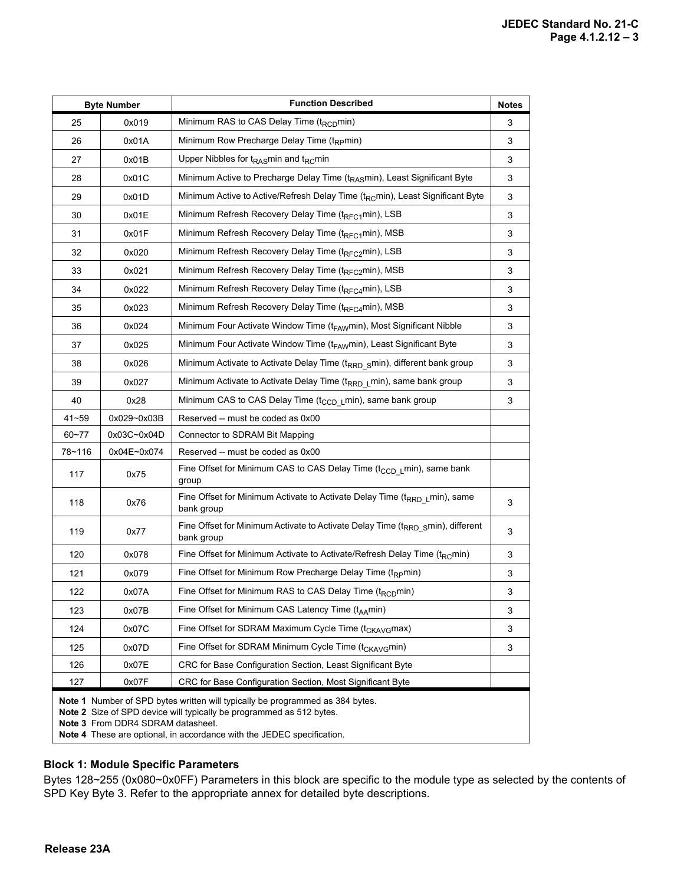| Byte Number | | Function Described | Notes |
|---|---|---|---|
| 25 | 0x019 | Minimum RAS to CAS Delay Time ($t_{RCD}$min) | 3 |
| 26 | 0x01A | Minimum Row Precharge Delay Time ($t_{RP}$min) | 3 |
| 27 | 0x01B | Upper Nibbles for $t_{RAS}$min and $t_{RC}$min | 3 |
| 28 | 0x01C | Minimum Active to Precharge Delay Time ($t_{RAS}$min), Least Significant Byte | 3 |
| 29 | 0x01D | Minimum Active to Active/Refresh Delay Time ($t_{RC}$min), Least Significant Byte | 3 |
| 30 | 0x01E | Minimum Refresh Recovery Delay Time ($t_{RFC1}$min), LSB | 3 |
| 31 | 0x01F | Minimum Refresh Recovery Delay Time ($t_{RFC1}$min), MSB | 3 |
| 32 | 0x020 | Minimum Refresh Recovery Delay Time ($t_{RFC2}$min), LSB | 3 |
| 33 | 0x021 | Minimum Refresh Recovery Delay Time ($t_{RFC2}$min), MSB | 3 |
| 34 | 0x022 | Minimum Refresh Recovery Delay Time ($t_{RFC4}$min), LSB | 3 |
| 35 | 0x023 | Minimum Refresh Recovery Delay Time ($t_{RFC4}$min), MSB | 3 |
| 36 | 0x024 | Minimum Four Activate Window Time ($t_{FAW}$min), Most Significant Nibble | 3 |
| 37 | 0x025 | Minimum Four Activate Window Time ($t_{FAW}$min), Least Significant Byte | 3 |
| 38 | 0x026 | Minimum Activate to Activate Delay Time ($t_{RRD\_S}$min), different bank group | 3 |
| 39 | 0x027 | Minimum Activate to Activate Delay Time ($t_{RRD\_L}$min), same bank group | 3 |
| 40 | 0x28 | Minimum CAS to CAS Delay Time ($t_{CCD\_L}$min), same bank group | 3 |
| 41~59 | 0x029~0x03B | Reserved -- must be coded as 0x00 | |
| 60~77 | 0x03C~0x04D | Connector to SDRAM Bit Mapping | |
| 78~116 | 0x04E~0x074 | Reserved -- must be coded as 0x00 | |
| 117 | 0x75 | Fine Offset for Minimum CAS to CAS Delay Time ($t_{CCD\_L}$min), same bank group | |
| 118 | 0x76 | Fine Offset for Minimum Activate to Activate Delay Time ($t_{RRD\_L}$min), same bank group | 3 |
| 119 | 0x77 | Fine Offset for Minimum Activate to Activate Delay Time ($t_{RRD\_S}$min), different bank group | 3 |
| 120 | 0x078 | Fine Offset for Minimum Activate to Activate/Refresh Delay Time ($t_{RC}$min) | 3 |
| 121 | 0x079 | Fine Offset for Minimum Row Precharge Delay Time ($t_{RP}$min) | 3 |
| 122 | 0x07A | Fine Offset for Minimum RAS to CAS Delay Time ($t_{RCD}$min) | 3 |
| 123 | 0x07B | Fine Offset for Minimum CAS Latency Time ($t_{AA}$min) | 3 |
| 124 | 0x07C | Fine Offset for SDRAM Maximum Cycle Time ($t_{CKAVG}$max) | 3 |
| 125 | 0x07D | Fine Offset for SDRAM Minimum Cycle Time ($t_{CKAVG}$min) | 3 |
| 126 | 0x07E | CRC for Base Configuration Section, Least Significant Byte | |
| 127 | 0x07F | CRC for Base Configuration Section, Most Significant Byte | |

**Note 1** Number of SPD bytes written will typically be programmed as 384 bytes.
**Note 2** Size of SPD device will typically be programmed as 512 bytes.
**Note 3** From DDR4 SDRAM datasheet.
**Note 4** These are optional, in accordance with the JEDEC specification.

### Block 1: Module Specific Parameters

Bytes 128~255 (0x080~0x0FF) Parameters in this block are specific to the module type as selected by the contents of SPD Key Byte 3. Refer to the appropriate annex for detailed byte descriptions.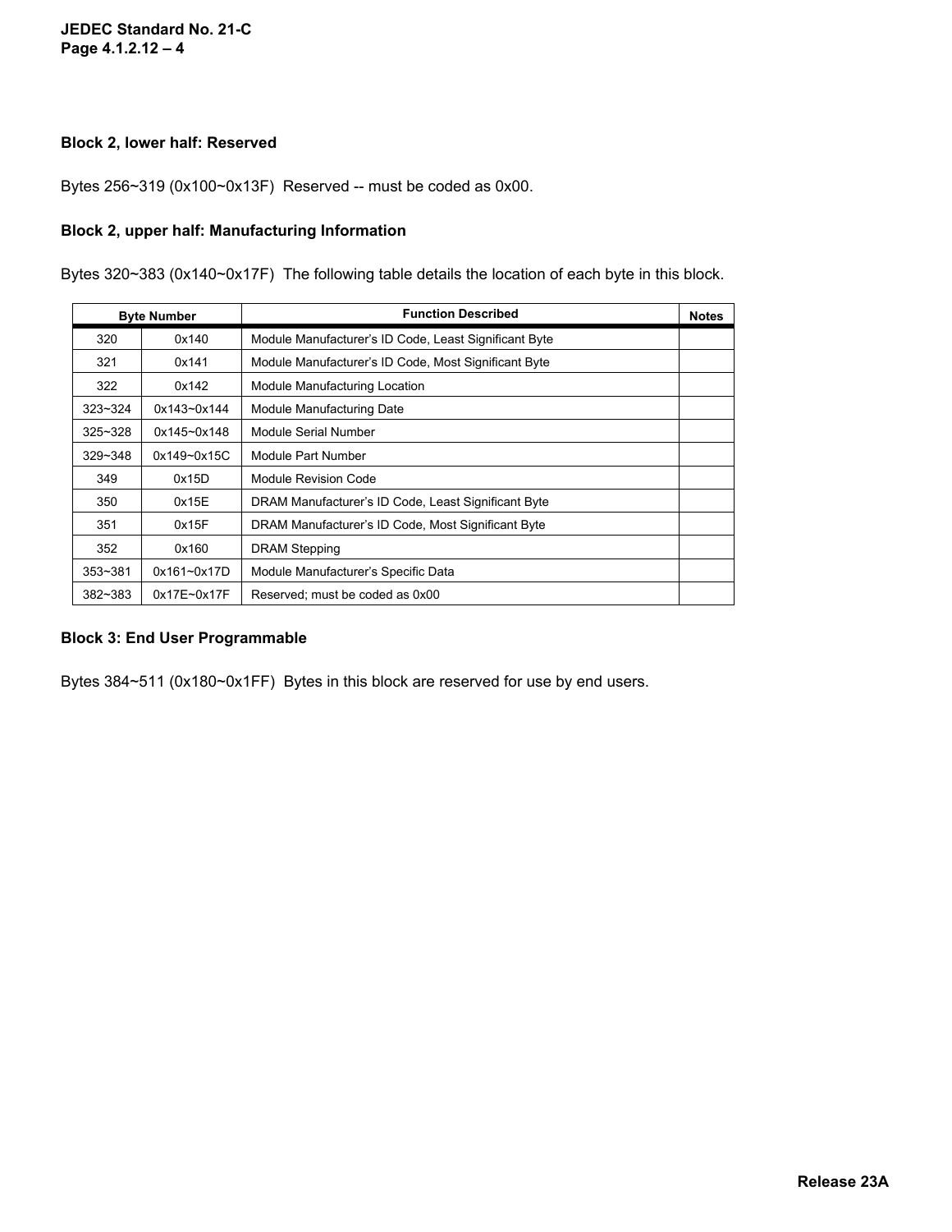### Block 2, lower half: Reserved

Bytes 256~319 (0x100~0x13F)  Reserved -- must be coded as 0x00.

### Block 2, upper half: Manufacturing Information

Bytes 320~383 (0x140~0x17F)  The following table details the location of each byte in this block.

| Byte Number | | Function Described | Notes |
|---|---|---|---|
| 320 | 0x140 | Module Manufacturer's ID Code, Least Significant Byte | |
| 321 | 0x141 | Module Manufacturer's ID Code, Most Significant Byte | |
| 322 | 0x142 | Module Manufacturing Location | |
| 323~324 | 0x143~0x144 | Module Manufacturing Date | |
| 325~328 | 0x145~0x148 | Module Serial Number | |
| 329~348 | 0x149~0x15C | Module Part Number | |
| 349 | 0x15D | Module Revision Code | |
| 350 | 0x15E | DRAM Manufacturer's ID Code, Least Significant Byte | |
| 351 | 0x15F | DRAM Manufacturer's ID Code, Most Significant Byte | |
| 352 | 0x160 | DRAM Stepping | |
| 353~381 | 0x161~0x17D | Module Manufacturer's Specific Data | |
| 382~383 | 0x17E~0x17F | Reserved; must be coded as 0x00 | |

### Block 3: End User Programmable

Bytes 384~511 (0x180~0x1FF)  Bytes in this block are reserved for use by end users.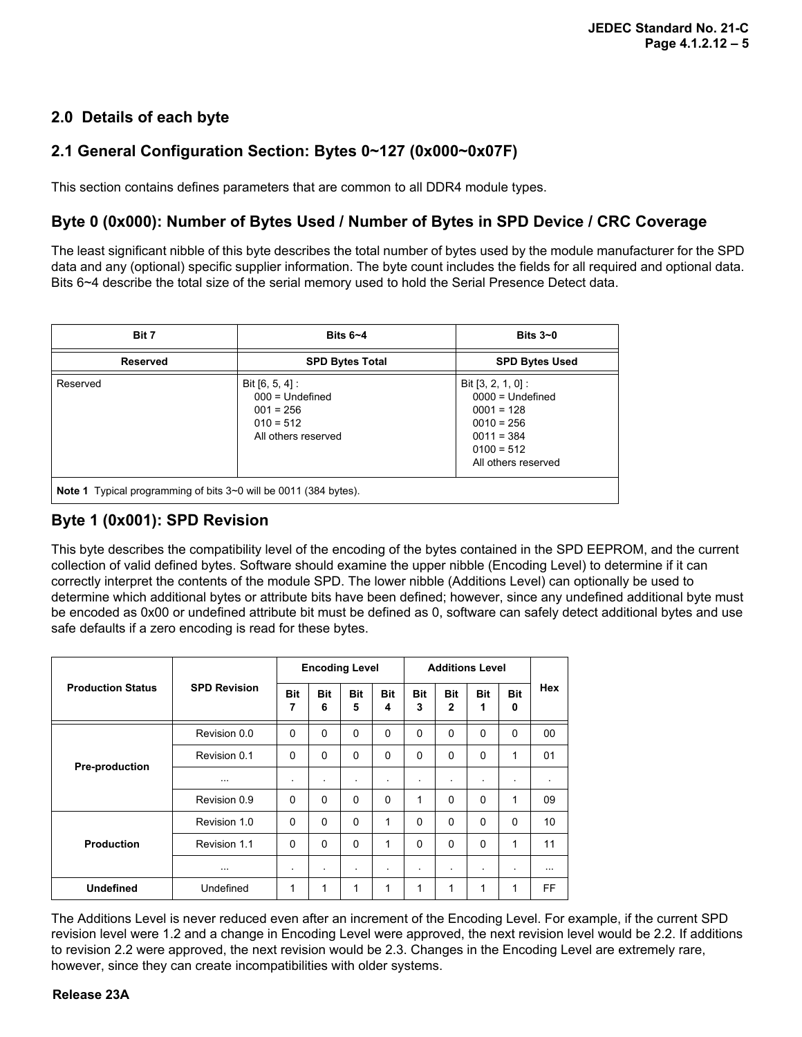## 2.0 Details of each byte

## 2.1 General Configuration Section: Bytes 0~127 (0x000~0x07F)

This section contains defines parameters that are common to all DDR4 module types.

### Byte 0 (0x000): Number of Bytes Used / Number of Bytes in SPD Device / CRC Coverage

The least significant nibble of this byte describes the total number of bytes used by the module manufacturer for the SPD data and any (optional) specific supplier information. The byte count includes the fields for all required and optional data. Bits 6~4 describe the total size of the serial memory used to hold the Serial Presence Detect data.

| Bit 7 | Bits 6~4 | Bits 3~0 |
|---|---|---|
| **Reserved** | **SPD Bytes Total** | **SPD Bytes Used** |
| Reserved | Bit [6, 5, 4] :<br>000 = Undefined<br>001 = 256<br>010 = 512<br>All others reserved | Bit [3, 2, 1, 0] :<br>0000 = Undefined<br>0001 = 128<br>0010 = 256<br>0011 = 384<br>0100 = 512<br>All others reserved |
| **Note 1** Typical programming of bits 3~0 will be 0011 (384 bytes). | | |

### Byte 1 (0x001): SPD Revision

This byte describes the compatibility level of the encoding of the bytes contained in the SPD EEPROM, and the current collection of valid defined bytes. Software should examine the upper nibble (Encoding Level) to determine if it can correctly interpret the contents of the module SPD. The lower nibble (Additions Level) can optionally be used to determine which additional bytes or attribute bits have been defined; however, since any undefined additional byte must be encoded as 0x00 or undefined attribute bit must be defined as 0, software can safely detect additional bytes and use safe defaults if a zero encoding is read for these bytes.

| Production Status | SPD Revision | Encoding Level | | | | Additions Level | | | | Hex |
|---|---|---|---|---|---|---|---|---|---|---|
| | | Bit 7 | Bit 6 | Bit 5 | Bit 4 | Bit 3 | Bit 2 | Bit 1 | Bit 0 | |
| Pre-production | Revision 0.0 | 0 | 0 | 0 | 0 | 0 | 0 | 0 | 0 | 00 |
| | Revision 0.1 | 0 | 0 | 0 | 0 | 0 | 0 | 0 | 1 | 01 |
| | ... | . | . | . | . | . | . | . | . | . |
| | Revision 0.9 | 0 | 0 | 0 | 0 | 1 | 0 | 0 | 1 | 09 |
| Production | Revision 1.0 | 0 | 0 | 0 | 1 | 0 | 0 | 0 | 0 | 10 |
| | Revision 1.1 | 0 | 0 | 0 | 1 | 0 | 0 | 0 | 1 | 11 |
| | ... | . | . | . | . | . | . | . | . | ... |
| **Undefined** | Undefined | 1 | 1 | 1 | 1 | 1 | 1 | 1 | 1 | FF |

The Additions Level is never reduced even after an increment of the Encoding Level. For example, if the current SPD revision level were 1.2 and a change in Encoding Level were approved, the next revision level would be 2.2. If additions to revision 2.2 were approved, the next revision would be 2.3. Changes in the Encoding Level are extremely rare, however, since they can create incompatibilities with older systems.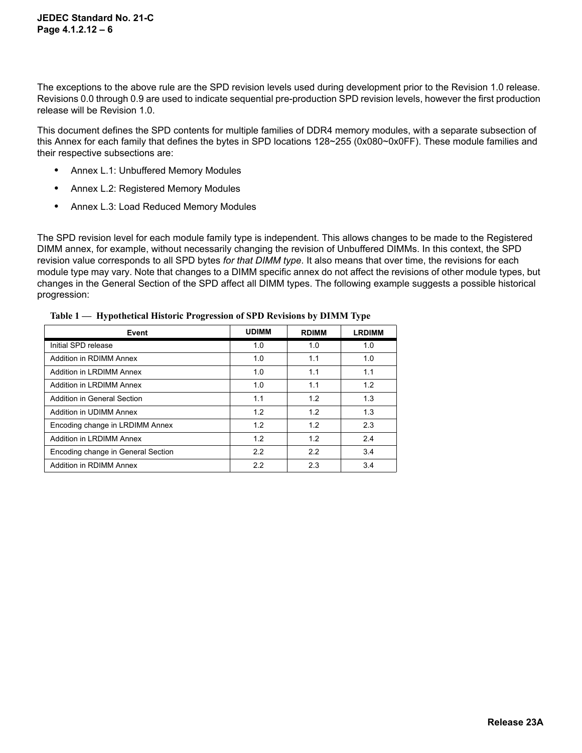The exceptions to the above rule are the SPD revision levels used during development prior to the Revision 1.0 release. Revisions 0.0 through 0.9 are used to indicate sequential pre-production SPD revision levels, however the first production release will be Revision 1.0.

This document defines the SPD contents for multiple families of DDR4 memory modules, with a separate subsection of this Annex for each family that defines the bytes in SPD locations 128~255 (0x080~0x0FF). These module families and their respective subsections are:

- Annex L.1: Unbuffered Memory Modules
- Annex L.2: Registered Memory Modules
- Annex L.3: Load Reduced Memory Modules

The SPD revision level for each module family type is independent. This allows changes to be made to the Registered DIMM annex, for example, without necessarily changing the revision of Unbuffered DIMMs. In this context, the SPD revision value corresponds to all SPD bytes *for that DIMM type*. It also means that over time, the revisions for each module type may vary. Note that changes to a DIMM specific annex do not affect the revisions of other module types, but changes in the General Section of the SPD affect all DIMM types. The following example suggests a possible historical progression:

**Table 1 — Hypothetical Historic Progression of SPD Revisions by DIMM Type**

| Event | UDIMM | RDIMM | LRDIMM |
|---|---|---|---|
| Initial SPD release | 1.0 | 1.0 | 1.0 |
| Addition in RDIMM Annex | 1.0 | 1.1 | 1.0 |
| Addition in LRDIMM Annex | 1.0 | 1.1 | 1.1 |
| Addition in LRDIMM Annex | 1.0 | 1.1 | 1.2 |
| Addition in General Section | 1.1 | 1.2 | 1.3 |
| Addition in UDIMM Annex | 1.2 | 1.2 | 1.3 |
| Encoding change in LRDIMM Annex | 1.2 | 1.2 | 2.3 |
| Addition in LRDIMM Annex | 1.2 | 1.2 | 2.4 |
| Encoding change in General Section | 2.2 | 2.2 | 3.4 |
| Addition in RDIMM Annex | 2.2 | 2.3 | 3.4 |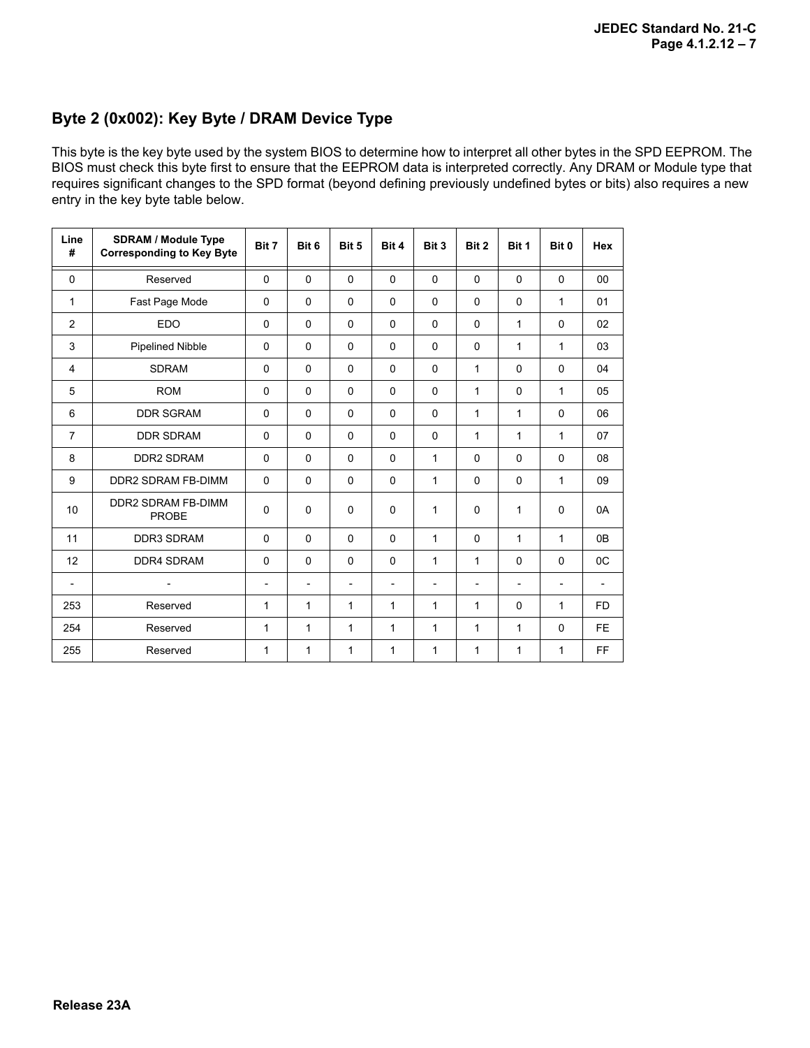## Byte 2 (0x002): Key Byte / DRAM Device Type

This byte is the key byte used by the system BIOS to determine how to interpret all other bytes in the SPD EEPROM. The BIOS must check this byte first to ensure that the EEPROM data is interpreted correctly. Any DRAM or Module type that requires significant changes to the SPD format (beyond defining previously undefined bytes or bits) also requires a new entry in the key byte table below.

| Line # | SDRAM / Module Type Corresponding to Key Byte | Bit 7 | Bit 6 | Bit 5 | Bit 4 | Bit 3 | Bit 2 | Bit 1 | Bit 0 | Hex |
|---|---|---|---|---|---|---|---|---|---|---|
| 0 | Reserved | 0 | 0 | 0 | 0 | 0 | 0 | 0 | 0 | 00 |
| 1 | Fast Page Mode | 0 | 0 | 0 | 0 | 0 | 0 | 0 | 1 | 01 |
| 2 | EDO | 0 | 0 | 0 | 0 | 0 | 0 | 1 | 0 | 02 |
| 3 | Pipelined Nibble | 0 | 0 | 0 | 0 | 0 | 0 | 1 | 1 | 03 |
| 4 | SDRAM | 0 | 0 | 0 | 0 | 0 | 1 | 0 | 0 | 04 |
| 5 | ROM | 0 | 0 | 0 | 0 | 0 | 1 | 0 | 1 | 05 |
| 6 | DDR SGRAM | 0 | 0 | 0 | 0 | 0 | 1 | 1 | 0 | 06 |
| 7 | DDR SDRAM | 0 | 0 | 0 | 0 | 0 | 1 | 1 | 1 | 07 |
| 8 | DDR2 SDRAM | 0 | 0 | 0 | 0 | 1 | 0 | 0 | 0 | 08 |
| 9 | DDR2 SDRAM FB-DIMM | 0 | 0 | 0 | 0 | 1 | 0 | 0 | 1 | 09 |
| 10 | DDR2 SDRAM FB-DIMM PROBE | 0 | 0 | 0 | 0 | 1 | 0 | 1 | 0 | 0A |
| 11 | DDR3 SDRAM | 0 | 0 | 0 | 0 | 1 | 0 | 1 | 1 | 0B |
| 12 | DDR4 SDRAM | 0 | 0 | 0 | 0 | 1 | 1 | 0 | 0 | 0C |
| - | - | - | - | - | - | - | - | - | - | - |
| 253 | Reserved | 1 | 1 | 1 | 1 | 1 | 1 | 0 | 1 | FD |
| 254 | Reserved | 1 | 1 | 1 | 1 | 1 | 1 | 1 | 0 | FE |
| 255 | Reserved | 1 | 1 | 1 | 1 | 1 | 1 | 1 | 1 | FF |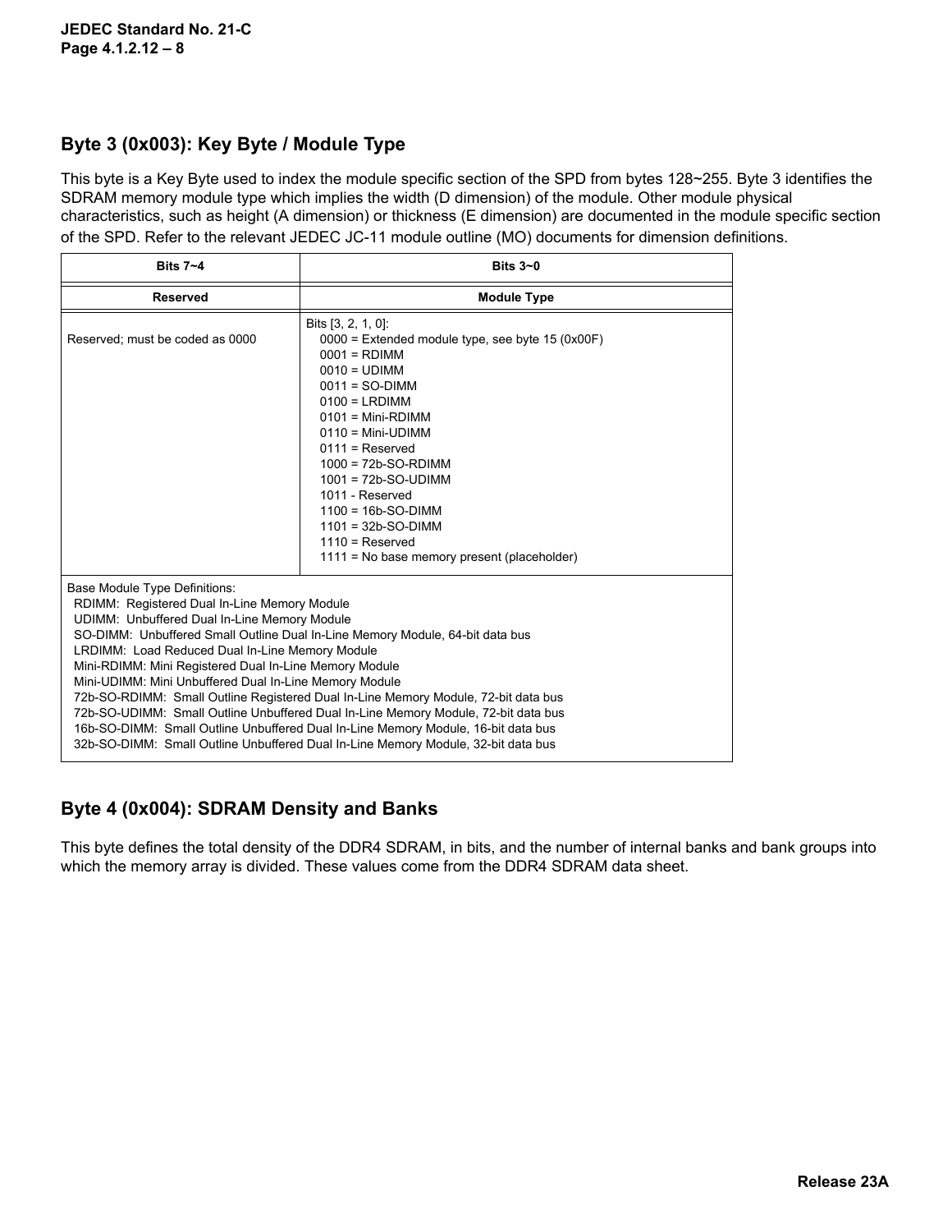## Byte 3 (0x003): Key Byte / Module Type

This byte is a Key Byte used to index the module specific section of the SPD from bytes 128~255. Byte 3 identifies the SDRAM memory module type which implies the width (D dimension) of the module. Other module physical characteristics, such as height (A dimension) or thickness (E dimension) are documented in the module specific section of the SPD. Refer to the relevant JEDEC JC-11 module outline (MO) documents for dimension definitions.

| Bits 7~4 | Bits 3~0 |
|---|---|
| **Reserved** | **Module Type** |
| Reserved; must be coded as 0000 | Bits [3, 2, 1, 0]:<br>0000 = Extended module type, see byte 15 (0x00F)<br>0001 = RDIMM<br>0010 = UDIMM<br>0011 = SO-DIMM<br>0100 = LRDIMM<br>0101 = Mini-RDIMM<br>0110 = Mini-UDIMM<br>0111 = Reserved<br>1000 = 72b-SO-RDIMM<br>1001 = 72b-SO-UDIMM<br>1011 - Reserved<br>1100 = 16b-SO-DIMM<br>1101 = 32b-SO-DIMM<br>1110 = Reserved<br>1111 = No base memory present (placeholder) |
| Base Module Type Definitions:<br>RDIMM: Registered Dual In-Line Memory Module<br>UDIMM: Unbuffered Dual In-Line Memory Module<br>SO-DIMM: Unbuffered Small Outline Dual In-Line Memory Module, 64-bit data bus<br>LRDIMM: Load Reduced Dual In-Line Memory Module<br>Mini-RDIMM: Mini Registered Dual In-Line Memory Module<br>Mini-UDIMM: Mini Unbuffered Dual In-Line Memory Module<br>72b-SO-RDIMM: Small Outline Registered Dual In-Line Memory Module, 72-bit data bus<br>72b-SO-UDIMM: Small Outline Unbuffered Dual In-Line Memory Module, 72-bit data bus<br>16b-SO-DIMM: Small Outline Unbuffered Dual In-Line Memory Module, 16-bit data bus<br>32b-SO-DIMM: Small Outline Unbuffered Dual In-Line Memory Module, 32-bit data bus | |

## Byte 4 (0x004): SDRAM Density and Banks

This byte defines the total density of the DDR4 SDRAM, in bits, and the number of internal banks and bank groups into which the memory array is divided. These values come from the DDR4 SDRAM data sheet.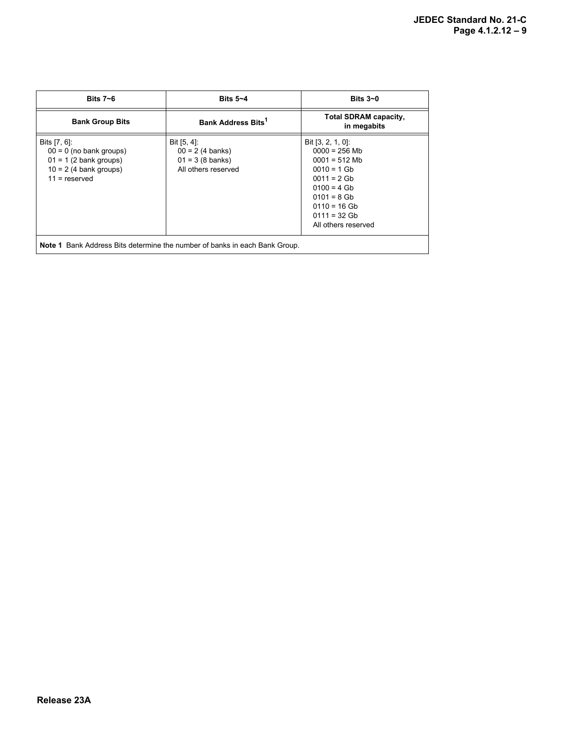| Bits 7~6 | Bits 5~4 | Bits 3~0 |
|---|---|---|
| **Bank Group Bits** | **Bank Address Bits[1]** | **Total SDRAM capacity, in megabits** |
| Bits [7, 6]:<br>00 = 0 (no bank groups)<br>01 = 1 (2 bank groups)<br>10 = 2 (4 bank groups)<br>11 = reserved | Bit [5, 4]:<br>00 = 2 (4 banks)<br>01 = 3 (8 banks)<br>All others reserved | Bit [3, 2, 1, 0]:<br>0000 = 256 Mb<br>0001 = 512 Mb<br>0010 = 1 Gb<br>0011 = 2 Gb<br>0100 = 4 Gb<br>0101 = 8 Gb<br>0110 = 16 Gb<br>0111 = 32 Gb<br>All others reserved |

**Note 1** Bank Address Bits determine the number of banks in each Bank Group.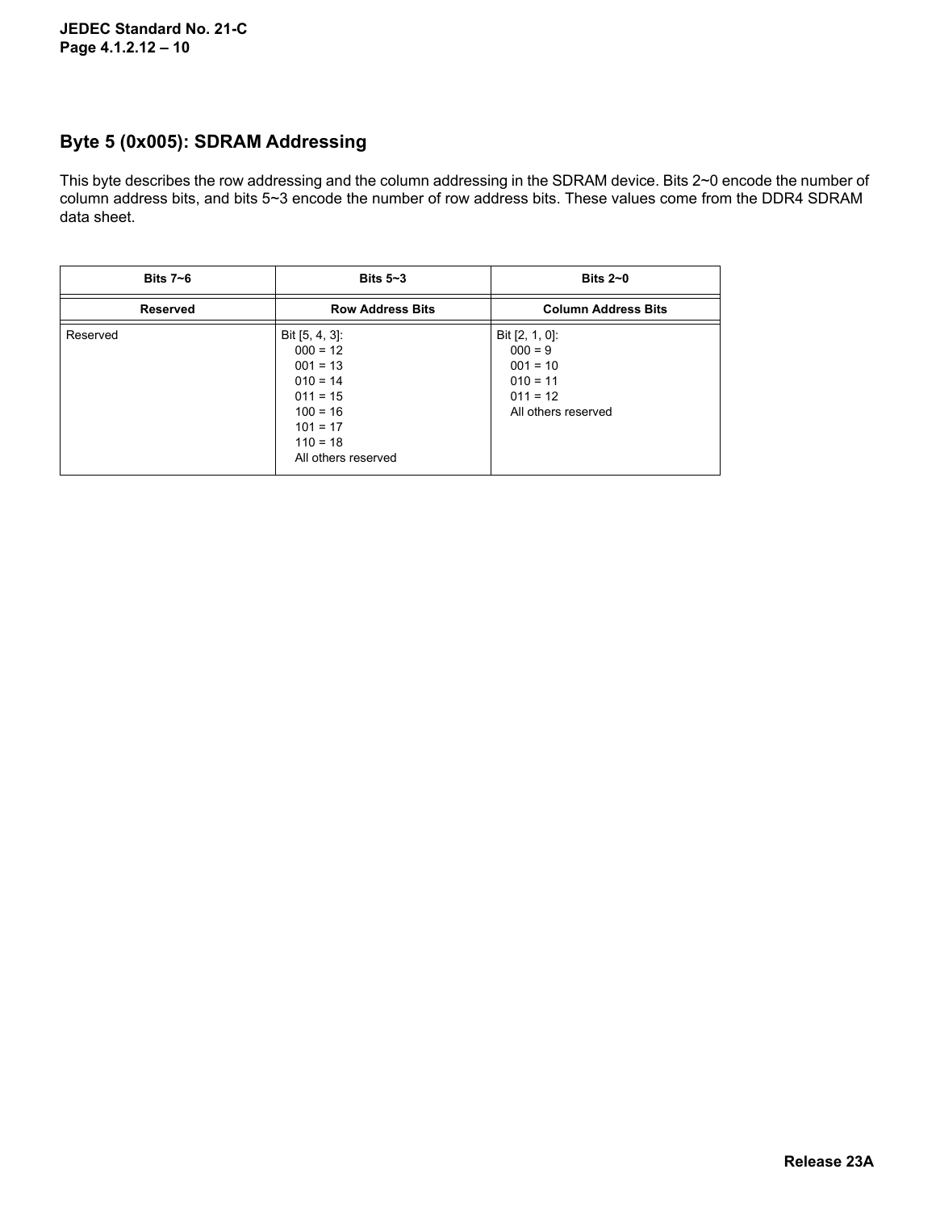## Byte 5 (0x005): SDRAM Addressing

This byte describes the row addressing and the column addressing in the SDRAM device. Bits 2~0 encode the number of column address bits, and bits 5~3 encode the number of row address bits. These values come from the DDR4 SDRAM data sheet.

| Bits 7~6 | Bits 5~3 | Bits 2~0 |
|---|---|---|
| **Reserved** | **Row Address Bits** | **Column Address Bits** |
| Reserved | Bit [5, 4, 3]:<br>000 = 12<br>001 = 13<br>010 = 14<br>011 = 15<br>100 = 16<br>101 = 17<br>110 = 18<br>All others reserved | Bit [2, 1, 0]:<br>000 = 9<br>001 = 10<br>010 = 11<br>011 = 12<br>All others reserved |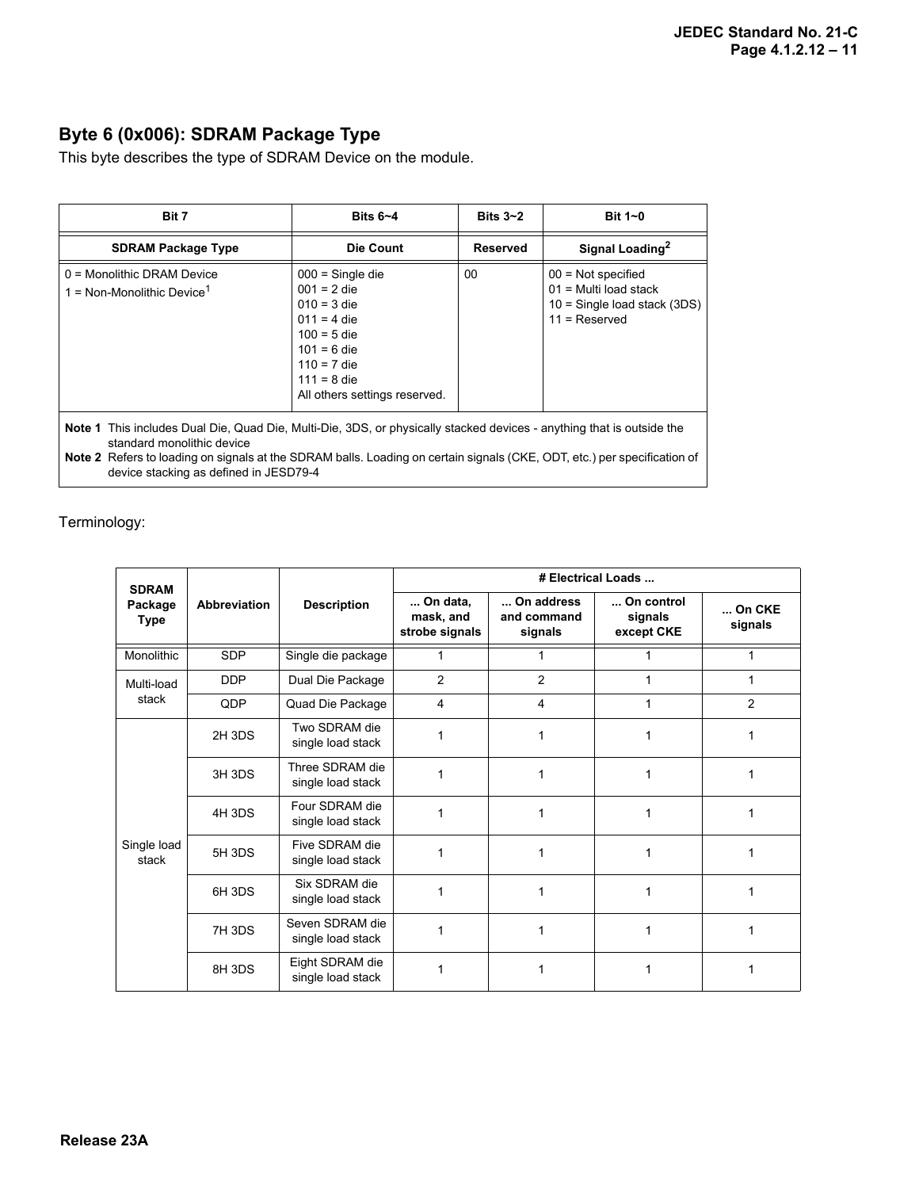## Byte 6 (0x006): SDRAM Package Type

This byte describes the type of SDRAM Device on the module.

| Bit 7 | Bits 6~4 | Bits 3~2 | Bit 1~0 |
|---|---|---|---|
| **SDRAM Package Type** | **Die Count** | **Reserved** | **Signal Loading[2]** |
| 0 = Monolithic DRAM Device<br>1 = Non-Monolithic Device[1] | 000 = Single die<br>001 = 2 die<br>010 = 3 die<br>011 = 4 die<br>100 = 5 die<br>101 = 6 die<br>110 = 7 die<br>111 = 8 die<br>All others settings reserved. | 00 | 00 = Not specified<br>01 = Multi load stack<br>10 = Single load stack (3DS)<br>11 = Reserved |

**Note 1** This includes Dual Die, Quad Die, Multi-Die, 3DS, or physically stacked devices - anything that is outside the standard monolithic device

**Note 2** Refers to loading on signals at the SDRAM balls. Loading on certain signals (CKE, ODT, etc.) per specification of device stacking as defined in JESD79-4

Terminology:

| SDRAM Package Type | Abbreviation | Description | # Electrical Loads ... | | | |
|---|---|---|---|---|---|---|
| | | | ... On data, mask, and strobe signals | ... On address and command signals | ... On control signals except CKE | ... On CKE signals |
| Monolithic | SDP | Single die package | 1 | 1 | 1 | 1 |
| Multi-load stack | DDP | Dual Die Package | 2 | 2 | 1 | 1 |
| | QDP | Quad Die Package | 4 | 4 | 1 | 2 |
| Single load stack | 2H 3DS | Two SDRAM die single load stack | 1 | 1 | 1 | 1 |
| | 3H 3DS | Three SDRAM die single load stack | 1 | 1 | 1 | 1 |
| | 4H 3DS | Four SDRAM die single load stack | 1 | 1 | 1 | 1 |
| | 5H 3DS | Five SDRAM die single load stack | 1 | 1 | 1 | 1 |
| | 6H 3DS | Six SDRAM die single load stack | 1 | 1 | 1 | 1 |
| | 7H 3DS | Seven SDRAM die single load stack | 1 | 1 | 1 | 1 |
| | 8H 3DS | Eight SDRAM die single load stack | 1 | 1 | 1 | 1 |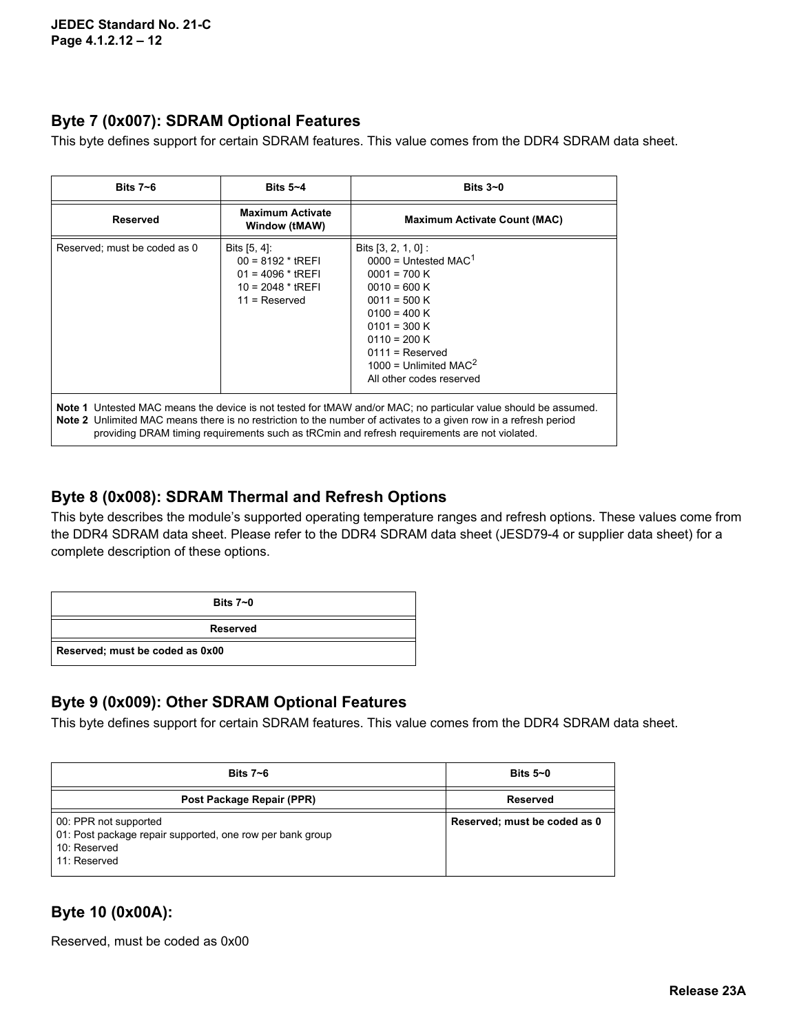## Byte 7 (0x007): SDRAM Optional Features

This byte defines support for certain SDRAM features. This value comes from the DDR4 SDRAM data sheet.

| Bits 7~6 | Bits 5~4 | Bits 3~0 |
|---|---|---|
| **Reserved** | **Maximum Activate Window (tMAW)** | **Maximum Activate Count (MAC)** |
| Reserved; must be coded as 0 | Bits [5, 4]:<br>00 = 8192 * tREFI<br>01 = 4096 * tREFI<br>10 = 2048 * tREFI<br>11 = Reserved | Bits [3, 2, 1, 0] :<br>0000 = Untested MAC[1]<br>0001 = 700 K<br>0010 = 600 K<br>0011 = 500 K<br>0100 = 400 K<br>0101 = 300 K<br>0110 = 200 K<br>0111 = Reserved<br>1000 = Unlimited MAC[2]<br>All other codes reserved |

**Note 1** Untested MAC means the device is not tested for tMAW and/or MAC; no particular value should be assumed.
**Note 2** Unlimited MAC means there is no restriction to the number of activates to a given row in a refresh period providing DRAM timing requirements such as tRCmin and refresh requirements are not violated.

## Byte 8 (0x008): SDRAM Thermal and Refresh Options

This byte describes the module's supported operating temperature ranges and refresh options. These values come from the DDR4 SDRAM data sheet. Please refer to the DDR4 SDRAM data sheet (JESD79-4 or supplier data sheet) for a complete description of these options.

| Bits 7~0 |
|---|
| **Reserved** |
| **Reserved; must be coded as 0x00** |

## Byte 9 (0x009): Other SDRAM Optional Features

This byte defines support for certain SDRAM features. This value comes from the DDR4 SDRAM data sheet.

| Bits 7~6 | Bits 5~0 |
|---|---|
| **Post Package Repair (PPR)** | **Reserved** |
| 00: PPR not supported<br>01: Post package repair supported, one row per bank group<br>10: Reserved<br>11: Reserved | **Reserved; must be coded as 0** |

## Byte 10 (0x00A):

Reserved, must be coded as 0x00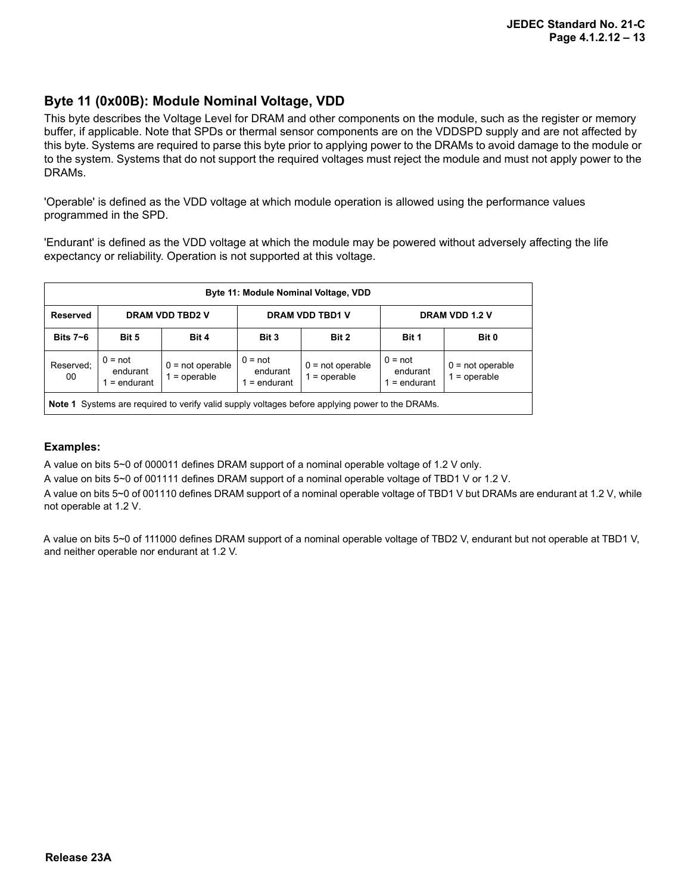## Byte 11 (0x00B): Module Nominal Voltage, VDD

This byte describes the Voltage Level for DRAM and other components on the module, such as the register or memory buffer, if applicable. Note that SPDs or thermal sensor components are on the VDDSPD supply and are not affected by this byte. Systems are required to parse this byte prior to applying power to the DRAMs to avoid damage to the module or to the system. Systems that do not support the required voltages must reject the module and must not apply power to the DRAMs.

'Operable' is defined as the VDD voltage at which module operation is allowed using the performance values programmed in the SPD.

'Endurant' is defined as the VDD voltage at which the module may be powered without adversely affecting the life expectancy or reliability. Operation is not supported at this voltage.

| Byte 11: Module Nominal Voltage, VDD | | | | | | |
|---|---|---|---|---|---|---|
| **Reserved** | **DRAM VDD TBD2 V** | | **DRAM VDD TBD1 V** | | **DRAM VDD 1.2 V** | |
| **Bits 7~6** | **Bit 5** | **Bit 4** | **Bit 3** | **Bit 2** | **Bit 1** | **Bit 0** |
| Reserved; 00 | 0 = not endurant<br>1 = endurant | 0 = not operable<br>1 = operable | 0 = not endurant<br>1 = endurant | 0 = not operable<br>1 = operable | 0 = not endurant<br>1 = endurant | 0 = not operable<br>1 = operable |
| **Note 1** Systems are required to verify valid supply voltages before applying power to the DRAMs. | | | | | | |

**Examples:**

A value on bits 5~0 of 000011 defines DRAM support of a nominal operable voltage of 1.2 V only.

A value on bits 5~0 of 001111 defines DRAM support of a nominal operable voltage of TBD1 V or 1.2 V.

A value on bits 5~0 of 001110 defines DRAM support of a nominal operable voltage of TBD1 V but DRAMs are endurant at 1.2 V, while not operable at 1.2 V.

A value on bits 5~0 of 111000 defines DRAM support of a nominal operable voltage of TBD2 V, endurant but not operable at TBD1 V, and neither operable nor endurant at 1.2 V.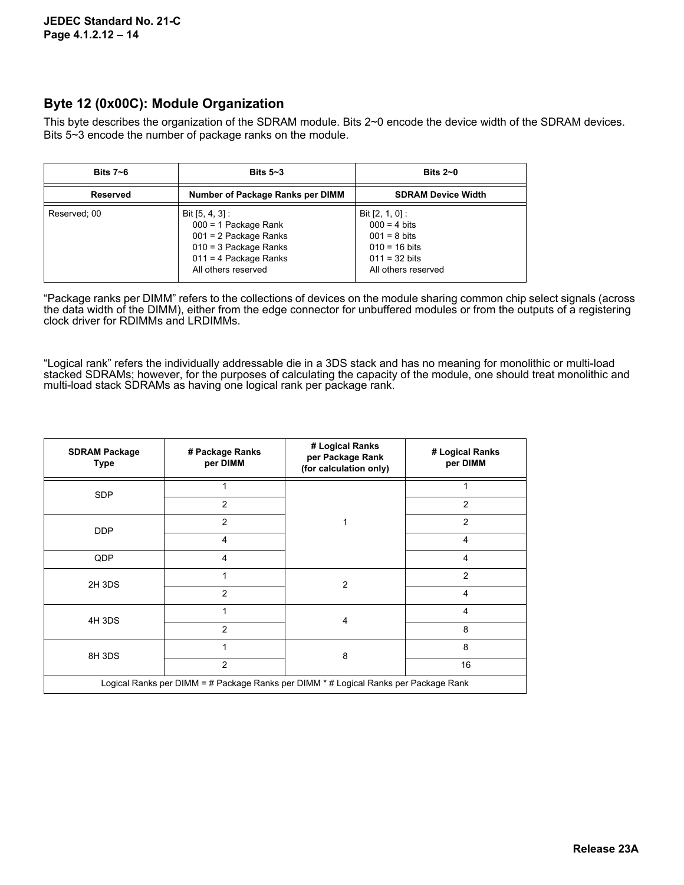## Byte 12 (0x00C): Module Organization

This byte describes the organization of the SDRAM module. Bits 2~0 encode the device width of the SDRAM devices. Bits 5~3 encode the number of package ranks on the module.

| Bits 7~6 | Bits 5~3 | Bits 2~0 |
|---|---|---|
| **Reserved** | **Number of Package Ranks per DIMM** | **SDRAM Device Width** |
| Reserved; 00 | Bit [5, 4, 3] :<br>000 = 1 Package Rank<br>001 = 2 Package Ranks<br>010 = 3 Package Ranks<br>011 = 4 Package Ranks<br>All others reserved | Bit [2, 1, 0] :<br>000 = 4 bits<br>001 = 8 bits<br>010 = 16 bits<br>011 = 32 bits<br>All others reserved |

"Package ranks per DIMM" refers to the collections of devices on the module sharing common chip select signals (across the data width of the DIMM), either from the edge connector for unbuffered modules or from the outputs of a registering clock driver for RDIMMs and LRDIMMs.

"Logical rank" refers the individually addressable die in a 3DS stack and has no meaning for monolithic or multi-load stacked SDRAMs; however, for the purposes of calculating the capacity of the module, one should treat monolithic and multi-load stack SDRAMs as having one logical rank per package rank.

| SDRAM Package Type | # Package Ranks per DIMM | # Logical Ranks per Package Rank (for calculation only) | # Logical Ranks per DIMM |
|---|---|---|---|
| SDP | 1 | 1 | 1 |
| | 2 | | 2 |
| DDP | 2 | | 2 |
| | 4 | | 4 |
| QDP | 4 | | 4 |
| 2H 3DS | 1 | 2 | 2 |
| | 2 | | 4 |
| 4H 3DS | 1 | 4 | 4 |
| | 2 | | 8 |
| 8H 3DS | 1 | 8 | 8 |
| | 2 | | 16 |
| Logical Ranks per DIMM = # Package Ranks per DIMM * # Logical Ranks per Package Rank | | | |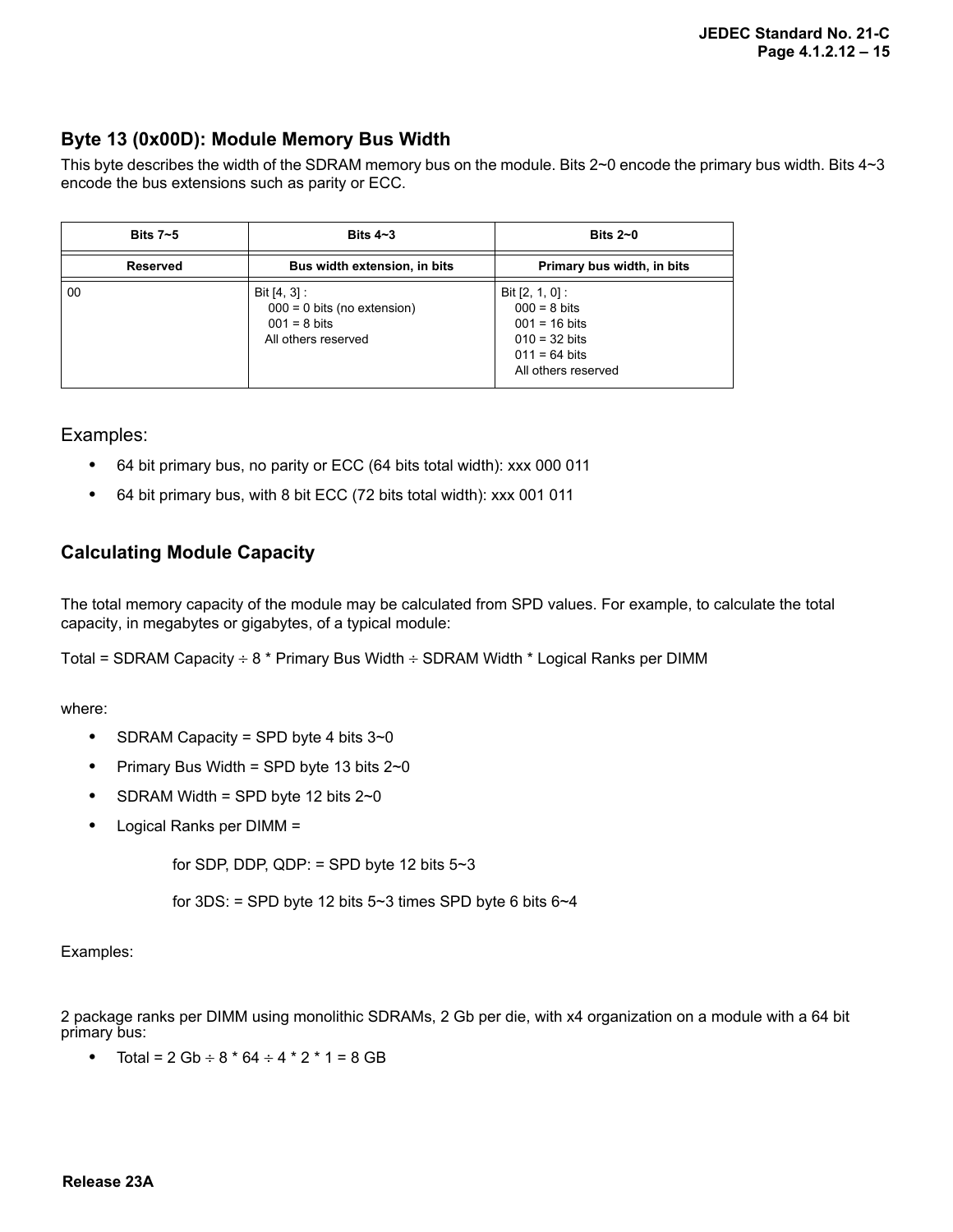## Byte 13 (0x00D): Module Memory Bus Width

This byte describes the width of the SDRAM memory bus on the module. Bits 2~0 encode the primary bus width. Bits 4~3 encode the bus extensions such as parity or ECC.

| Bits 7~5 | Bits 4~3 | Bits 2~0 |
|---|---|---|
| Reserved | Bus width extension, in bits | Primary bus width, in bits |
| 00 | Bit [4, 3] :<br>000 = 0 bits (no extension)<br>001 = 8 bits<br>All others reserved | Bit [2, 1, 0] :<br>000 = 8 bits<br>001 = 16 bits<br>010 = 32 bits<br>011 = 64 bits<br>All others reserved |

Examples:

- 64 bit primary bus, no parity or ECC (64 bits total width): xxx 000 011
- 64 bit primary bus, with 8 bit ECC (72 bits total width): xxx 001 011

## Calculating Module Capacity

The total memory capacity of the module may be calculated from SPD values. For example, to calculate the total capacity, in megabytes or gigabytes, of a typical module:

Total = SDRAM Capacity ÷ 8 * Primary Bus Width ÷ SDRAM Width * Logical Ranks per DIMM

where:

- SDRAM Capacity = SPD byte 4 bits 3~0
- Primary Bus Width = SPD byte 13 bits 2~0
- SDRAM Width = SPD byte 12 bits 2~0
- Logical Ranks per DIMM =

  for SDP, DDP, QDP: = SPD byte 12 bits 5~3

  for 3DS: = SPD byte 12 bits 5~3 times SPD byte 6 bits 6~4

Examples:

2 package ranks per DIMM using monolithic SDRAMs, 2 Gb per die, with x4 organization on a module with a 64 bit primary bus:

- Total = 2 Gb ÷ 8 * 64 ÷ 4 * 2 * 1 = 8 GB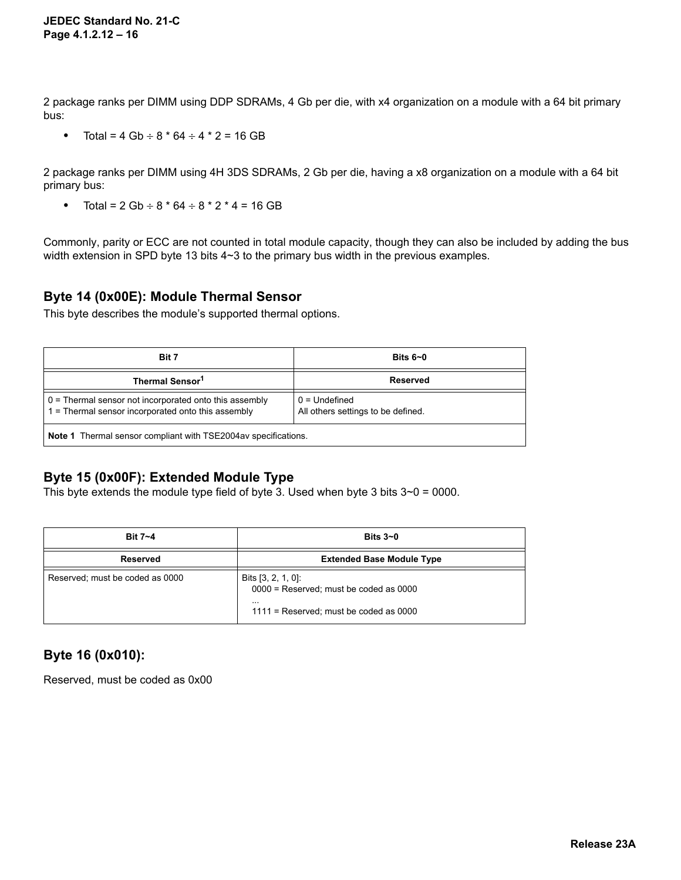2 package ranks per DIMM using DDP SDRAMs, 4 Gb per die, with x4 organization on a module with a 64 bit primary bus:

- Total = 4 Gb ÷ 8 * 64 ÷ 4 * 2 = 16 GB

2 package ranks per DIMM using 4H 3DS SDRAMs, 2 Gb per die, having a x8 organization on a module with a 64 bit primary bus:

- Total = 2 Gb ÷ 8 * 64 ÷ 8 * 2 * 4 = 16 GB

Commonly, parity or ECC are not counted in total module capacity, though they can also be included by adding the bus width extension in SPD byte 13 bits 4~3 to the primary bus width in the previous examples.

## Byte 14 (0x00E): Module Thermal Sensor

This byte describes the module's supported thermal options.

| Bit 7 | Bits 6~0 |
|---|---|
| **Thermal Sensor[1]** | **Reserved** |
| 0 = Thermal sensor not incorporated onto this assembly<br>1 = Thermal sensor incorporated onto this assembly | 0 = Undefined<br>All others settings to be defined. |
| **Note 1** Thermal sensor compliant with TSE2004av specifications. | |

## Byte 15 (0x00F): Extended Module Type

This byte extends the module type field of byte 3. Used when byte 3 bits 3~0 = 0000.

| Bit 7~4 | Bits 3~0 |
|---|---|
| **Reserved** | **Extended Base Module Type** |
| Reserved; must be coded as 0000 | Bits [3, 2, 1, 0]:<br>0000 = Reserved; must be coded as 0000<br>...<br>1111 = Reserved; must be coded as 0000 |

## Byte 16 (0x010):

Reserved, must be coded as 0x00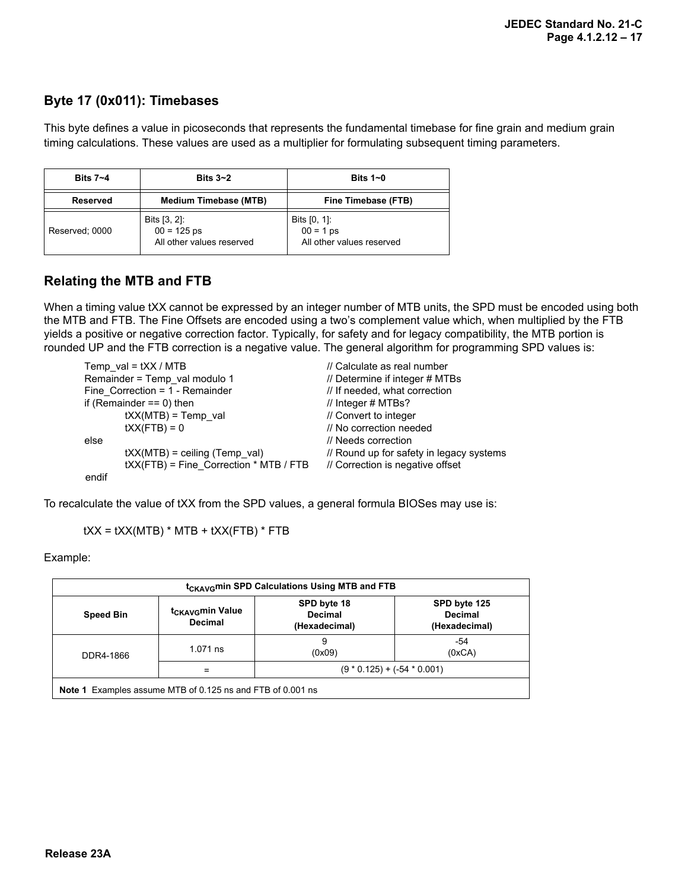## Byte 17 (0x011): Timebases

This byte defines a value in picoseconds that represents the fundamental timebase for fine grain and medium grain timing calculations. These values are used as a multiplier for formulating subsequent timing parameters.

| Bits 7~4 | Bits 3~2 | Bits 1~0 |
|---|---|---|
| **Reserved** | **Medium Timebase (MTB)** | **Fine Timebase (FTB)** |
| Reserved; 0000 | Bits [3, 2]:<br>00 = 125 ps<br>All other values reserved | Bits [0, 1]:<br>00 = 1 ps<br>All other values reserved |

## Relating the MTB and FTB

When a timing value tXX cannot be expressed by an integer number of MTB units, the SPD must be encoded using both the MTB and FTB. The Fine Offsets are encoded using a two's complement value which, when multiplied by the FTB yields a positive or negative correction factor. Typically, for safety and for legacy compatibility, the MTB portion is rounded UP and the FTB correction is a negative value. The general algorithm for programming SPD values is:

```
Temp_val = tXX / MTB                          // Calculate as real number
Remainder = Temp_val modulo 1                 // Determine if integer # MTBs
Fine_Correction = 1 - Remainder               // If needed, what correction
if (Remainder == 0) then                      // Integer # MTBs?
        tXX(MTB) = Temp_val                   // Convert to integer
        tXX(FTB) = 0                          // No correction needed
else                                          // Needs correction
        tXX(MTB) = ceiling (Temp_val)         // Round up for safety in legacy systems
        tXX(FTB) = Fine_Correction * MTB / FTB // Correction is negative offset
endif
```

To recalculate the value of tXX from the SPD values, a general formula BIOSes may use is:

tXX = tXX(MTB) * MTB + tXX(FTB) * FTB

Example:

| $t_{CKAVG}$min SPD Calculations Using MTB and FTB | | | |
|---|---|---|---|
| **Speed Bin** | **$t_{CKAVG}$min Value Decimal** | **SPD byte 18 Decimal (Hexadecimal)** | **SPD byte 125 Decimal (Hexadecimal)** |
| DDR4-1866 | 1.071 ns | 9<br>(0x09) | -54<br>(0xCA) |
| | = | (9 * 0.125) + (-54 * 0.001) | |
| **Note 1** Examples assume MTB of 0.125 ns and FTB of 0.001 ns | | | |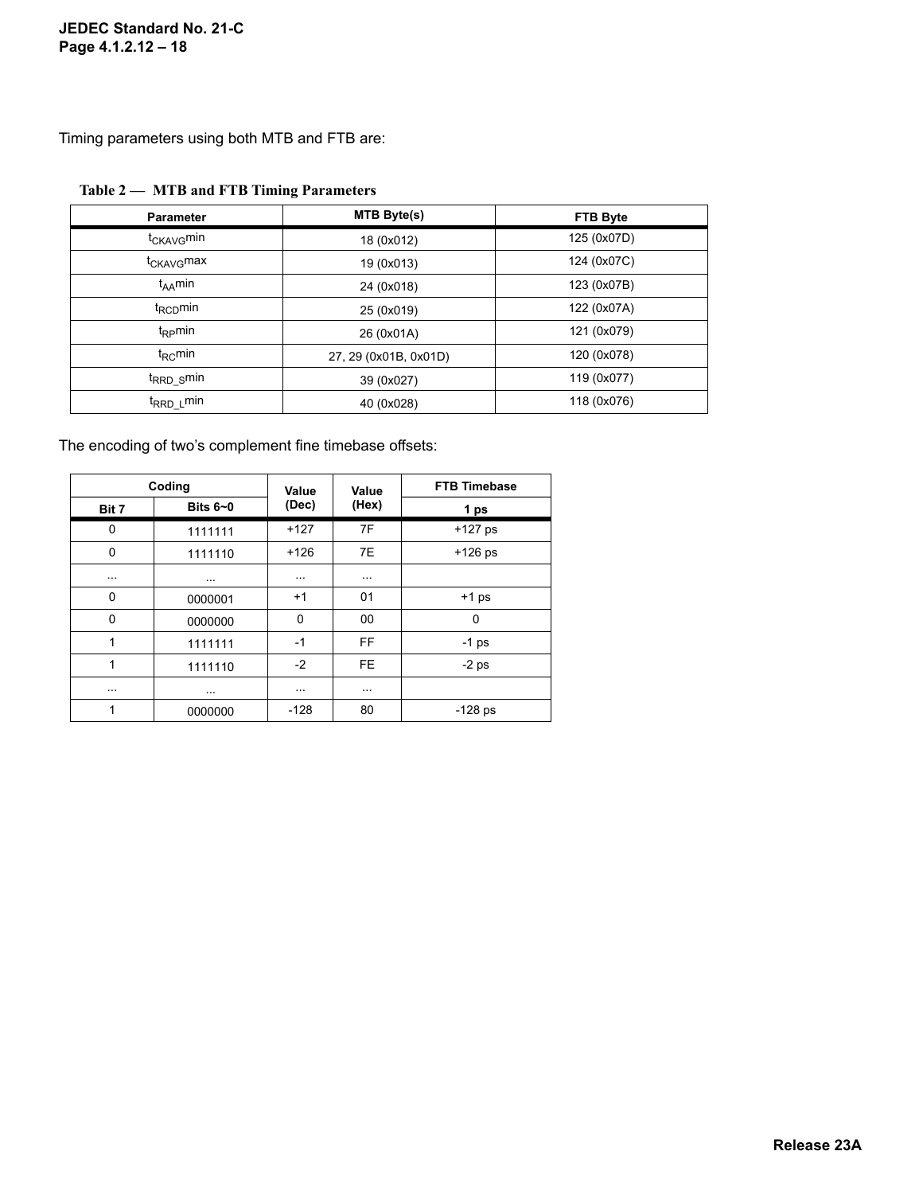Timing parameters using both MTB and FTB are:

**Table 2 — MTB and FTB Timing Parameters**

| Parameter | MTB Byte(s) | FTB Byte |
|---|---|---|
| $t_{CKAVG}$min | 18 (0x012) | 125 (0x07D) |
| $t_{CKAVG}$max | 19 (0x013) | 124 (0x07C) |
| $t_{AA}$min | 24 (0x018) | 123 (0x07B) |
| $t_{RCD}$min | 25 (0x019) | 122 (0x07A) |
| $t_{RP}$min | 26 (0x01A) | 121 (0x079) |
| $t_{RC}$min | 27, 29 (0x01B, 0x01D) | 120 (0x078) |
| $t_{RRD\_S}$min | 39 (0x027) | 119 (0x077) |
| $t_{RRD\_L}$min | 40 (0x028) | 118 (0x076) |

The encoding of two's complement fine timebase offsets:

| Coding | | Value (Dec) | Value (Hex) | FTB Timebase |
|---|---|---|---|---|
| Bit 7 | Bits 6~0 | | | 1 ps |
| 0 | 1111111 | +127 | 7F | +127 ps |
| 0 | 1111110 | +126 | 7E | +126 ps |
| ... | ... | ... | ... | |
| 0 | 0000001 | +1 | 01 | +1 ps |
| 0 | 0000000 | 0 | 00 | 0 |
| 1 | 1111111 | -1 | FF | -1 ps |
| 1 | 1111110 | -2 | FE | -2 ps |
| ... | ... | ... | ... | |
| 1 | 0000000 | -128 | 80 | -128 ps |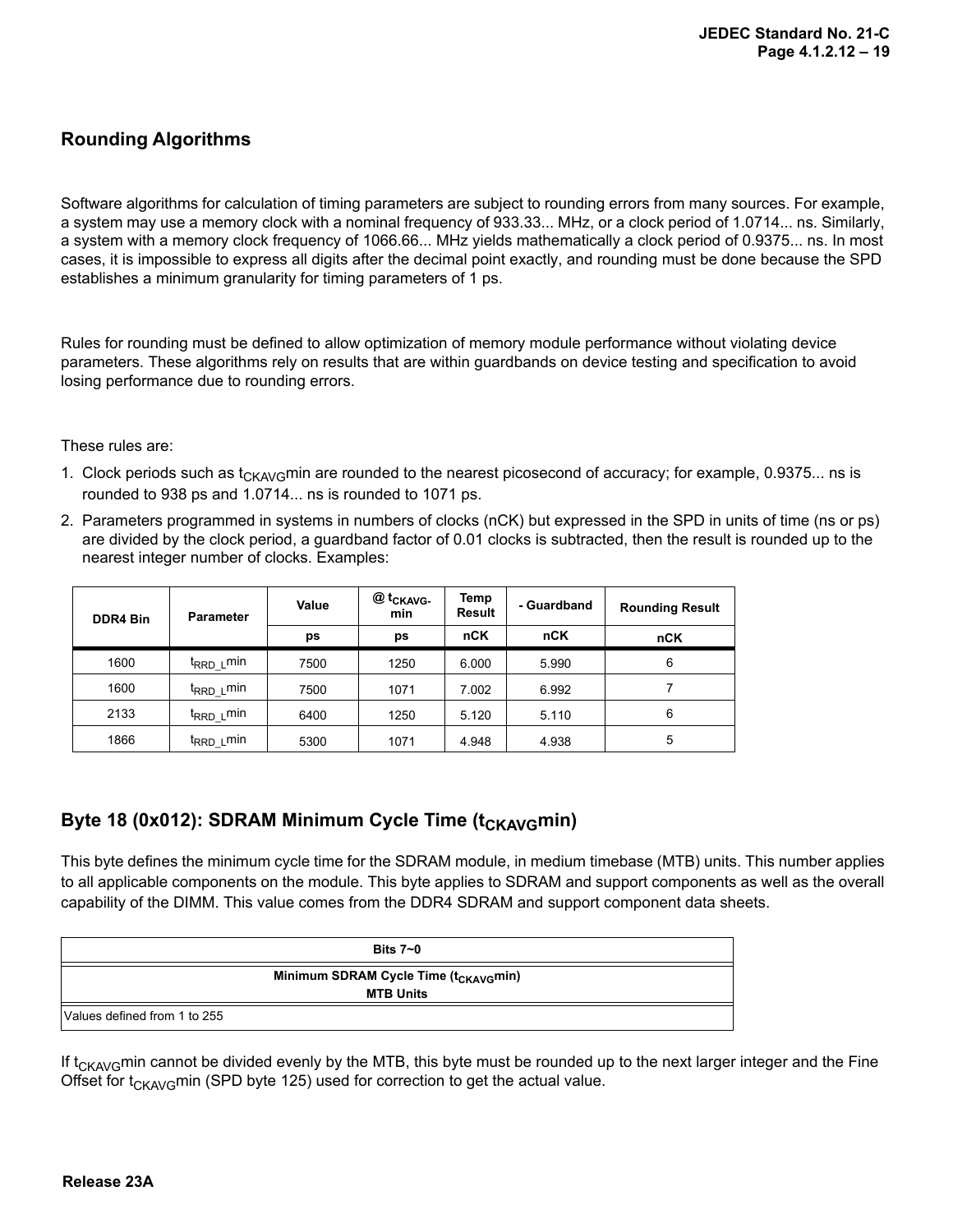## Rounding Algorithms

Software algorithms for calculation of timing parameters are subject to rounding errors from many sources. For example, a system may use a memory clock with a nominal frequency of 933.33... MHz, or a clock period of 1.0714... ns. Similarly, a system with a memory clock frequency of 1066.66... MHz yields mathematically a clock period of 0.9375... ns. In most cases, it is impossible to express all digits after the decimal point exactly, and rounding must be done because the SPD establishes a minimum granularity for timing parameters of 1 ps.

Rules for rounding must be defined to allow optimization of memory module performance without violating device parameters. These algorithms rely on results that are within guardbands on device testing and specification to avoid losing performance due to rounding errors.

These rules are:

1. Clock periods such as $t_{CKAVG}$min are rounded to the nearest picosecond of accuracy; for example, 0.9375... ns is rounded to 938 ps and 1.0714... ns is rounded to 1071 ps.
2. Parameters programmed in systems in numbers of clocks (nCK) but expressed in the SPD in units of time (ns or ps) are divided by the clock period, a guardband factor of 0.01 clocks is subtracted, then the result is rounded up to the nearest integer number of clocks. Examples:

| DDR4 Bin | Parameter | Value | @ $t_{CKAVG}$min | Temp Result | - Guardband | Rounding Result |
|---|---|---|---|---|---|---|
| | | ps | ps | nCK | nCK | nCK |
| 1600 | $t_{RRD\_L}$min | 7500 | 1250 | 6.000 | 5.990 | 6 |
| 1600 | $t_{RRD\_L}$min | 7500 | 1071 | 7.002 | 6.992 | 7 |
| 2133 | $t_{RRD\_L}$min | 6400 | 1250 | 5.120 | 5.110 | 6 |
| 1866 | $t_{RRD\_L}$min | 5300 | 1071 | 4.948 | 4.938 | 5 |

## Byte 18 (0x012): SDRAM Minimum Cycle Time ($t_{CKAVG}$min)

This byte defines the minimum cycle time for the SDRAM module, in medium timebase (MTB) units. This number applies to all applicable components on the module. This byte applies to SDRAM and support components as well as the overall capability of the DIMM. This value comes from the DDR4 SDRAM and support component data sheets.

| Bits 7~0 |
|---|
| Minimum SDRAM Cycle Time ($t_{CKAVG}$min) MTB Units |
| Values defined from 1 to 255 |

If $t_{CKAVG}$min cannot be divided evenly by the MTB, this byte must be rounded up to the next larger integer and the Fine Offset for $t_{CKAVG}$min (SPD byte 125) used for correction to get the actual value.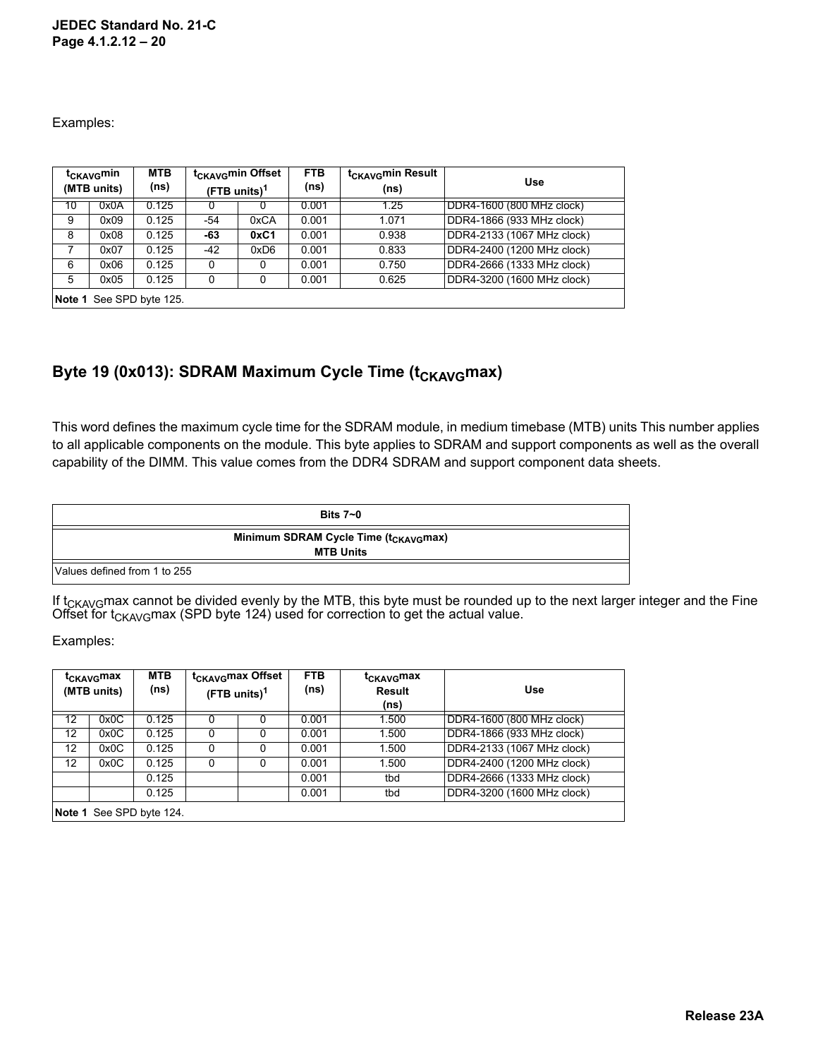Examples:

| $t_{CKAVG}$min (MTB units) | | MTB (ns) | $t_{CKAVG}$min Offset (FTB units)[1] | | FTB (ns) | $t_{CKAVG}$min Result (ns) | Use |
|---|---|---|---|---|---|---|---|
| 10 | 0x0A | 0.125 | 0 | 0 | 0.001 | 1.25 | DDR4-1600 (800 MHz clock) |
| 9 | 0x09 | 0.125 | -54 | 0xCA | 0.001 | 1.071 | DDR4-1866 (933 MHz clock) |
| 8 | 0x08 | 0.125 | **-63** | **0xC1** | 0.001 | 0.938 | DDR4-2133 (1067 MHz clock) |
| 7 | 0x07 | 0.125 | -42 | 0xD6 | 0.001 | 0.833 | DDR4-2400 (1200 MHz clock) |
| 6 | 0x06 | 0.125 | 0 | 0 | 0.001 | 0.750 | DDR4-2666 (1333 MHz clock) |
| 5 | 0x05 | 0.125 | 0 | 0 | 0.001 | 0.625 | DDR4-3200 (1600 MHz clock) |

**Note 1** See SPD byte 125.

## Byte 19 (0x013): SDRAM Maximum Cycle Time ($t_{CKAVG}$max)

This word defines the maximum cycle time for the SDRAM module, in medium timebase (MTB) units This number applies to all applicable components on the module. This byte applies to SDRAM and support components as well as the overall capability of the DIMM. This value comes from the DDR4 SDRAM and support component data sheets.

| Bits 7~0 |
|---|
| **Minimum SDRAM Cycle Time ($t_{CKAVG}$max) MTB Units** |
| Values defined from 1 to 255 |

If $t_{CKAVG}$max cannot be divided evenly by the MTB, this byte must be rounded up to the next larger integer and the Fine Offset for $t_{CKAVG}$max (SPD byte 124) used for correction to get the actual value.

Examples:

| $t_{CKAVG}$max (MTB units) | | MTB (ns) | $t_{CKAVG}$max Offset (FTB units)[1] | | FTB (ns) | $t_{CKAVG}$max Result (ns) | Use |
|---|---|---|---|---|---|---|---|
| 12 | 0x0C | 0.125 | 0 | 0 | 0.001 | 1.500 | DDR4-1600 (800 MHz clock) |
| 12 | 0x0C | 0.125 | 0 | 0 | 0.001 | 1.500 | DDR4-1866 (933 MHz clock) |
| 12 | 0x0C | 0.125 | 0 | 0 | 0.001 | 1.500 | DDR4-2133 (1067 MHz clock) |
| 12 | 0x0C | 0.125 | 0 | 0 | 0.001 | 1.500 | DDR4-2400 (1200 MHz clock) |
| | | 0.125 | | | 0.001 | tbd | DDR4-2666 (1333 MHz clock) |
| | | 0.125 | | | 0.001 | tbd | DDR4-3200 (1600 MHz clock) |

**Note 1** See SPD byte 124.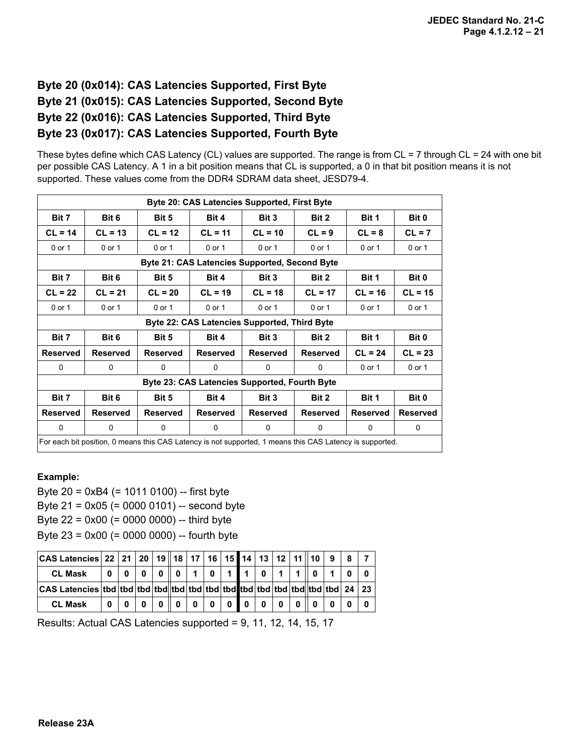# Byte 20 (0x014): CAS Latencies Supported, First Byte
# Byte 21 (0x015): CAS Latencies Supported, Second Byte
# Byte 22 (0x016): CAS Latencies Supported, Third Byte
# Byte 23 (0x017): CAS Latencies Supported, Fourth Byte

These bytes define which CAS Latency (CL) values are supported. The range is from CL = 7 through CL = 24 with one bit per possible CAS Latency. A 1 in a bit position means that CL is supported, a 0 in that bit position means it is not supported. These values come from the DDR4 SDRAM data sheet, JESD79-4.

| Byte 20: CAS Latencies Supported, First Byte | | | | | | | |
|---|---|---|---|---|---|---|---|
| **Bit 7** | **Bit 6** | **Bit 5** | **Bit 4** | **Bit 3** | **Bit 2** | **Bit 1** | **Bit 0** |
| **CL = 14** | **CL = 13** | **CL = 12** | **CL = 11** | **CL = 10** | **CL = 9** | **CL = 8** | **CL = 7** |
| 0 or 1 | 0 or 1 | 0 or 1 | 0 or 1 | 0 or 1 | 0 or 1 | 0 or 1 | 0 or 1 |
| **Byte 21: CAS Latencies Supported, Second Byte** | | | | | | | |
| **Bit 7** | **Bit 6** | **Bit 5** | **Bit 4** | **Bit 3** | **Bit 2** | **Bit 1** | **Bit 0** |
| **CL = 22** | **CL = 21** | **CL = 20** | **CL = 19** | **CL = 18** | **CL = 17** | **CL = 16** | **CL = 15** |
| 0 or 1 | 0 or 1 | 0 or 1 | 0 or 1 | 0 or 1 | 0 or 1 | 0 or 1 | 0 or 1 |
| **Byte 22: CAS Latencies Supported, Third Byte** | | | | | | | |
| **Bit 7** | **Bit 6** | **Bit 5** | **Bit 4** | **Bit 3** | **Bit 2** | **Bit 1** | **Bit 0** |
| **Reserved** | **Reserved** | **Reserved** | **Reserved** | **Reserved** | **Reserved** | **CL = 24** | **CL = 23** |
| 0 | 0 | 0 | 0 | 0 | 0 | 0 or 1 | 0 or 1 |
| **Byte 23: CAS Latencies Supported, Fourth Byte** | | | | | | | |
| **Bit 7** | **Bit 6** | **Bit 5** | **Bit 4** | **Bit 3** | **Bit 2** | **Bit 1** | **Bit 0** |
| **Reserved** | **Reserved** | **Reserved** | **Reserved** | **Reserved** | **Reserved** | **Reserved** | **Reserved** |
| 0 | 0 | 0 | 0 | 0 | 0 | 0 | 0 |
| For each bit position, 0 means this CAS Latency is not supported, 1 means this CAS Latency is supported. | | | | | | | |

**Example:**

Byte 20 = 0xB4 (= 1011 0100) -- first byte
Byte 21 = 0x05 (= 0000 0101) -- second byte
Byte 22 = 0x00 (= 0000 0000) -- third byte
Byte 23 = 0x00 (= 0000 0000) -- fourth byte

| **CAS Latencies** | **22** | **21** | **20** | **19** | **18** | **17** | **16** | **15** | **14** | **13** | **12** | **11** | **10** | **9** | **8** | **7** |
|---|---|---|---|---|---|---|---|---|---|---|---|---|---|---|---|---|
| **CL Mask** | **0** | **0** | **0** | **0** | **0** | **1** | **0** | **1** | **1** | **0** | **1** | **1** | **0** | **1** | **0** | **0** |
| **CAS Latencies** | **tbd** | **tbd** | **tbd** | **tbd** | **tbd** | **tbd** | **tbd** | **tbd** | **tbd** | **tbd** | **tbd** | **tbd** | **tbd** | **tbd** | **24** | **23** |
| **CL Mask** | **0** | **0** | **0** | **0** | **0** | **0** | **0** | **0** | **0** | **0** | **0** | **0** | **0** | **0** | **0** | **0** |

Results: Actual CAS Latencies supported = 9, 11, 12, 14, 15, 17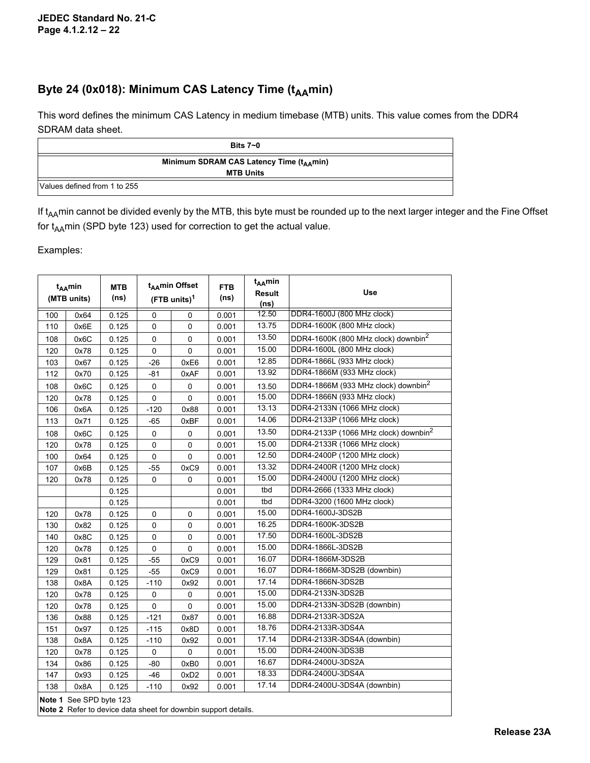## Byte 24 (0x018): Minimum CAS Latency Time ($t_{AA}$min)

This word defines the minimum CAS Latency in medium timebase (MTB) units. This value comes from the DDR4 SDRAM data sheet.

| Bits 7~0 |
|---|
| **Minimum SDRAM CAS Latency Time ($t_{AA}$min)** **MTB Units** |
| Values defined from 1 to 255 |

If $t_{AA}$min cannot be divided evenly by the MTB, this byte must be rounded up to the next larger integer and the Fine Offset for $t_{AA}$min (SPD byte 123) used for correction to get the actual value.

Examples:

| $t_{AA}$min (MTB units) | | MTB (ns) | $t_{AA}$min Offset (FTB units)[1] | | FTB (ns) | $t_{AA}$min Result (ns) | Use |
|---|---|---|---|---|---|---|---|
| 100 | 0x64 | 0.125 | 0 | 0 | 0.001 | 12.50 | DDR4-1600J (800 MHz clock) |
| 110 | 0x6E | 0.125 | 0 | 0 | 0.001 | 13.75 | DDR4-1600K (800 MHz clock) |
| 108 | 0x6C | 0.125 | 0 | 0 | 0.001 | 13.50 | DDR4-1600K (800 MHz clock) downbin[2] |
| 120 | 0x78 | 0.125 | 0 | 0 | 0.001 | 15.00 | DDR4-1600L (800 MHz clock) |
| 103 | 0x67 | 0.125 | -26 | 0xE6 | 0.001 | 12.85 | DDR4-1866L (933 MHz clock) |
| 112 | 0x70 | 0.125 | -81 | 0xAF | 0.001 | 13.92 | DDR4-1866M (933 MHz clock) |
| 108 | 0x6C | 0.125 | 0 | 0 | 0.001 | 13.50 | DDR4-1866M (933 MHz clock) downbin[2] |
| 120 | 0x78 | 0.125 | 0 | 0 | 0.001 | 15.00 | DDR4-1866N (933 MHz clock) |
| 106 | 0x6A | 0.125 | -120 | 0x88 | 0.001 | 13.13 | DDR4-2133N (1066 MHz clock) |
| 113 | 0x71 | 0.125 | -65 | 0xBF | 0.001 | 14.06 | DDR4-2133P (1066 MHz clock) |
| 108 | 0x6C | 0.125 | 0 | 0 | 0.001 | 13.50 | DDR4-2133P (1066 MHz clock) downbin[2] |
| 120 | 0x78 | 0.125 | 0 | 0 | 0.001 | 15.00 | DDR4-2133R (1066 MHz clock) |
| 100 | 0x64 | 0.125 | 0 | 0 | 0.001 | 12.50 | DDR4-2400P (1200 MHz clock) |
| 107 | 0x6B | 0.125 | -55 | 0xC9 | 0.001 | 13.32 | DDR4-2400R (1200 MHz clock) |
| 120 | 0x78 | 0.125 | 0 | 0 | 0.001 | 15.00 | DDR4-2400U (1200 MHz clock) |
| | | 0.125 | | | 0.001 | tbd | DDR4-2666 (1333 MHz clock) |
| | | 0.125 | | | 0.001 | tbd | DDR4-3200 (1600 MHz clock) |
| 120 | 0x78 | 0.125 | 0 | 0 | 0.001 | 15.00 | DDR4-1600J-3DS2B |
| 130 | 0x82 | 0.125 | 0 | 0 | 0.001 | 16.25 | DDR4-1600K-3DS2B |
| 140 | 0x8C | 0.125 | 0 | 0 | 0.001 | 17.50 | DDR4-1600L-3DS2B |
| 120 | 0x78 | 0.125 | 0 | 0 | 0.001 | 15.00 | DDR4-1866L-3DS2B |
| 129 | 0x81 | 0.125 | -55 | 0xC9 | 0.001 | 16.07 | DDR4-1866M-3DS2B |
| 129 | 0x81 | 0.125 | -55 | 0xC9 | 0.001 | 16.07 | DDR4-1866M-3DS2B (downbin) |
| 138 | 0x8A | 0.125 | -110 | 0x92 | 0.001 | 17.14 | DDR4-1866N-3DS2B |
| 120 | 0x78 | 0.125 | 0 | 0 | 0.001 | 15.00 | DDR4-2133N-3DS2B |
| 120 | 0x78 | 0.125 | 0 | 0 | 0.001 | 15.00 | DDR4-2133N-3DS2B (downbin) |
| 136 | 0x88 | 0.125 | -121 | 0x87 | 0.001 | 16.88 | DDR4-2133R-3DS2A |
| 151 | 0x97 | 0.125 | -115 | 0x8D | 0.001 | 18.76 | DDR4-2133R-3DS4A |
| 138 | 0x8A | 0.125 | -110 | 0x92 | 0.001 | 17.14 | DDR4-2133R-3DS4A (downbin) |
| 120 | 0x78 | 0.125 | 0 | 0 | 0.001 | 15.00 | DDR4-2400N-3DS3B |
| 134 | 0x86 | 0.125 | -80 | 0xB0 | 0.001 | 16.67 | DDR4-2400U-3DS2A |
| 147 | 0x93 | 0.125 | -46 | 0xD2 | 0.001 | 18.33 | DDR4-2400U-3DS4A |
| 138 | 0x8A | 0.125 | -110 | 0x92 | 0.001 | 17.14 | DDR4-2400U-3DS4A (downbin) |

**Note 1** See SPD byte 123
**Note 2** Refer to device data sheet for downbin support details.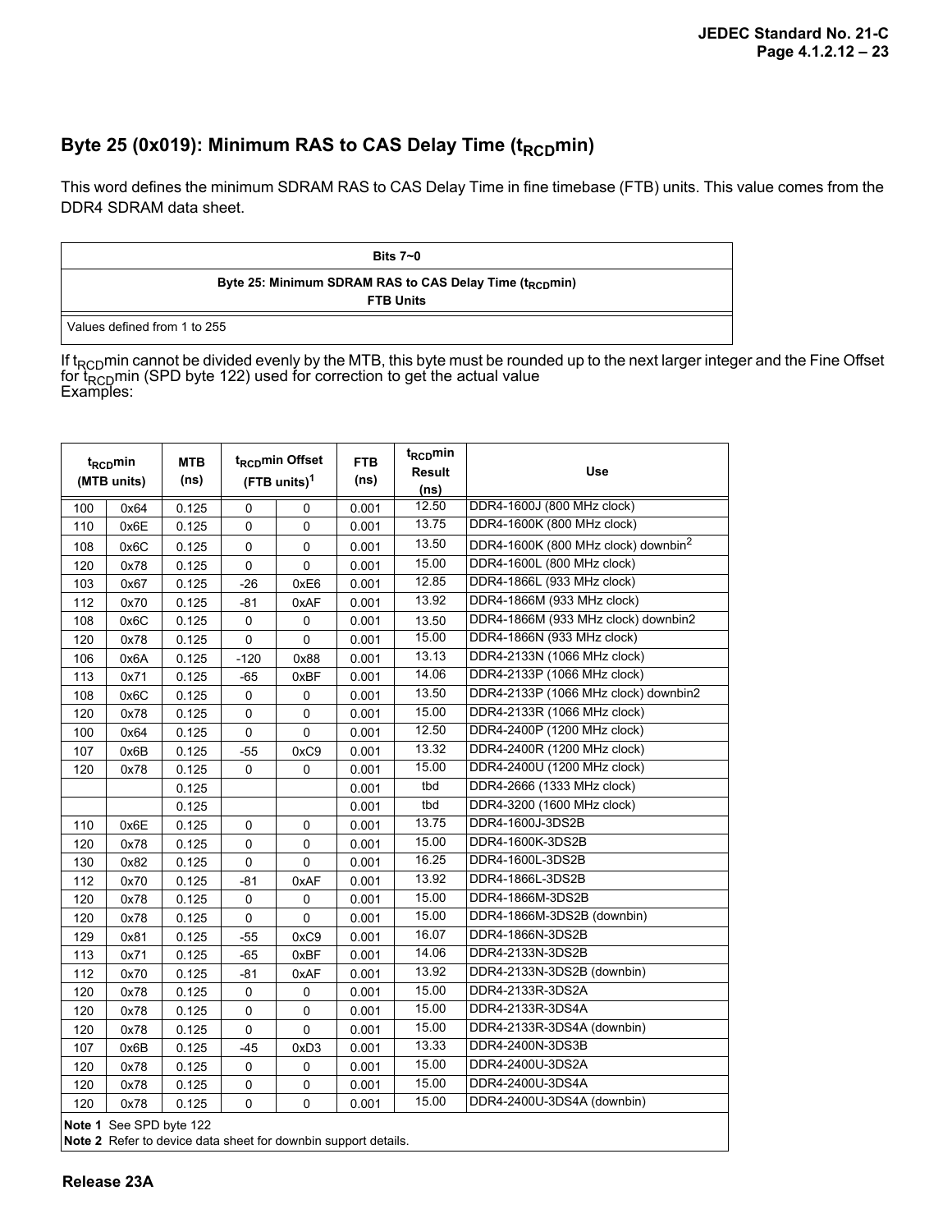## Byte 25 (0x019): Minimum RAS to CAS Delay Time ($t_{RCD}$min)

This word defines the minimum SDRAM RAS to CAS Delay Time in fine timebase (FTB) units. This value comes from the DDR4 SDRAM data sheet.

| Bits 7~0 |
|---|
| **Byte 25: Minimum SDRAM RAS to CAS Delay Time ($t_{RCD}$min)** **FTB Units** |
| Values defined from 1 to 255 |

If $t_{RCD}$min cannot be divided evenly by the MTB, this byte must be rounded up to the next larger integer and the Fine Offset for $t_{RCD}$min (SPD byte 122) used for correction to get the actual value
Examples:

| $t_{RCD}$min (MTB units) | | MTB (ns) | $t_{RCD}$min Offset (FTB units)[1] | | FTB (ns) | $t_{RCD}$min Result (ns) | Use |
|---|---|---|---|---|---|---|---|
| 100 | 0x64 | 0.125 | 0 | 0 | 0.001 | 12.50 | DDR4-1600J (800 MHz clock) |
| 110 | 0x6E | 0.125 | 0 | 0 | 0.001 | 13.75 | DDR4-1600K (800 MHz clock) |
| 108 | 0x6C | 0.125 | 0 | 0 | 0.001 | 13.50 | DDR4-1600K (800 MHz clock) downbin[2] |
| 120 | 0x78 | 0.125 | 0 | 0 | 0.001 | 15.00 | DDR4-1600L (800 MHz clock) |
| 103 | 0x67 | 0.125 | -26 | 0xE6 | 0.001 | 12.85 | DDR4-1866L (933 MHz clock) |
| 112 | 0x70 | 0.125 | -81 | 0xAF | 0.001 | 13.92 | DDR4-1866M (933 MHz clock) |
| 108 | 0x6C | 0.125 | 0 | 0 | 0.001 | 13.50 | DDR4-1866M (933 MHz clock) downbin2 |
| 120 | 0x78 | 0.125 | 0 | 0 | 0.001 | 15.00 | DDR4-1866N (933 MHz clock) |
| 106 | 0x6A | 0.125 | -120 | 0x88 | 0.001 | 13.13 | DDR4-2133N (1066 MHz clock) |
| 113 | 0x71 | 0.125 | -65 | 0xBF | 0.001 | 14.06 | DDR4-2133P (1066 MHz clock) |
| 108 | 0x6C | 0.125 | 0 | 0 | 0.001 | 13.50 | DDR4-2133P (1066 MHz clock) downbin2 |
| 120 | 0x78 | 0.125 | 0 | 0 | 0.001 | 15.00 | DDR4-2133R (1066 MHz clock) |
| 100 | 0x64 | 0.125 | 0 | 0 | 0.001 | 12.50 | DDR4-2400P (1200 MHz clock) |
| 107 | 0x6B | 0.125 | -55 | 0xC9 | 0.001 | 13.32 | DDR4-2400R (1200 MHz clock) |
| 120 | 0x78 | 0.125 | 0 | 0 | 0.001 | 15.00 | DDR4-2400U (1200 MHz clock) |
| | | 0.125 | | | 0.001 | tbd | DDR4-2666 (1333 MHz clock) |
| | | 0.125 | | | 0.001 | tbd | DDR4-3200 (1600 MHz clock) |
| 110 | 0x6E | 0.125 | 0 | 0 | 0.001 | 13.75 | DDR4-1600J-3DS2B |
| 120 | 0x78 | 0.125 | 0 | 0 | 0.001 | 15.00 | DDR4-1600K-3DS2B |
| 130 | 0x82 | 0.125 | 0 | 0 | 0.001 | 16.25 | DDR4-1600L-3DS2B |
| 112 | 0x70 | 0.125 | -81 | 0xAF | 0.001 | 13.92 | DDR4-1866L-3DS2B |
| 120 | 0x78 | 0.125 | 0 | 0 | 0.001 | 15.00 | DDR4-1866M-3DS2B |
| 120 | 0x78 | 0.125 | 0 | 0 | 0.001 | 15.00 | DDR4-1866M-3DS2B (downbin) |
| 129 | 0x81 | 0.125 | -55 | 0xC9 | 0.001 | 16.07 | DDR4-1866N-3DS2B |
| 113 | 0x71 | 0.125 | -65 | 0xBF | 0.001 | 14.06 | DDR4-2133N-3DS2B |
| 112 | 0x70 | 0.125 | -81 | 0xAF | 0.001 | 13.92 | DDR4-2133N-3DS2B (downbin) |
| 120 | 0x78 | 0.125 | 0 | 0 | 0.001 | 15.00 | DDR4-2133R-3DS2A |
| 120 | 0x78 | 0.125 | 0 | 0 | 0.001 | 15.00 | DDR4-2133R-3DS4A |
| 120 | 0x78 | 0.125 | 0 | 0 | 0.001 | 15.00 | DDR4-2133R-3DS4A (downbin) |
| 107 | 0x6B | 0.125 | -45 | 0xD3 | 0.001 | 13.33 | DDR4-2400N-3DS3B |
| 120 | 0x78 | 0.125 | 0 | 0 | 0.001 | 15.00 | DDR4-2400U-3DS2A |
| 120 | 0x78 | 0.125 | 0 | 0 | 0.001 | 15.00 | DDR4-2400U-3DS4A |
| 120 | 0x78 | 0.125 | 0 | 0 | 0.001 | 15.00 | DDR4-2400U-3DS4A (downbin) |

**Note 1** See SPD byte 122
**Note 2** Refer to device data sheet for downbin support details.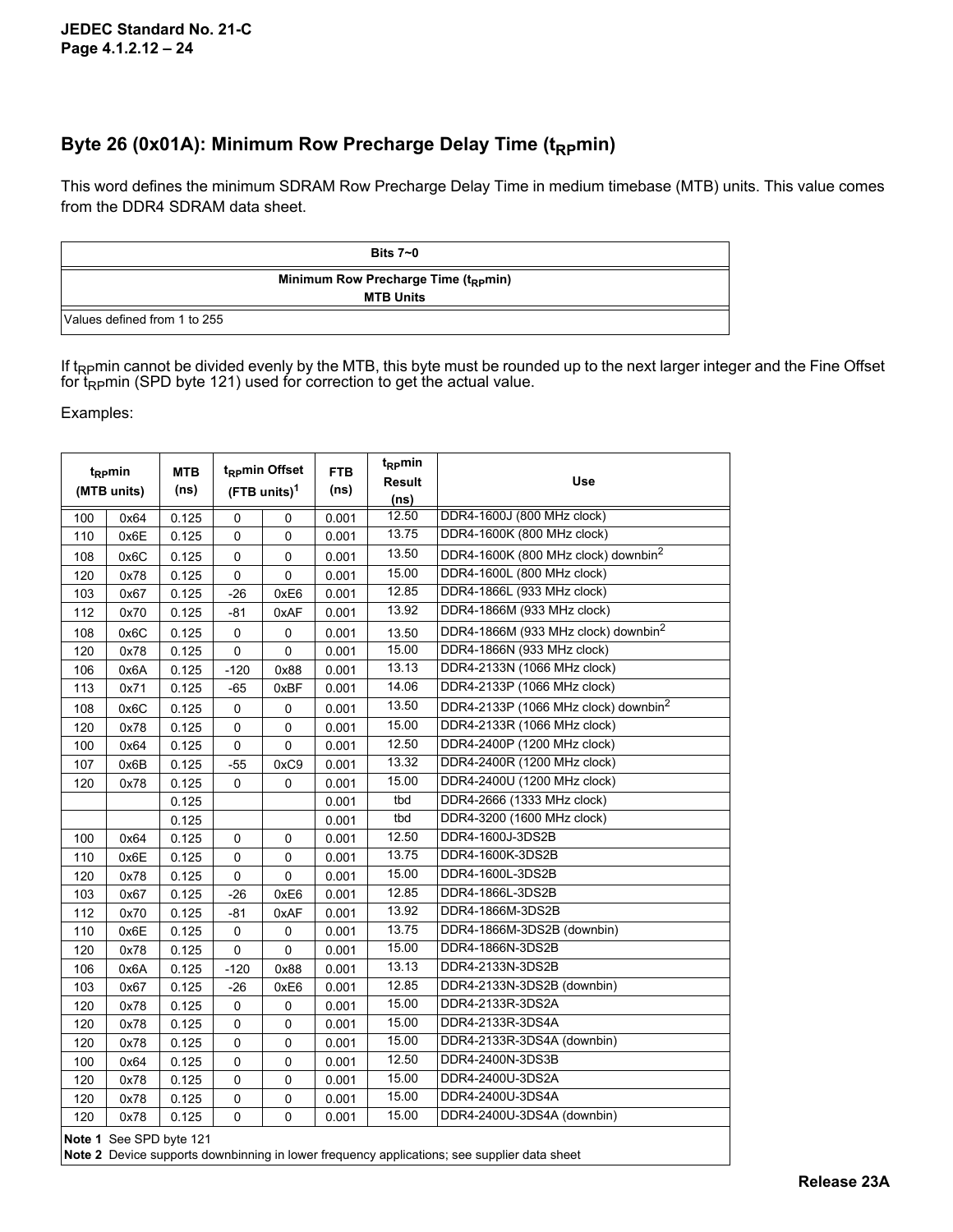## Byte 26 (0x01A): Minimum Row Precharge Delay Time ($t_{RP}$min)

This word defines the minimum SDRAM Row Precharge Delay Time in medium timebase (MTB) units. This value comes from the DDR4 SDRAM data sheet.

| Bits 7~0 |
|---|
| Minimum Row Precharge Time ($t_{RP}$min) MTB Units |
| Values defined from 1 to 255 |

If $t_{RP}$min cannot be divided evenly by the MTB, this byte must be rounded up to the next larger integer and the Fine Offset for $t_{RP}$min (SPD byte 121) used for correction to get the actual value.

Examples:

| $t_{RP}$min (MTB units) | | MTB (ns) | $t_{RP}$min Offset (FTB units)[1] | | FTB (ns) | $t_{RP}$min Result (ns) | Use |
|---|---|---|---|---|---|---|---|
| 100 | 0x64 | 0.125 | 0 | 0 | 0.001 | 12.50 | DDR4-1600J (800 MHz clock) |
| 110 | 0x6E | 0.125 | 0 | 0 | 0.001 | 13.75 | DDR4-1600K (800 MHz clock) |
| 108 | 0x6C | 0.125 | 0 | 0 | 0.001 | 13.50 | DDR4-1600K (800 MHz clock) downbin[2] |
| 120 | 0x78 | 0.125 | 0 | 0 | 0.001 | 15.00 | DDR4-1600L (800 MHz clock) |
| 103 | 0x67 | 0.125 | -26 | 0xE6 | 0.001 | 12.85 | DDR4-1866L (933 MHz clock) |
| 112 | 0x70 | 0.125 | -81 | 0xAF | 0.001 | 13.92 | DDR4-1866M (933 MHz clock) |
| 108 | 0x6C | 0.125 | 0 | 0 | 0.001 | 13.50 | DDR4-1866M (933 MHz clock) downbin[2] |
| 120 | 0x78 | 0.125 | 0 | 0 | 0.001 | 15.00 | DDR4-1866N (933 MHz clock) |
| 106 | 0x6A | 0.125 | -120 | 0x88 | 0.001 | 13.13 | DDR4-2133N (1066 MHz clock) |
| 113 | 0x71 | 0.125 | -65 | 0xBF | 0.001 | 14.06 | DDR4-2133P (1066 MHz clock) |
| 108 | 0x6C | 0.125 | 0 | 0 | 0.001 | 13.50 | DDR4-2133P (1066 MHz clock) downbin[2] |
| 120 | 0x78 | 0.125 | 0 | 0 | 0.001 | 15.00 | DDR4-2133R (1066 MHz clock) |
| 100 | 0x64 | 0.125 | 0 | 0 | 0.001 | 12.50 | DDR4-2400P (1200 MHz clock) |
| 107 | 0x6B | 0.125 | -55 | 0xC9 | 0.001 | 13.32 | DDR4-2400R (1200 MHz clock) |
| 120 | 0x78 | 0.125 | 0 | 0 | 0.001 | 15.00 | DDR4-2400U (1200 MHz clock) |
| | | 0.125 | | | 0.001 | tbd | DDR4-2666 (1333 MHz clock) |
| | | 0.125 | | | 0.001 | tbd | DDR4-3200 (1600 MHz clock) |
| 100 | 0x64 | 0.125 | 0 | 0 | 0.001 | 12.50 | DDR4-1600J-3DS2B |
| 110 | 0x6E | 0.125 | 0 | 0 | 0.001 | 13.75 | DDR4-1600K-3DS2B |
| 120 | 0x78 | 0.125 | 0 | 0 | 0.001 | 15.00 | DDR4-1600L-3DS2B |
| 103 | 0x67 | 0.125 | -26 | 0xE6 | 0.001 | 12.85 | DDR4-1866L-3DS2B |
| 112 | 0x70 | 0.125 | -81 | 0xAF | 0.001 | 13.92 | DDR4-1866M-3DS2B |
| 110 | 0x6E | 0.125 | 0 | 0 | 0.001 | 13.75 | DDR4-1866M-3DS2B (downbin) |
| 120 | 0x78 | 0.125 | 0 | 0 | 0.001 | 15.00 | DDR4-1866N-3DS2B |
| 106 | 0x6A | 0.125 | -120 | 0x88 | 0.001 | 13.13 | DDR4-2133N-3DS2B |
| 103 | 0x67 | 0.125 | -26 | 0xE6 | 0.001 | 12.85 | DDR4-2133N-3DS2B (downbin) |
| 120 | 0x78 | 0.125 | 0 | 0 | 0.001 | 15.00 | DDR4-2133R-3DS2A |
| 120 | 0x78 | 0.125 | 0 | 0 | 0.001 | 15.00 | DDR4-2133R-3DS4A |
| 120 | 0x78 | 0.125 | 0 | 0 | 0.001 | 15.00 | DDR4-2133R-3DS4A (downbin) |
| 100 | 0x64 | 0.125 | 0 | 0 | 0.001 | 12.50 | DDR4-2400N-3DS3B |
| 120 | 0x78 | 0.125 | 0 | 0 | 0.001 | 15.00 | DDR4-2400U-3DS2A |
| 120 | 0x78 | 0.125 | 0 | 0 | 0.001 | 15.00 | DDR4-2400U-3DS4A |
| 120 | 0x78 | 0.125 | 0 | 0 | 0.001 | 15.00 | DDR4-2400U-3DS4A (downbin) |

**Note 1** See SPD byte 121
**Note 2** Device supports downbinning in lower frequency applications; see supplier data sheet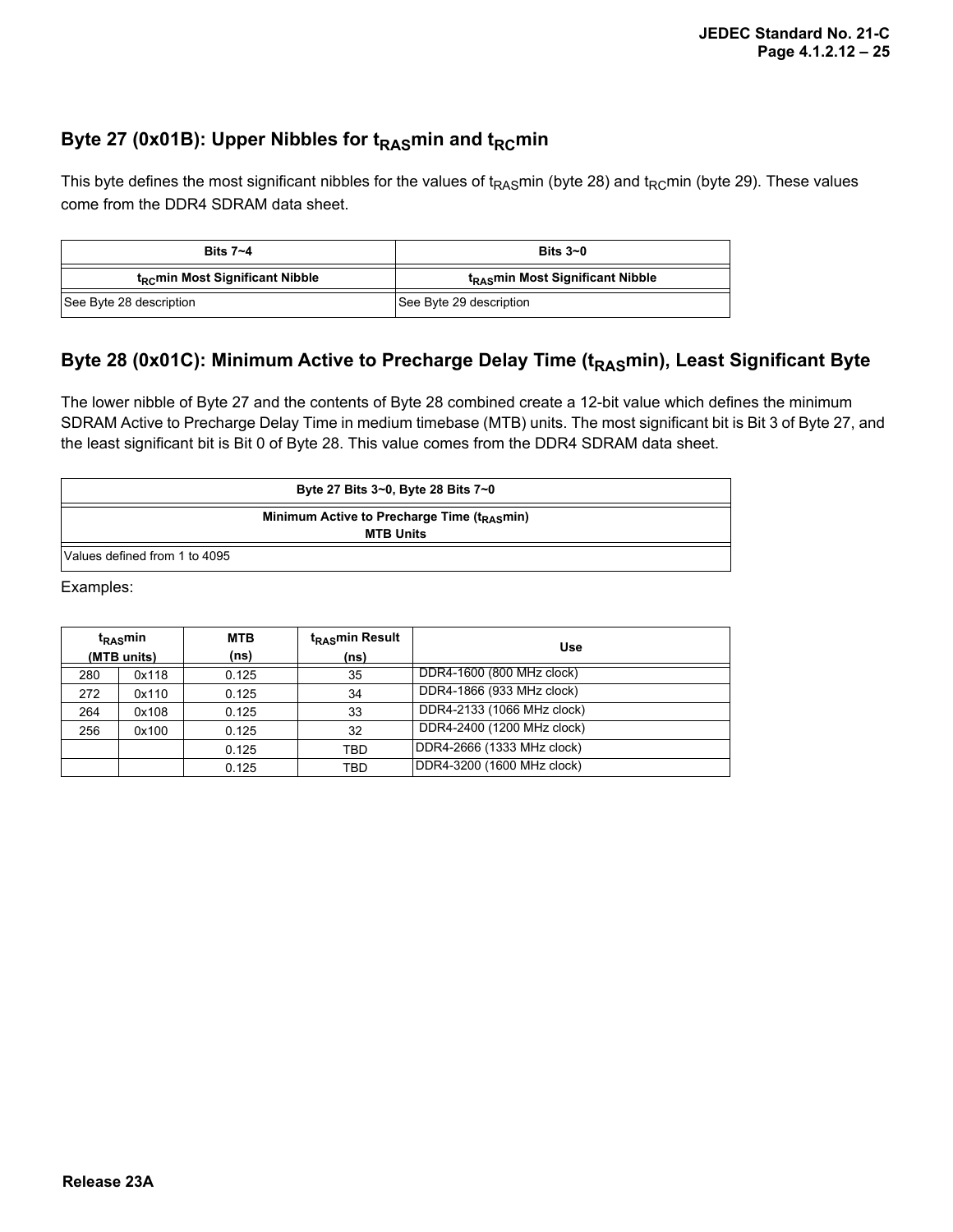## Byte 27 (0x01B): Upper Nibbles for $t_{RAS}$min and $t_{RC}$min

This byte defines the most significant nibbles for the values of $t_{RAS}$min (byte 28) and $t_{RC}$min (byte 29). These values come from the DDR4 SDRAM data sheet.

| Bits 7~4 | Bits 3~0 |
|---|---|
| **$t_{RC}$min Most Significant Nibble** | **$t_{RAS}$min Most Significant Nibble** |
| See Byte 28 description | See Byte 29 description |

## Byte 28 (0x01C): Minimum Active to Precharge Delay Time ($t_{RAS}$min), Least Significant Byte

The lower nibble of Byte 27 and the contents of Byte 28 combined create a 12-bit value which defines the minimum SDRAM Active to Precharge Delay Time in medium timebase (MTB) units. The most significant bit is Bit 3 of Byte 27, and the least significant bit is Bit 0 of Byte 28. This value comes from the DDR4 SDRAM data sheet.

| Byte 27 Bits 3~0, Byte 28 Bits 7~0 |
|---|
| **Minimum Active to Precharge Time ($t_{RAS}$min) MTB Units** |
| Values defined from 1 to 4095 |

Examples:

| $t_{RAS}$min (MTB units) | | MTB (ns) | $t_{RAS}$min Result (ns) | Use |
|---|---|---|---|---|
| 280 | 0x118 | 0.125 | 35 | DDR4-1600 (800 MHz clock) |
| 272 | 0x110 | 0.125 | 34 | DDR4-1866 (933 MHz clock) |
| 264 | 0x108 | 0.125 | 33 | DDR4-2133 (1066 MHz clock) |
| 256 | 0x100 | 0.125 | 32 | DDR4-2400 (1200 MHz clock) |
| | | 0.125 | TBD | DDR4-2666 (1333 MHz clock) |
| | | 0.125 | TBD | DDR4-3200 (1600 MHz clock) |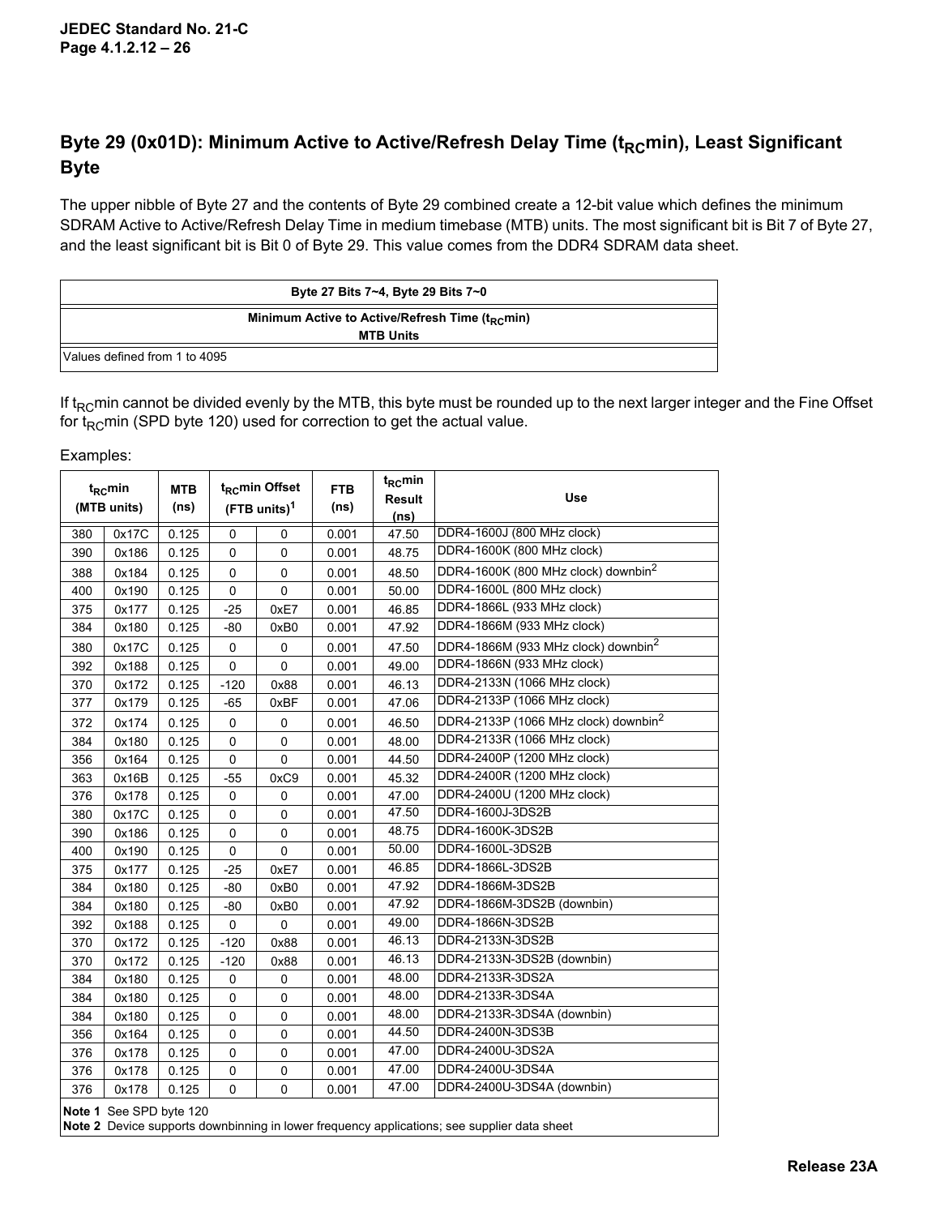## Byte 29 (0x01D): Minimum Active to Active/Refresh Delay Time ($t_{RC}$min), Least Significant Byte

The upper nibble of Byte 27 and the contents of Byte 29 combined create a 12-bit value which defines the minimum SDRAM Active to Active/Refresh Delay Time in medium timebase (MTB) units. The most significant bit is Bit 7 of Byte 27, and the least significant bit is Bit 0 of Byte 29. This value comes from the DDR4 SDRAM data sheet.

| Byte 27 Bits 7~4, Byte 29 Bits 7~0 |
|---|
| Minimum Active to Active/Refresh Time ($t_{RC}$min) MTB Units |
| Values defined from 1 to 4095 |

If $t_{RC}$min cannot be divided evenly by the MTB, this byte must be rounded up to the next larger integer and the Fine Offset for $t_{RC}$min (SPD byte 120) used for correction to get the actual value.

Examples:

| $t_{RC}$min (MTB units) | | MTB (ns) | $t_{RC}$min Offset (FTB units)[1] | | FTB (ns) | $t_{RC}$min Result (ns) | Use |
|---|---|---|---|---|---|---|---|
| 380 | 0x17C | 0.125 | 0 | 0 | 0.001 | 47.50 | DDR4-1600J (800 MHz clock) |
| 390 | 0x186 | 0.125 | 0 | 0 | 0.001 | 48.75 | DDR4-1600K (800 MHz clock) |
| 388 | 0x184 | 0.125 | 0 | 0 | 0.001 | 48.50 | DDR4-1600K (800 MHz clock) downbin[2] |
| 400 | 0x190 | 0.125 | 0 | 0 | 0.001 | 50.00 | DDR4-1600L (800 MHz clock) |
| 375 | 0x177 | 0.125 | -25 | 0xE7 | 0.001 | 46.85 | DDR4-1866L (933 MHz clock) |
| 384 | 0x180 | 0.125 | -80 | 0xB0 | 0.001 | 47.92 | DDR4-1866M (933 MHz clock) |
| 380 | 0x17C | 0.125 | 0 | 0 | 0.001 | 47.50 | DDR4-1866M (933 MHz clock) downbin[2] |
| 392 | 0x188 | 0.125 | 0 | 0 | 0.001 | 49.00 | DDR4-1866N (933 MHz clock) |
| 370 | 0x172 | 0.125 | -120 | 0x88 | 0.001 | 46.13 | DDR4-2133N (1066 MHz clock) |
| 377 | 0x179 | 0.125 | -65 | 0xBF | 0.001 | 47.06 | DDR4-2133P (1066 MHz clock) |
| 372 | 0x174 | 0.125 | 0 | 0 | 0.001 | 46.50 | DDR4-2133P (1066 MHz clock) downbin[2] |
| 384 | 0x180 | 0.125 | 0 | 0 | 0.001 | 48.00 | DDR4-2133R (1066 MHz clock) |
| 356 | 0x164 | 0.125 | 0 | 0 | 0.001 | 44.50 | DDR4-2400P (1200 MHz clock) |
| 363 | 0x16B | 0.125 | -55 | 0xC9 | 0.001 | 45.32 | DDR4-2400R (1200 MHz clock) |
| 376 | 0x178 | 0.125 | 0 | 0 | 0.001 | 47.00 | DDR4-2400U (1200 MHz clock) |
| 380 | 0x17C | 0.125 | 0 | 0 | 0.001 | 47.50 | DDR4-1600J-3DS2B |
| 390 | 0x186 | 0.125 | 0 | 0 | 0.001 | 48.75 | DDR4-1600K-3DS2B |
| 400 | 0x190 | 0.125 | 0 | 0 | 0.001 | 50.00 | DDR4-1600L-3DS2B |
| 375 | 0x177 | 0.125 | -25 | 0xE7 | 0.001 | 46.85 | DDR4-1866L-3DS2B |
| 384 | 0x180 | 0.125 | -80 | 0xB0 | 0.001 | 47.92 | DDR4-1866M-3DS2B |
| 384 | 0x180 | 0.125 | -80 | 0xB0 | 0.001 | 47.92 | DDR4-1866M-3DS2B (downbin) |
| 392 | 0x188 | 0.125 | 0 | 0 | 0.001 | 49.00 | DDR4-1866N-3DS2B |
| 370 | 0x172 | 0.125 | -120 | 0x88 | 0.001 | 46.13 | DDR4-2133N-3DS2B |
| 370 | 0x172 | 0.125 | -120 | 0x88 | 0.001 | 46.13 | DDR4-2133N-3DS2B (downbin) |
| 384 | 0x180 | 0.125 | 0 | 0 | 0.001 | 48.00 | DDR4-2133R-3DS2A |
| 384 | 0x180 | 0.125 | 0 | 0 | 0.001 | 48.00 | DDR4-2133R-3DS4A |
| 384 | 0x180 | 0.125 | 0 | 0 | 0.001 | 48.00 | DDR4-2133R-3DS4A (downbin) |
| 356 | 0x164 | 0.125 | 0 | 0 | 0.001 | 44.50 | DDR4-2400N-3DS3B |
| 376 | 0x178 | 0.125 | 0 | 0 | 0.001 | 47.00 | DDR4-2400U-3DS2A |
| 376 | 0x178 | 0.125 | 0 | 0 | 0.001 | 47.00 | DDR4-2400U-3DS4A |
| 376 | 0x178 | 0.125 | 0 | 0 | 0.001 | 47.00 | DDR4-2400U-3DS4A (downbin) |

**Note 1** See SPD byte 120
**Note 2** Device supports downbinning in lower frequency applications; see supplier data sheet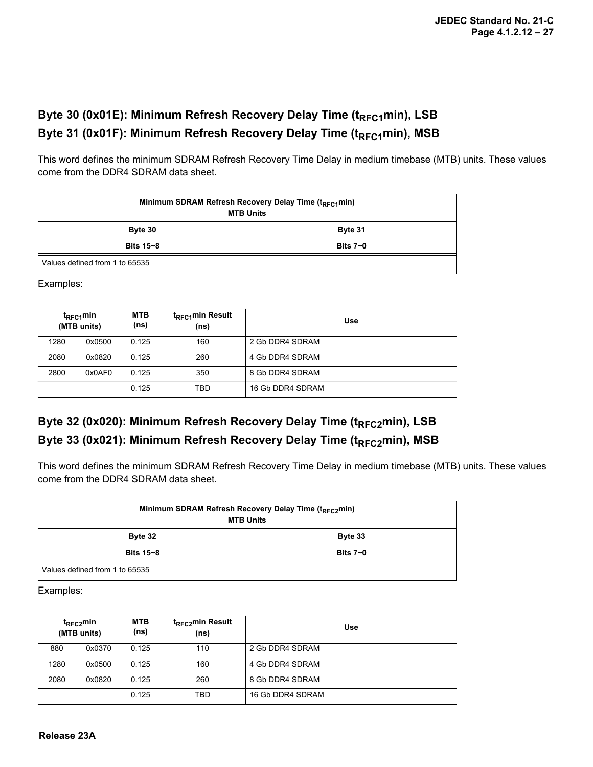## Byte 30 (0x01E): Minimum Refresh Recovery Delay Time ($t_{RFC1}$min), LSB

## Byte 31 (0x01F): Minimum Refresh Recovery Delay Time ($t_{RFC1}$min), MSB

This word defines the minimum SDRAM Refresh Recovery Time Delay in medium timebase (MTB) units. These values come from the DDR4 SDRAM data sheet.

| Minimum SDRAM Refresh Recovery Delay Time ($t_{RFC1}$min) MTB Units | |
|---|---|
| Byte 30 | Byte 31 |
| Bits 15~8 | Bits 7~0 |
| Values defined from 1 to 65535 | |

Examples:

| $t_{RFC1}$min (MTB units) | | MTB (ns) | $t_{RFC1}$min Result (ns) | Use |
|---|---|---|---|---|
| 1280 | 0x0500 | 0.125 | 160 | 2 Gb DDR4 SDRAM |
| 2080 | 0x0820 | 0.125 | 260 | 4 Gb DDR4 SDRAM |
| 2800 | 0x0AF0 | 0.125 | 350 | 8 Gb DDR4 SDRAM |
| | | 0.125 | TBD | 16 Gb DDR4 SDRAM |

## Byte 32 (0x020): Minimum Refresh Recovery Delay Time ($t_{RFC2}$min), LSB

## Byte 33 (0x021): Minimum Refresh Recovery Delay Time ($t_{RFC2}$min), MSB

This word defines the minimum SDRAM Refresh Recovery Time Delay in medium timebase (MTB) units. These values come from the DDR4 SDRAM data sheet.

| Minimum SDRAM Refresh Recovery Delay Time ($t_{RFC2}$min) MTB Units | |
|---|---|
| Byte 32 | Byte 33 |
| Bits 15~8 | Bits 7~0 |
| Values defined from 1 to 65535 | |

Examples:

| $t_{RFC2}$min (MTB units) | | MTB (ns) | $t_{RFC2}$min Result (ns) | Use |
|---|---|---|---|---|
| 880 | 0x0370 | 0.125 | 110 | 2 Gb DDR4 SDRAM |
| 1280 | 0x0500 | 0.125 | 160 | 4 Gb DDR4 SDRAM |
| 2080 | 0x0820 | 0.125 | 260 | 8 Gb DDR4 SDRAM |
| | | 0.125 | TBD | 16 Gb DDR4 SDRAM |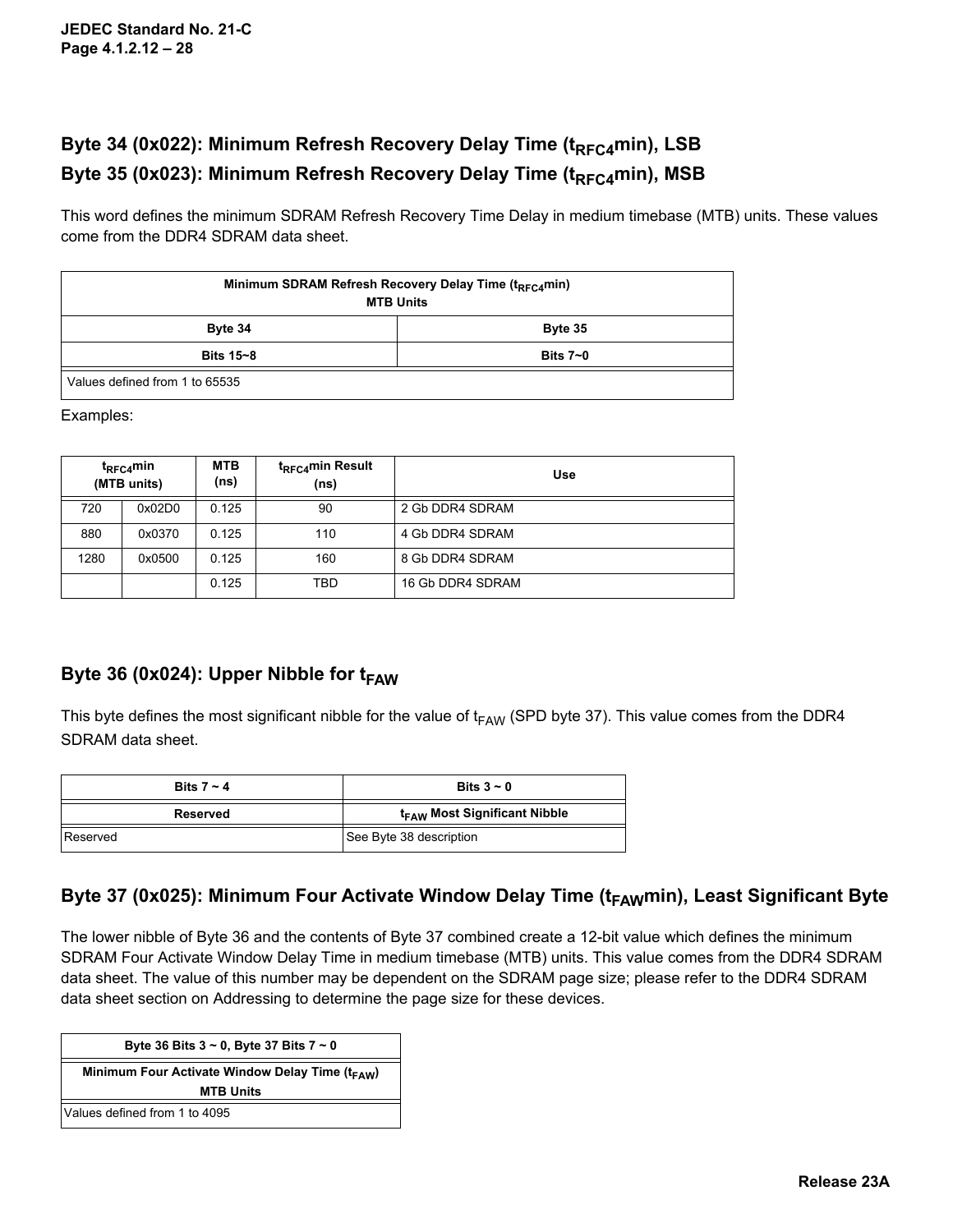## Byte 34 (0x022): Minimum Refresh Recovery Delay Time ($t_{RFC4}$min), LSB

## Byte 35 (0x023): Minimum Refresh Recovery Delay Time ($t_{RFC4}$min), MSB

This word defines the minimum SDRAM Refresh Recovery Time Delay in medium timebase (MTB) units. These values come from the DDR4 SDRAM data sheet.

| Minimum SDRAM Refresh Recovery Delay Time ($t_{RFC4}$min) MTB Units | |
|---|---|
| Byte 34 | Byte 35 |
| Bits 15~8 | Bits 7~0 |
| Values defined from 1 to 65535 | |

Examples:

| $t_{RFC4}$min (MTB units) | | MTB (ns) | $t_{RFC4}$min Result (ns) | Use |
|---|---|---|---|---|
| 720 | 0x02D0 | 0.125 | 90 | 2 Gb DDR4 SDRAM |
| 880 | 0x0370 | 0.125 | 110 | 4 Gb DDR4 SDRAM |
| 1280 | 0x0500 | 0.125 | 160 | 8 Gb DDR4 SDRAM |
| | | 0.125 | TBD | 16 Gb DDR4 SDRAM |

## Byte 36 (0x024): Upper Nibble for $t_{FAW}$

This byte defines the most significant nibble for the value of $t_{FAW}$ (SPD byte 37). This value comes from the DDR4 SDRAM data sheet.

| Bits 7 ~ 4 | Bits 3 ~ 0 |
|---|---|
| Reserved | $t_{FAW}$ Most Significant Nibble |
| Reserved | See Byte 38 description |

## Byte 37 (0x025): Minimum Four Activate Window Delay Time ($t_{FAW}$min), Least Significant Byte

The lower nibble of Byte 36 and the contents of Byte 37 combined create a 12-bit value which defines the minimum SDRAM Four Activate Window Delay Time in medium timebase (MTB) units. This value comes from the DDR4 SDRAM data sheet. The value of this number may be dependent on the SDRAM page size; please refer to the DDR4 SDRAM data sheet section on Addressing to determine the page size for these devices.

| Byte 36 Bits 3 ~ 0, Byte 37 Bits 7 ~ 0 |
|---|
| Minimum Four Activate Window Delay Time ($t_{FAW}$) MTB Units |
| Values defined from 1 to 4095 |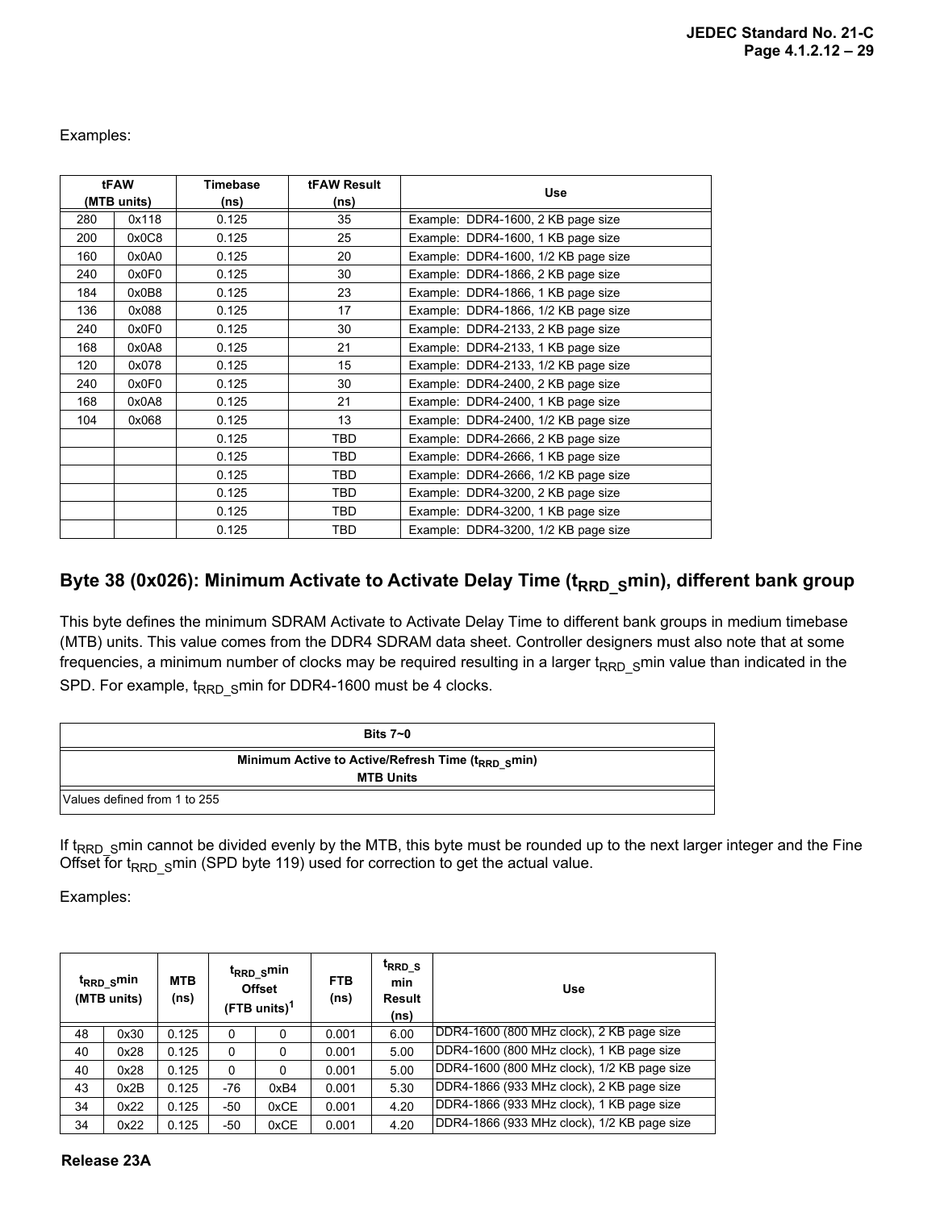Examples:

| tFAW (MTB units) | | Timebase (ns) | tFAW Result (ns) | Use |
|---|---|---|---|---|
| 280 | 0x118 | 0.125 | 35 | Example: DDR4-1600, 2 KB page size |
| 200 | 0x0C8 | 0.125 | 25 | Example: DDR4-1600, 1 KB page size |
| 160 | 0x0A0 | 0.125 | 20 | Example: DDR4-1600, 1/2 KB page size |
| 240 | 0x0F0 | 0.125 | 30 | Example: DDR4-1866, 2 KB page size |
| 184 | 0x0B8 | 0.125 | 23 | Example: DDR4-1866, 1 KB page size |
| 136 | 0x088 | 0.125 | 17 | Example: DDR4-1866, 1/2 KB page size |
| 240 | 0x0F0 | 0.125 | 30 | Example: DDR4-2133, 2 KB page size |
| 168 | 0x0A8 | 0.125 | 21 | Example: DDR4-2133, 1 KB page size |
| 120 | 0x078 | 0.125 | 15 | Example: DDR4-2133, 1/2 KB page size |
| 240 | 0x0F0 | 0.125 | 30 | Example: DDR4-2400, 2 KB page size |
| 168 | 0x0A8 | 0.125 | 21 | Example: DDR4-2400, 1 KB page size |
| 104 | 0x068 | 0.125 | 13 | Example: DDR4-2400, 1/2 KB page size |
| | | 0.125 | TBD | Example: DDR4-2666, 2 KB page size |
| | | 0.125 | TBD | Example: DDR4-2666, 1 KB page size |
| | | 0.125 | TBD | Example: DDR4-2666, 1/2 KB page size |
| | | 0.125 | TBD | Example: DDR4-3200, 2 KB page size |
| | | 0.125 | TBD | Example: DDR4-3200, 1 KB page size |
| | | 0.125 | TBD | Example: DDR4-3200, 1/2 KB page size |

## Byte 38 (0x026): Minimum Activate to Activate Delay Time ($t_{RRD\_S}$min), different bank group

This byte defines the minimum SDRAM Activate to Activate Delay Time to different bank groups in medium timebase (MTB) units. This value comes from the DDR4 SDRAM data sheet. Controller designers must also note that at some frequencies, a minimum number of clocks may be required resulting in a larger $t_{RRD\_S}$min value than indicated in the SPD. For example, $t_{RRD\_S}$min for DDR4-1600 must be 4 clocks.

| Bits 7~0 |
|---|
| Minimum Active to Active/Refresh Time ($t_{RRD\_S}$min) MTB Units |
| Values defined from 1 to 255 |

If $t_{RRD\_S}$min cannot be divided evenly by the MTB, this byte must be rounded up to the next larger integer and the Fine Offset for $t_{RRD\_S}$min (SPD byte 119) used for correction to get the actual value.

Examples:

| $t_{RRD\_S}$min (MTB units) | | MTB (ns) | $t_{RRD\_S}$min Offset (FTB units)[1] | | FTB (ns) | $t_{RRD\_S}$ min Result (ns) | Use |
|---|---|---|---|---|---|---|---|
| 48 | 0x30 | 0.125 | 0 | 0 | 0.001 | 6.00 | DDR4-1600 (800 MHz clock), 2 KB page size |
| 40 | 0x28 | 0.125 | 0 | 0 | 0.001 | 5.00 | DDR4-1600 (800 MHz clock), 1 KB page size |
| 40 | 0x28 | 0.125 | 0 | 0 | 0.001 | 5.00 | DDR4-1600 (800 MHz clock), 1/2 KB page size |
| 43 | 0x2B | 0.125 | -76 | 0xB4 | 0.001 | 5.30 | DDR4-1866 (933 MHz clock), 2 KB page size |
| 34 | 0x22 | 0.125 | -50 | 0xCE | 0.001 | 4.20 | DDR4-1866 (933 MHz clock), 1 KB page size |
| 34 | 0x22 | 0.125 | -50 | 0xCE | 0.001 | 4.20 | DDR4-1866 (933 MHz clock), 1/2 KB page size |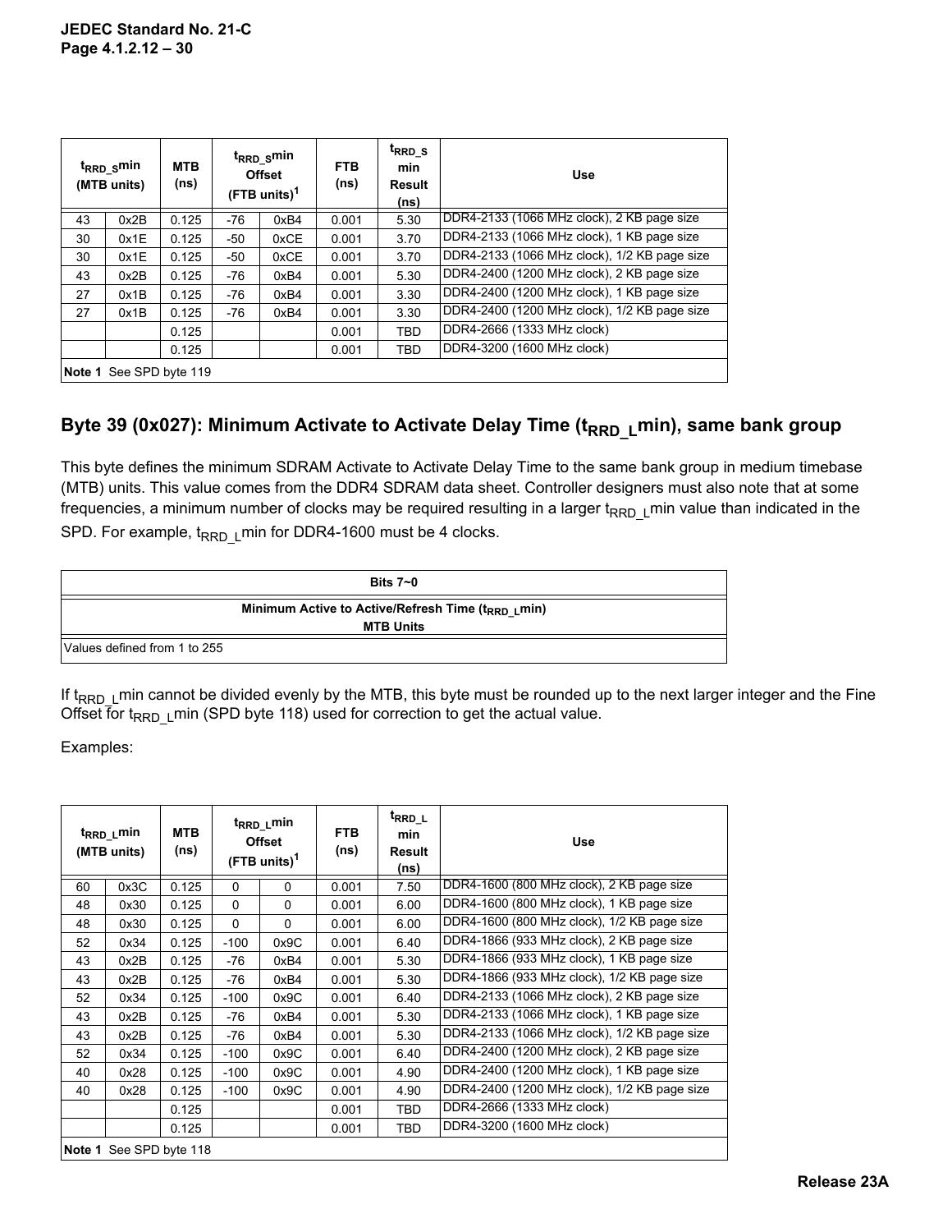| $t_{RRD\_S}$min (MTB units) | | MTB (ns) | $t_{RRD\_S}$min Offset (FTB units)[1] | | FTB (ns) | $t_{RRD\_S}$ min Result (ns) | Use |
|---|---|---|---|---|---|---|---|
| 43 | 0x2B | 0.125 | -76 | 0xB4 | 0.001 | 5.30 | DDR4-2133 (1066 MHz clock), 2 KB page size |
| 30 | 0x1E | 0.125 | -50 | 0xCE | 0.001 | 3.70 | DDR4-2133 (1066 MHz clock), 1 KB page size |
| 30 | 0x1E | 0.125 | -50 | 0xCE | 0.001 | 3.70 | DDR4-2133 (1066 MHz clock), 1/2 KB page size |
| 43 | 0x2B | 0.125 | -76 | 0xB4 | 0.001 | 5.30 | DDR4-2400 (1200 MHz clock), 2 KB page size |
| 27 | 0x1B | 0.125 | -76 | 0xB4 | 0.001 | 3.30 | DDR4-2400 (1200 MHz clock), 1 KB page size |
| 27 | 0x1B | 0.125 | -76 | 0xB4 | 0.001 | 3.30 | DDR4-2400 (1200 MHz clock), 1/2 KB page size |
| | | 0.125 | | | 0.001 | TBD | DDR4-2666 (1333 MHz clock) |
| | | 0.125 | | | 0.001 | TBD | DDR4-3200 (1600 MHz clock) |
| **Note 1** See SPD byte 119 | | | | | | | |

## Byte 39 (0x027): Minimum Activate to Activate Delay Time ($t_{RRD\_L}$min), same bank group

This byte defines the minimum SDRAM Activate to Activate Delay Time to the same bank group in medium timebase (MTB) units. This value comes from the DDR4 SDRAM data sheet. Controller designers must also note that at some frequencies, a minimum number of clocks may be required resulting in a larger $t_{RRD\_L}$min value than indicated in the SPD. For example, $t_{RRD\_L}$min for DDR4-1600 must be 4 clocks.

| Bits 7~0 |
|---|
| **Minimum Active to Active/Refresh Time ($t_{RRD\_L}$min)** **MTB Units** |
| Values defined from 1 to 255 |

If $t_{RRD\_L}$min cannot be divided evenly by the MTB, this byte must be rounded up to the next larger integer and the Fine Offset for $t_{RRD\_L}$min (SPD byte 118) used for correction to get the actual value.

Examples:

| $t_{RRD\_L}$min (MTB units) | | MTB (ns) | $t_{RRD\_L}$min Offset (FTB units)[1] | | FTB (ns) | $t_{RRD\_L}$ min Result (ns) | Use |
|---|---|---|---|---|---|---|---|
| 60 | 0x3C | 0.125 | 0 | 0 | 0.001 | 7.50 | DDR4-1600 (800 MHz clock), 2 KB page size |
| 48 | 0x30 | 0.125 | 0 | 0 | 0.001 | 6.00 | DDR4-1600 (800 MHz clock), 1 KB page size |
| 48 | 0x30 | 0.125 | 0 | 0 | 0.001 | 6.00 | DDR4-1600 (800 MHz clock), 1/2 KB page size |
| 52 | 0x34 | 0.125 | -100 | 0x9C | 0.001 | 6.40 | DDR4-1866 (933 MHz clock), 2 KB page size |
| 43 | 0x2B | 0.125 | -76 | 0xB4 | 0.001 | 5.30 | DDR4-1866 (933 MHz clock), 1 KB page size |
| 43 | 0x2B | 0.125 | -76 | 0xB4 | 0.001 | 5.30 | DDR4-1866 (933 MHz clock), 1/2 KB page size |
| 52 | 0x34 | 0.125 | -100 | 0x9C | 0.001 | 6.40 | DDR4-2133 (1066 MHz clock), 2 KB page size |
| 43 | 0x2B | 0.125 | -76 | 0xB4 | 0.001 | 5.30 | DDR4-2133 (1066 MHz clock), 1 KB page size |
| 43 | 0x2B | 0.125 | -76 | 0xB4 | 0.001 | 5.30 | DDR4-2133 (1066 MHz clock), 1/2 KB page size |
| 52 | 0x34 | 0.125 | -100 | 0x9C | 0.001 | 6.40 | DDR4-2400 (1200 MHz clock), 2 KB page size |
| 40 | 0x28 | 0.125 | -100 | 0x9C | 0.001 | 4.90 | DDR4-2400 (1200 MHz clock), 1 KB page size |
| 40 | 0x28 | 0.125 | -100 | 0x9C | 0.001 | 4.90 | DDR4-2400 (1200 MHz clock), 1/2 KB page size |
| | | 0.125 | | | 0.001 | TBD | DDR4-2666 (1333 MHz clock) |
| | | 0.125 | | | 0.001 | TBD | DDR4-3200 (1600 MHz clock) |
| **Note 1** See SPD byte 118 | | | | | | | |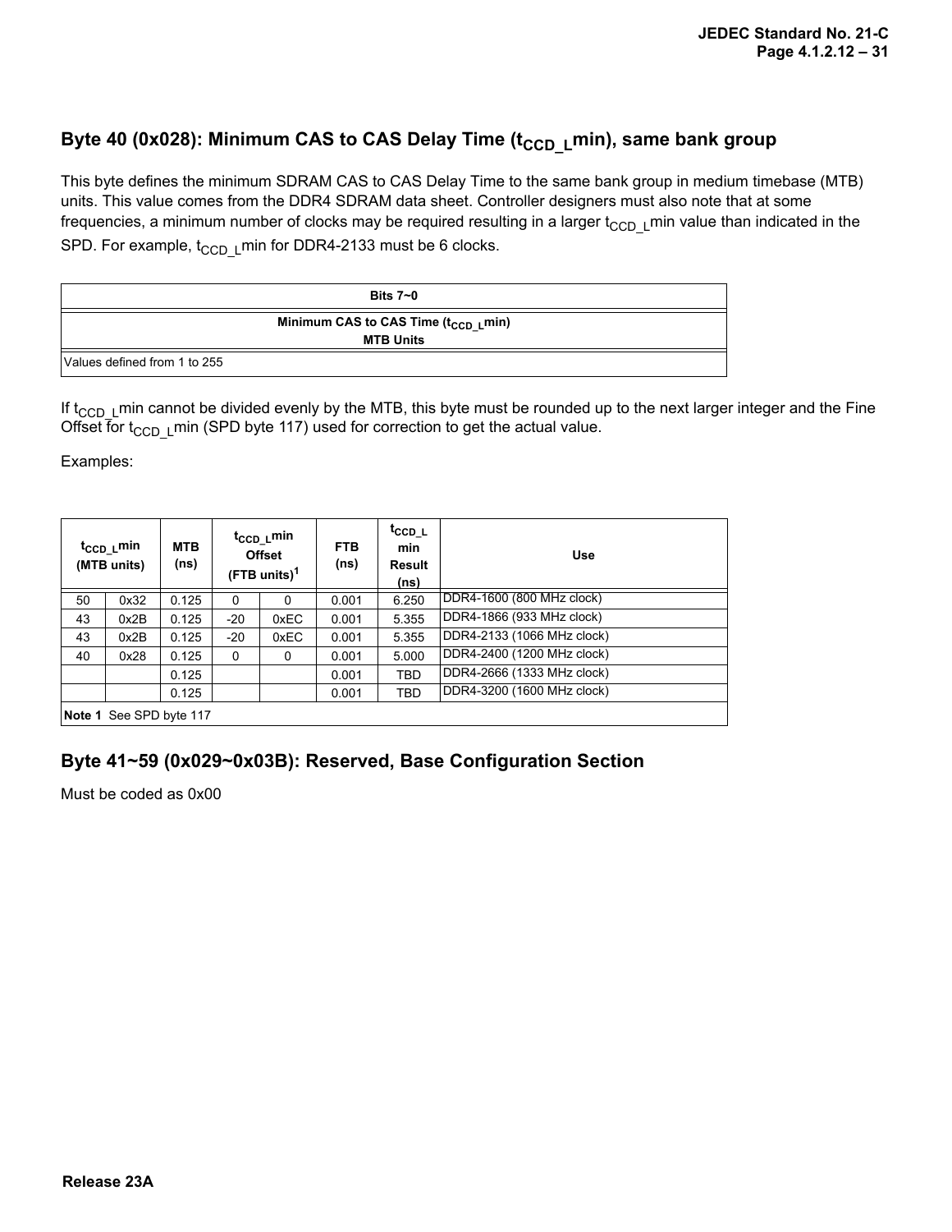## Byte 40 (0x028): Minimum CAS to CAS Delay Time ($t_{CCD\_L}$min), same bank group

This byte defines the minimum SDRAM CAS to CAS Delay Time to the same bank group in medium timebase (MTB) units. This value comes from the DDR4 SDRAM data sheet. Controller designers must also note that at some frequencies, a minimum number of clocks may be required resulting in a larger $t_{CCD\_L}$min value than indicated in the SPD. For example, $t_{CCD\_L}$min for DDR4-2133 must be 6 clocks.

| Bits 7~0 |
|---|
| **Minimum CAS to CAS Time ($t_{CCD\_L}$min)** **MTB Units** |
| Values defined from 1 to 255 |

If $t_{CCD\_L}$min cannot be divided evenly by the MTB, this byte must be rounded up to the next larger integer and the Fine Offset for $t_{CCD\_L}$min (SPD byte 117) used for correction to get the actual value.

Examples:

| $t_{CCD\_L}$min (MTB units) | | MTB (ns) | $t_{CCD\_L}$min Offset (FTB units)[1] | | FTB (ns) | $t_{CCD\_L}$ min Result (ns) | Use |
|---|---|---|---|---|---|---|---|
| 50 | 0x32 | 0.125 | 0 | 0 | 0.001 | 6.250 | DDR4-1600 (800 MHz clock) |
| 43 | 0x2B | 0.125 | -20 | 0xEC | 0.001 | 5.355 | DDR4-1866 (933 MHz clock) |
| 43 | 0x2B | 0.125 | -20 | 0xEC | 0.001 | 5.355 | DDR4-2133 (1066 MHz clock) |
| 40 | 0x28 | 0.125 | 0 | 0 | 0.001 | 5.000 | DDR4-2400 (1200 MHz clock) |
| | | 0.125 | | | 0.001 | TBD | DDR4-2666 (1333 MHz clock) |
| | | 0.125 | | | 0.001 | TBD | DDR4-3200 (1600 MHz clock) |
| **Note 1** See SPD byte 117 | | | | | | | |

## Byte 41~59 (0x029~0x03B): Reserved, Base Configuration Section

Must be coded as 0x00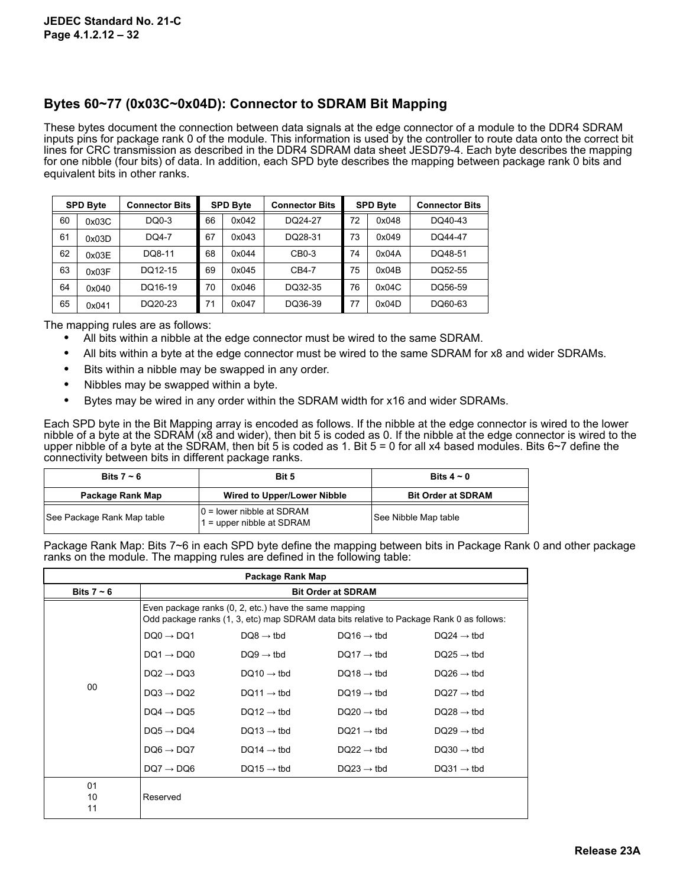## Bytes 60~77 (0x03C~0x04D): Connector to SDRAM Bit Mapping

These bytes document the connection between data signals at the edge connector of a module to the DDR4 SDRAM inputs pins for package rank 0 of the module. This information is used by the controller to route data onto the correct bit lines for CRC transmission as described in the DDR4 SDRAM data sheet JESD79-4. Each byte describes the mapping for one nibble (four bits) of data. In addition, each SPD byte describes the mapping between package rank 0 bits and equivalent bits in other ranks.

| SPD Byte | | Connector Bits | SPD Byte | | Connector Bits | SPD Byte | | Connector Bits |
|---|---|---|---|---|---|---|---|---|
| 60 | 0x03C | DQ0-3 | 66 | 0x042 | DQ24-27 | 72 | 0x048 | DQ40-43 |
| 61 | 0x03D | DQ4-7 | 67 | 0x043 | DQ28-31 | 73 | 0x049 | DQ44-47 |
| 62 | 0x03E | DQ8-11 | 68 | 0x044 | CB0-3 | 74 | 0x04A | DQ48-51 |
| 63 | 0x03F | DQ12-15 | 69 | 0x045 | CB4-7 | 75 | 0x04B | DQ52-55 |
| 64 | 0x040 | DQ16-19 | 70 | 0x046 | DQ32-35 | 76 | 0x04C | DQ56-59 |
| 65 | 0x041 | DQ20-23 | 71 | 0x047 | DQ36-39 | 77 | 0x04D | DQ60-63 |

The mapping rules are as follows:

- All bits within a nibble at the edge connector must be wired to the same SDRAM.
- All bits within a byte at the edge connector must be wired to the same SDRAM for x8 and wider SDRAMs.
- Bits within a nibble may be swapped in any order.
- Nibbles may be swapped within a byte.
- Bytes may be wired in any order within the SDRAM width for x16 and wider SDRAMs.

Each SPD byte in the Bit Mapping array is encoded as follows. If the nibble at the edge connector is wired to the lower nibble of a byte at the SDRAM (x8 and wider), then bit 5 is coded as 0. If the nibble at the edge connector is wired to the upper nibble of a byte at the SDRAM, then bit 5 is coded as 1. Bit 5 = 0 for all x4 based modules. Bits 6~7 define the connectivity between bits in different package ranks.

| Bits 7 ~ 6 | Bit 5 | Bits 4 ~ 0 |
|---|---|---|
| **Package Rank Map** | **Wired to Upper/Lower Nibble** | **Bit Order at SDRAM** |
| See Package Rank Map table | 0 = lower nibble at SDRAM<br>1 = upper nibble at SDRAM | See Nibble Map table |

Package Rank Map: Bits 7~6 in each SPD byte define the mapping between bits in Package Rank 0 and other package ranks on the module. The mapping rules are defined in the following table:

| Package Rank Map | | | | |
|---|---|---|---|---|
| **Bits 7 ~ 6** | **Bit Order at SDRAM** | | | |
| 00 | Even package ranks (0, 2, etc.) have the same mapping<br>Odd package ranks (1, 3, etc) map SDRAM data bits relative to Package Rank 0 as follows: | | | |
| | DQ0 → DQ1 | DQ8 → tbd | DQ16 → tbd | DQ24 → tbd |
| | DQ1 → DQ0 | DQ9 → tbd | DQ17 → tbd | DQ25 → tbd |
| | DQ2 → DQ3 | DQ10 → tbd | DQ18 → tbd | DQ26 → tbd |
| | DQ3 → DQ2 | DQ11 → tbd | DQ19 → tbd | DQ27 → tbd |
| | DQ4 → DQ5 | DQ12 → tbd | DQ20 → tbd | DQ28 → tbd |
| | DQ5 → DQ4 | DQ13 → tbd | DQ21 → tbd | DQ29 → tbd |
| | DQ6 → DQ7 | DQ14 → tbd | DQ22 → tbd | DQ30 → tbd |
| | DQ7 → DQ6 | DQ15 → tbd | DQ23 → tbd | DQ31 → tbd |
| 01<br>10<br>11 | Reserved | | | |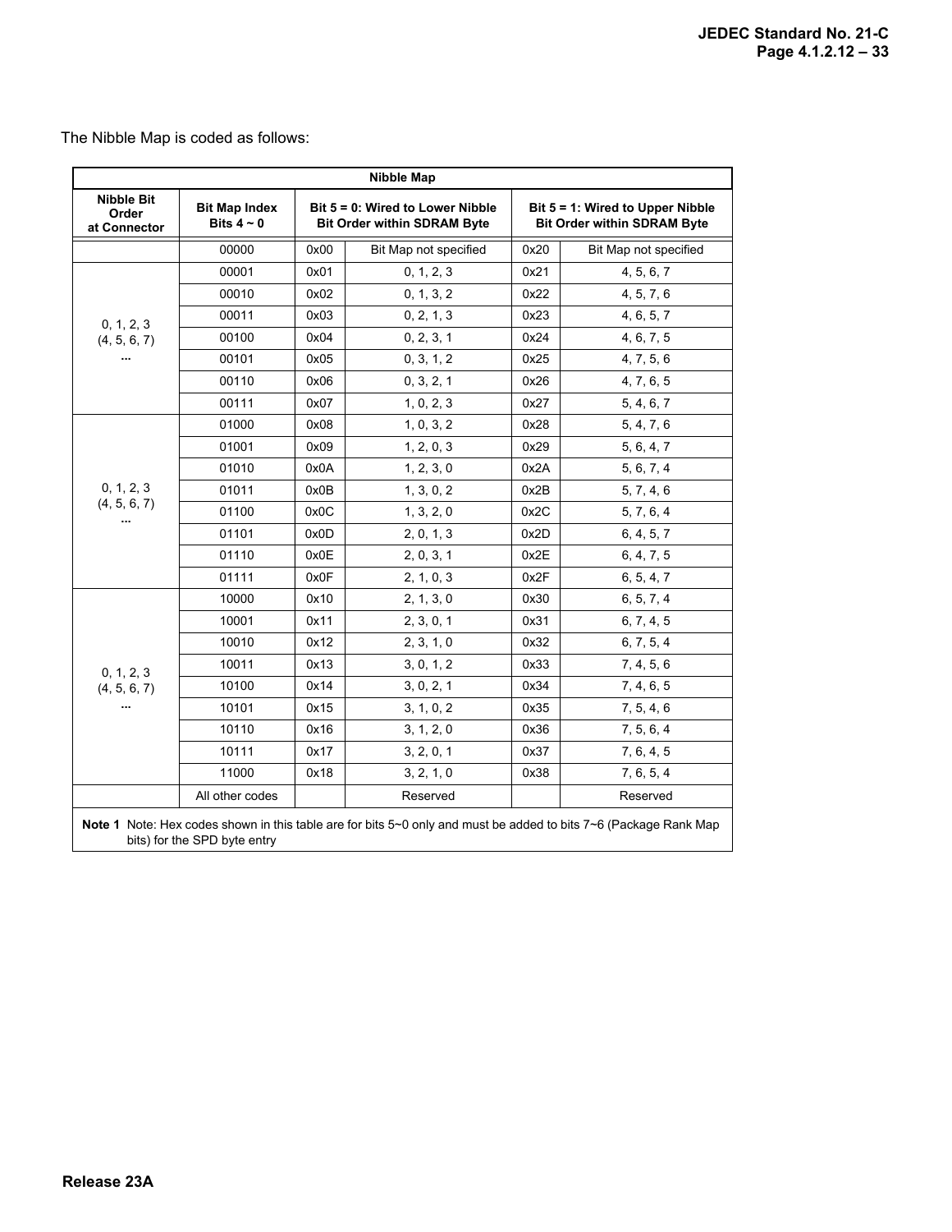The Nibble Map is coded as follows:

| Nibble Map | | | | | |
|---|---|---|---|---|---|
| **Nibble Bit Order at Connector** | **Bit Map Index Bits 4 ~ 0** | **Bit 5 = 0: Wired to Lower Nibble Bit Order within SDRAM Byte** | | **Bit 5 = 1: Wired to Upper Nibble Bit Order within SDRAM Byte** | |
| | 00000 | 0x00 | Bit Map not specified | 0x20 | Bit Map not specified |
| 0, 1, 2, 3 (4, 5, 6, 7) ... | 00001 | 0x01 | 0, 1, 2, 3 | 0x21 | 4, 5, 6, 7 |
| | 00010 | 0x02 | 0, 1, 3, 2 | 0x22 | 4, 5, 7, 6 |
| | 00011 | 0x03 | 0, 2, 1, 3 | 0x23 | 4, 6, 5, 7 |
| | 00100 | 0x04 | 0, 2, 3, 1 | 0x24 | 4, 6, 7, 5 |
| | 00101 | 0x05 | 0, 3, 1, 2 | 0x25 | 4, 7, 5, 6 |
| | 00110 | 0x06 | 0, 3, 2, 1 | 0x26 | 4, 7, 6, 5 |
| | 00111 | 0x07 | 1, 0, 2, 3 | 0x27 | 5, 4, 6, 7 |
| 0, 1, 2, 3 (4, 5, 6, 7) ... | 01000 | 0x08 | 1, 0, 3, 2 | 0x28 | 5, 4, 7, 6 |
| | 01001 | 0x09 | 1, 2, 0, 3 | 0x29 | 5, 6, 4, 7 |
| | 01010 | 0x0A | 1, 2, 3, 0 | 0x2A | 5, 6, 7, 4 |
| | 01011 | 0x0B | 1, 3, 0, 2 | 0x2B | 5, 7, 4, 6 |
| | 01100 | 0x0C | 1, 3, 2, 0 | 0x2C | 5, 7, 6, 4 |
| | 01101 | 0x0D | 2, 0, 1, 3 | 0x2D | 6, 4, 5, 7 |
| | 01110 | 0x0E | 2, 0, 3, 1 | 0x2E | 6, 4, 7, 5 |
| | 01111 | 0x0F | 2, 1, 0, 3 | 0x2F | 6, 5, 4, 7 |
| 0, 1, 2, 3 (4, 5, 6, 7) ... | 10000 | 0x10 | 2, 1, 3, 0 | 0x30 | 6, 5, 7, 4 |
| | 10001 | 0x11 | 2, 3, 0, 1 | 0x31 | 6, 7, 4, 5 |
| | 10010 | 0x12 | 2, 3, 1, 0 | 0x32 | 6, 7, 5, 4 |
| | 10011 | 0x13 | 3, 0, 1, 2 | 0x33 | 7, 4, 5, 6 |
| | 10100 | 0x14 | 3, 0, 2, 1 | 0x34 | 7, 4, 6, 5 |
| | 10101 | 0x15 | 3, 1, 0, 2 | 0x35 | 7, 5, 4, 6 |
| | 10110 | 0x16 | 3, 1, 2, 0 | 0x36 | 7, 5, 6, 4 |
| | 10111 | 0x17 | 3, 2, 0, 1 | 0x37 | 7, 6, 4, 5 |
| | 11000 | 0x18 | 3, 2, 1, 0 | 0x38 | 7, 6, 5, 4 |
| | All other codes | | Reserved | | Reserved |
| **Note 1** Note: Hex codes shown in this table are for bits 5~0 only and must be added to bits 7~6 (Package Rank Map bits) for the SPD byte entry | | | | | |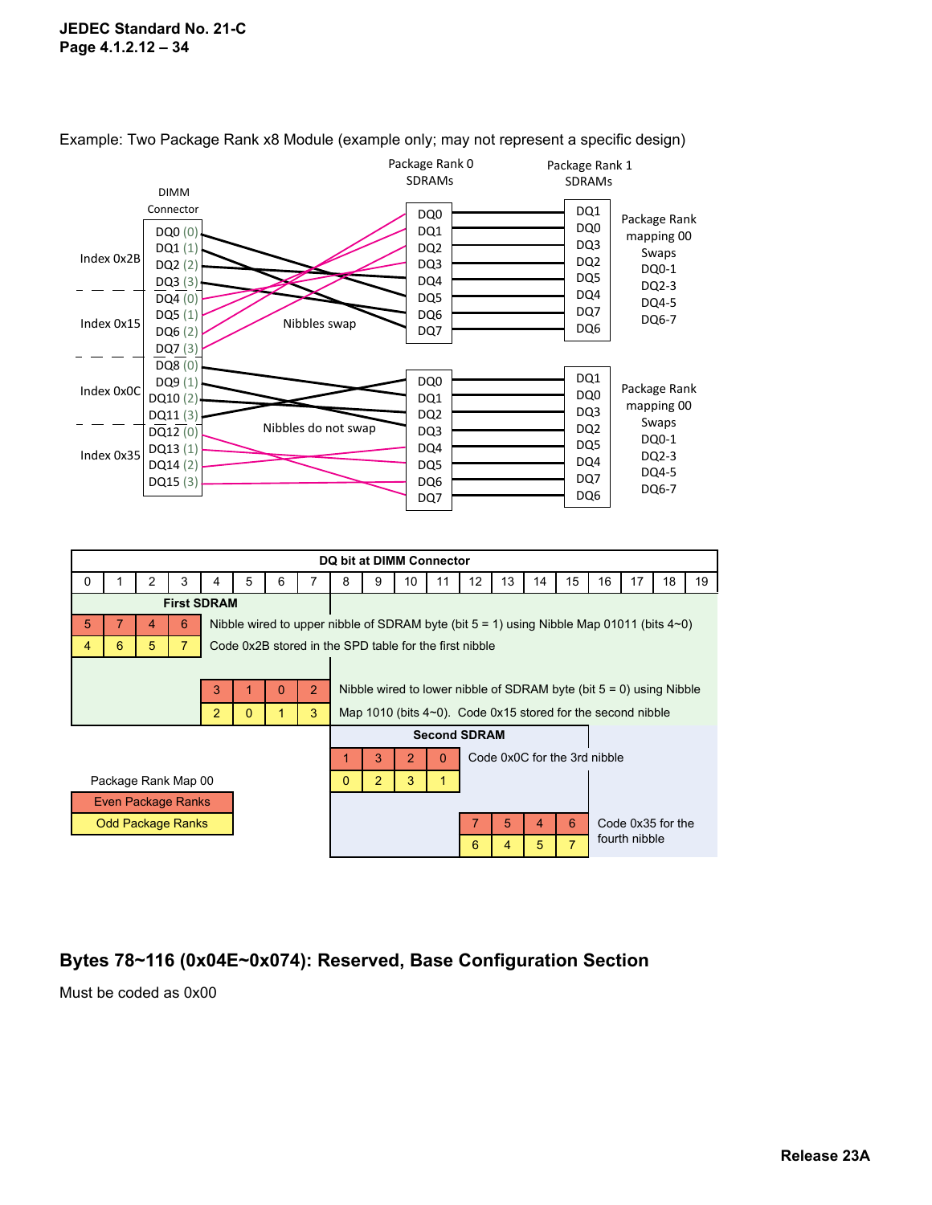Example: Two Package Rank x8 Module (example only; may not represent a specific design)

| | DIMM Connector | Package Rank 0 SDRAMs | Package Rank 1 SDRAMs | |
|---|---|---|---|---|
| Index 0x2B | DQ0 (0) | DQ0 | DQ1 | Package Rank mapping 00 Swaps DQ0-1 DQ2-3 DQ4-5 DQ6-7 |
| | DQ1 (1) | DQ1 | DQ0 | |
| | DQ2 (2) | DQ2 | DQ3 | |
| | DQ3 (3) | DQ3 | DQ2 | |
| Index 0x15 | DQ4 (0) | DQ4 | DQ5 | |
| | DQ5 (1) | DQ5 | DQ4 | |
| | DQ6 (2) | DQ6 | DQ7 | |
| | DQ7 (3) | DQ7 | DQ6 | |
| Index 0x0C | DQ8 (0) | DQ0 | DQ1 | Package Rank mapping 00 Swaps DQ0-1 DQ2-3 DQ4-5 DQ6-7 |
| | DQ9 (1) | DQ1 | DQ0 | |
| | DQ10 (2) | DQ2 | DQ3 | |
| | DQ11 (3) | DQ3 | DQ2 | |
| Index 0x35 | DQ12 (0) | DQ4 | DQ5 | |
| | DQ13 (1) | DQ5 | DQ4 | |
| | DQ14 (2) | DQ6 | DQ7 | |
| | DQ15 (3) | DQ7 | DQ6 | |

Nibbles swap

Nibbles do not swap

| DQ bit at DIMM Connector | | | | | | | | | | | | | | | | | | | |
|---|---|---|---|---|---|---|---|---|---|---|---|---|---|---|---|---|---|---|---|
| 0 | 1 | 2 | 3 | 4 | 5 | 6 | 7 | 8 | 9 | 10 | 11 | 12 | 13 | 14 | 15 | 16 | 17 | 18 | 19 |
| **First SDRAM** | | | | | | | | | | | | | | | | | | | |
| 5 | 7 | 4 | 6 | Nibble wired to upper nibble of SDRAM byte (bit 5 = 1) using Nibble Map 01011 (bits 4~0) | | | | | | | | | | | | | | | |
| 4 | 6 | 5 | 7 | Code 0x2B stored in the SPD table for the first nibble | | | | | | | | | | | | | | | |
| | | | | 3 | 1 | 0 | 2 | Nibble wired to lower nibble of SDRAM byte (bit 5 = 0) using Nibble | | | | | | | | | | | |
| | | | | 2 | 0 | 1 | 3 | Map 1010 (bits 4~0). Code 0x15 stored for the second nibble | | | | | | | | | | | |
| | | | | | | | | **Second SDRAM** | | | | | | | | | | | |
| | | | | | | | | 1 | 3 | 2 | 0 | Code 0x0C for the 3rd nibble | | | | | | | |
| | | | | | | | | 0 | 2 | 3 | 1 | | | | | | | | |
| | | | | | | | | | | | | 7 | 5 | 4 | 6 | Code 0x35 for the fourth nibble | | | |
| | | | | | | | | | | | | 6 | 4 | 5 | 7 | | | | |

Package Rank Map 00

- Even Package Ranks (upper row)
- Odd Package Ranks (lower row)

## Bytes 78~116 (0x04E~0x074): Reserved, Base Configuration Section

Must be coded as 0x00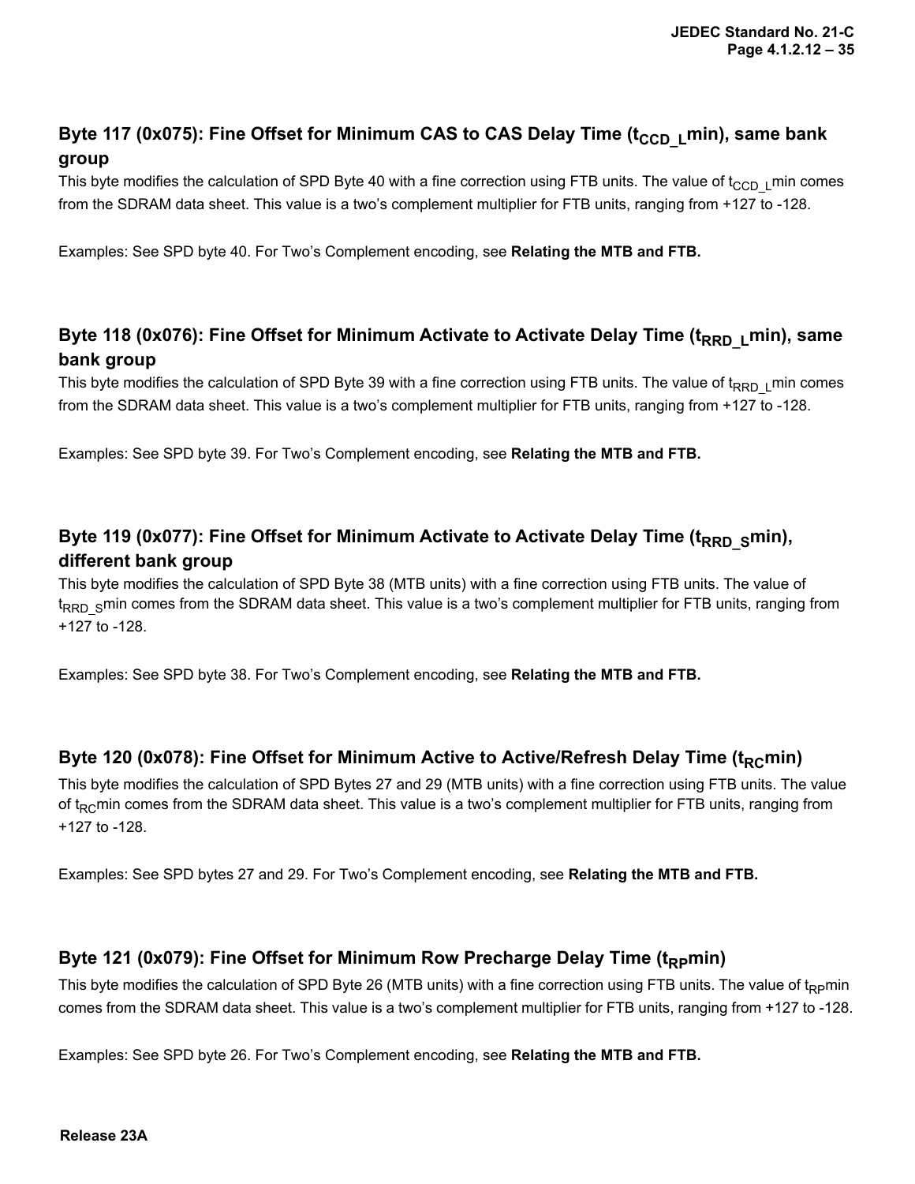### Byte 117 (0x075): Fine Offset for Minimum CAS to CAS Delay Time ($t_{CCD\_L}$min), same bank group

This byte modifies the calculation of SPD Byte 40 with a fine correction using FTB units. The value of $t_{CCD\_L}$min comes from the SDRAM data sheet. This value is a two's complement multiplier for FTB units, ranging from +127 to -128.

Examples: See SPD byte 40. For Two's Complement encoding, see **Relating the MTB and FTB.**

### Byte 118 (0x076): Fine Offset for Minimum Activate to Activate Delay Time ($t_{RRD\_L}$min), same bank group

This byte modifies the calculation of SPD Byte 39 with a fine correction using FTB units. The value of $t_{RRD\_L}$min comes from the SDRAM data sheet. This value is a two's complement multiplier for FTB units, ranging from +127 to -128.

Examples: See SPD byte 39. For Two's Complement encoding, see **Relating the MTB and FTB.**

### Byte 119 (0x077): Fine Offset for Minimum Activate to Activate Delay Time ($t_{RRD\_S}$min), different bank group

This byte modifies the calculation of SPD Byte 38 (MTB units) with a fine correction using FTB units. The value of $t_{RRD\_S}$min comes from the SDRAM data sheet. This value is a two's complement multiplier for FTB units, ranging from +127 to -128.

Examples: See SPD byte 38. For Two's Complement encoding, see **Relating the MTB and FTB.**

### Byte 120 (0x078): Fine Offset for Minimum Active to Active/Refresh Delay Time ($t_{RC}$min)

This byte modifies the calculation of SPD Bytes 27 and 29 (MTB units) with a fine correction using FTB units. The value of $t_{RC}$min comes from the SDRAM data sheet. This value is a two's complement multiplier for FTB units, ranging from +127 to -128.

Examples: See SPD bytes 27 and 29. For Two's Complement encoding, see **Relating the MTB and FTB.**

### Byte 121 (0x079): Fine Offset for Minimum Row Precharge Delay Time ($t_{RP}$min)

This byte modifies the calculation of SPD Byte 26 (MTB units) with a fine correction using FTB units. The value of $t_{RP}$min comes from the SDRAM data sheet. This value is a two's complement multiplier for FTB units, ranging from +127 to -128.

Examples: See SPD byte 26. For Two's Complement encoding, see **Relating the MTB and FTB.**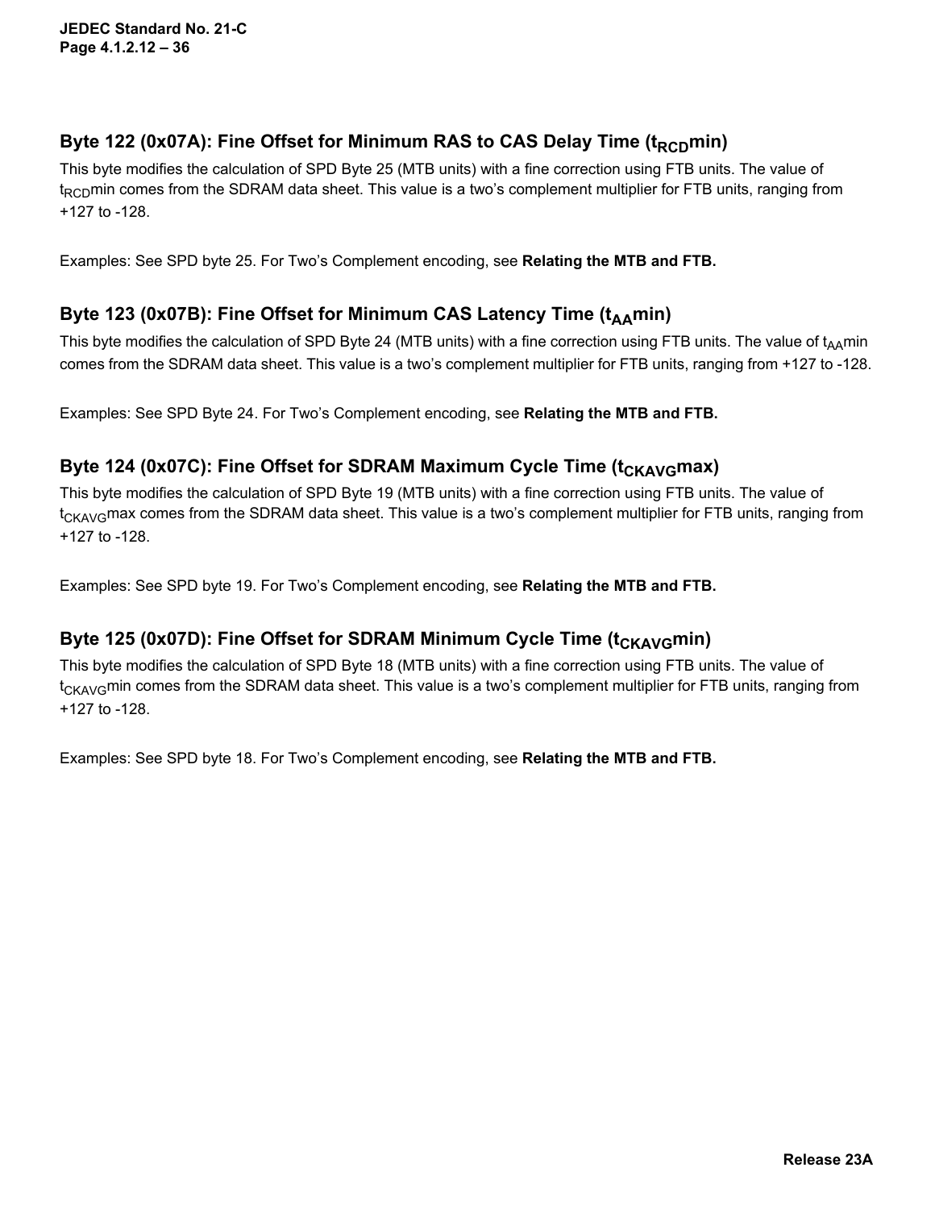### Byte 122 (0x07A): Fine Offset for Minimum RAS to CAS Delay Time ($t_{RCD}$min)

This byte modifies the calculation of SPD Byte 25 (MTB units) with a fine correction using FTB units. The value of $t_{RCD}$min comes from the SDRAM data sheet. This value is a two's complement multiplier for FTB units, ranging from +127 to -128.

Examples: See SPD byte 25. For Two's Complement encoding, see **Relating the MTB and FTB.**

### Byte 123 (0x07B): Fine Offset for Minimum CAS Latency Time ($t_{AA}$min)

This byte modifies the calculation of SPD Byte 24 (MTB units) with a fine correction using FTB units. The value of $t_{AA}$min comes from the SDRAM data sheet. This value is a two's complement multiplier for FTB units, ranging from +127 to -128.

Examples: See SPD Byte 24. For Two's Complement encoding, see **Relating the MTB and FTB.**

### Byte 124 (0x07C): Fine Offset for SDRAM Maximum Cycle Time ($t_{CKAVG}$max)

This byte modifies the calculation of SPD Byte 19 (MTB units) with a fine correction using FTB units. The value of $t_{CKAVG}$max comes from the SDRAM data sheet. This value is a two's complement multiplier for FTB units, ranging from +127 to -128.

Examples: See SPD byte 19. For Two's Complement encoding, see **Relating the MTB and FTB.**

### Byte 125 (0x07D): Fine Offset for SDRAM Minimum Cycle Time ($t_{CKAVG}$min)

This byte modifies the calculation of SPD Byte 18 (MTB units) with a fine correction using FTB units. The value of $t_{CKAVG}$min comes from the SDRAM data sheet. This value is a two's complement multiplier for FTB units, ranging from +127 to -128.

Examples: See SPD byte 18. For Two's Complement encoding, see **Relating the MTB and FTB.**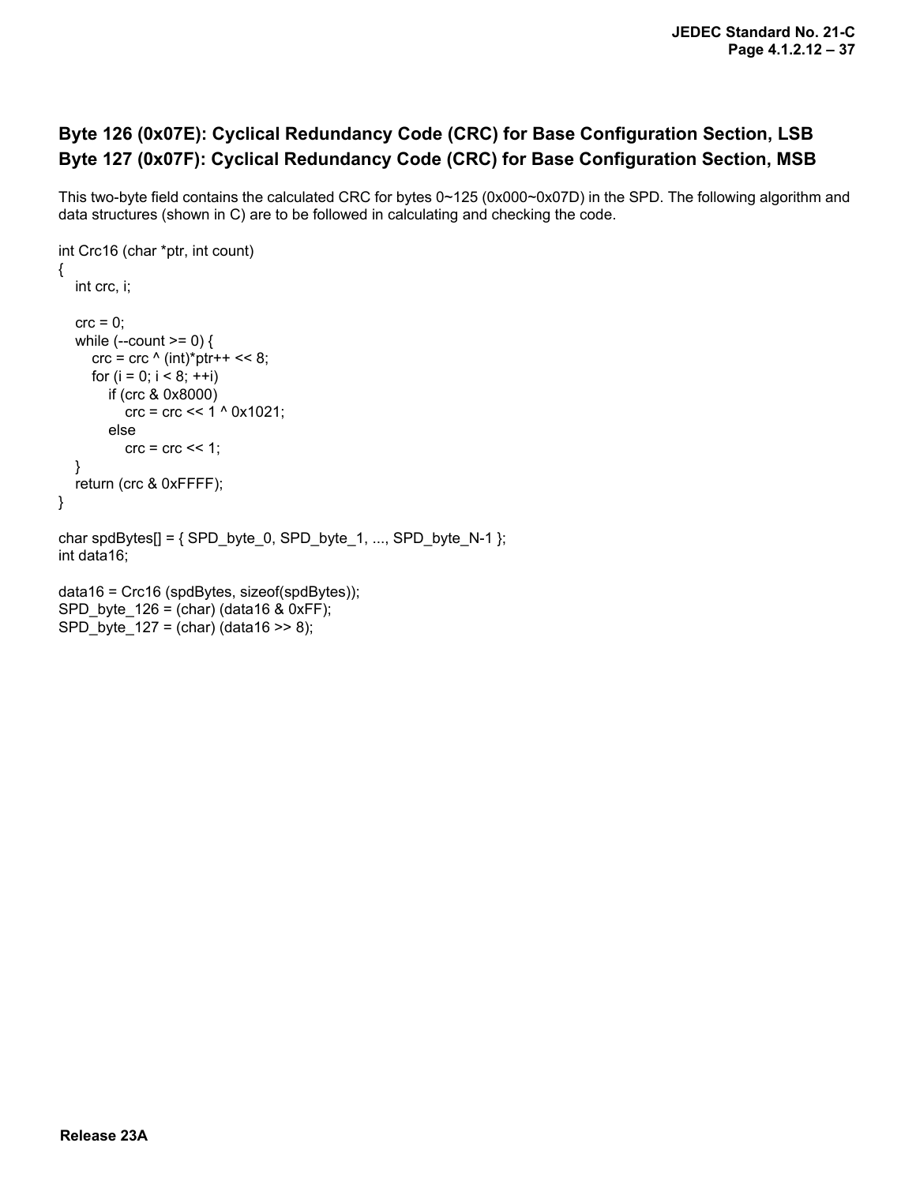## Byte 126 (0x07E): Cyclical Redundancy Code (CRC) for Base Configuration Section, LSB
## Byte 127 (0x07F): Cyclical Redundancy Code (CRC) for Base Configuration Section, MSB

This two-byte field contains the calculated CRC for bytes 0~125 (0x000~0x07D) in the SPD. The following algorithm and data structures (shown in C) are to be followed in calculating and checking the code.

```
int Crc16 (char *ptr, int count)
{
    int crc, i;

    crc = 0;
    while (--count >= 0) {
        crc = crc ^ (int)*ptr++ << 8;
        for (i = 0; i < 8; ++i)
            if (crc & 0x8000)
                crc = crc << 1 ^ 0x1021;
            else
                crc = crc << 1;
    }
    return (crc & 0xFFFF);
}

char spdBytes[] = { SPD_byte_0, SPD_byte_1, ..., SPD_byte_N-1 };
int data16;

data16 = Crc16 (spdBytes, sizeof(spdBytes));
SPD_byte_126 = (char) (data16 & 0xFF);
SPD_byte_127 = (char) (data16 >> 8);
```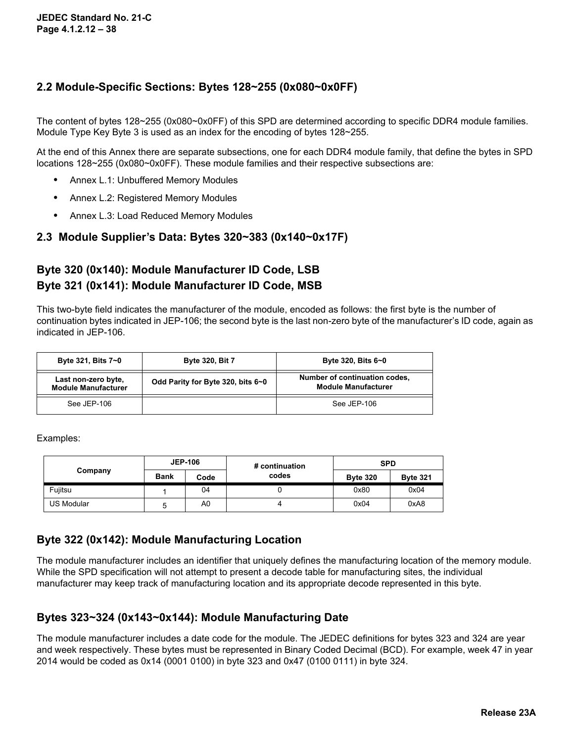## 2.2 Module-Specific Sections: Bytes 128~255 (0x080~0x0FF)

The content of bytes 128~255 (0x080~0x0FF) of this SPD are determined according to specific DDR4 module families. Module Type Key Byte 3 is used as an index for the encoding of bytes 128~255.

At the end of this Annex there are separate subsections, one for each DDR4 module family, that define the bytes in SPD locations 128~255 (0x080~0x0FF). These module families and their respective subsections are:

- Annex L.1: Unbuffered Memory Modules
- Annex L.2: Registered Memory Modules
- Annex L.3: Load Reduced Memory Modules

## 2.3 Module Supplier's Data: Bytes 320~383 (0x140~0x17F)

### Byte 320 (0x140): Module Manufacturer ID Code, LSB
### Byte 321 (0x141): Module Manufacturer ID Code, MSB

This two-byte field indicates the manufacturer of the module, encoded as follows: the first byte is the number of continuation bytes indicated in JEP-106; the second byte is the last non-zero byte of the manufacturer's ID code, again as indicated in JEP-106.

| Byte 321, Bits 7~0 | Byte 320, Bit 7 | Byte 320, Bits 6~0 |
|---|---|---|
| **Last non-zero byte, Module Manufacturer** | **Odd Parity for Byte 320, bits 6~0** | **Number of continuation codes, Module Manufacturer** |
| See JEP-106 | | See JEP-106 |

Examples:

| Company | JEP-106 | | # continuation codes | SPD | |
|---|---|---|---|---|---|
| | Bank | Code | | Byte 320 | Byte 321 |
| Fujitsu | 1 | 04 | 0 | 0x80 | 0x04 |
| US Modular | 5 | A0 | 4 | 0x04 | 0xA8 |

### Byte 322 (0x142): Module Manufacturing Location

The module manufacturer includes an identifier that uniquely defines the manufacturing location of the memory module. While the SPD specification will not attempt to present a decode table for manufacturing sites, the individual manufacturer may keep track of manufacturing location and its appropriate decode represented in this byte.

### Bytes 323~324 (0x143~0x144): Module Manufacturing Date

The module manufacturer includes a date code for the module. The JEDEC definitions for bytes 323 and 324 are year and week respectively. These bytes must be represented in Binary Coded Decimal (BCD). For example, week 47 in year 2014 would be coded as 0x14 (0001 0100) in byte 323 and 0x47 (0100 0111) in byte 324.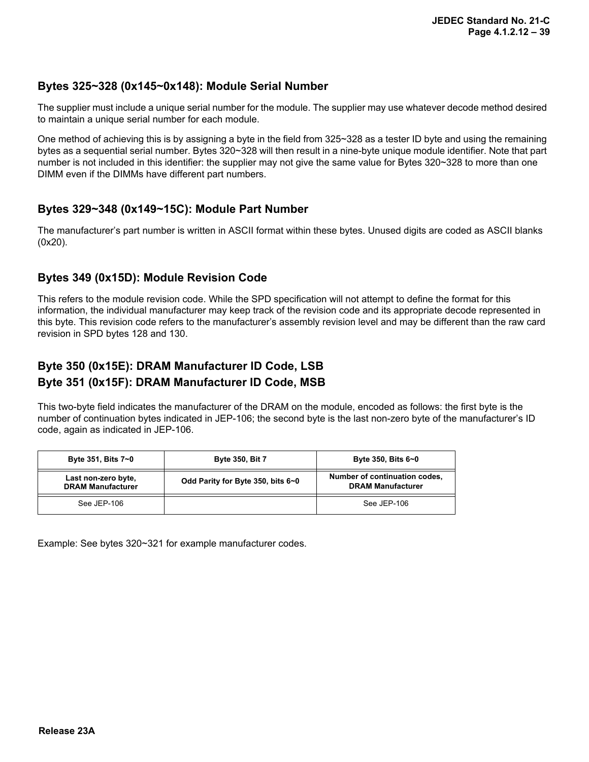### Bytes 325~328 (0x145~0x148): Module Serial Number

The supplier must include a unique serial number for the module. The supplier may use whatever decode method desired to maintain a unique serial number for each module.

One method of achieving this is by assigning a byte in the field from 325~328 as a tester ID byte and using the remaining bytes as a sequential serial number. Bytes 320~328 will then result in a nine-byte unique module identifier. Note that part number is not included in this identifier: the supplier may not give the same value for Bytes 320~328 to more than one DIMM even if the DIMMs have different part numbers.

### Bytes 329~348 (0x149~15C): Module Part Number

The manufacturer's part number is written in ASCII format within these bytes. Unused digits are coded as ASCII blanks (0x20).

### Bytes 349 (0x15D): Module Revision Code

This refers to the module revision code. While the SPD specification will not attempt to define the format for this information, the individual manufacturer may keep track of the revision code and its appropriate decode represented in this byte. This revision code refers to the manufacturer's assembly revision level and may be different than the raw card revision in SPD bytes 128 and 130.

### Byte 350 (0x15E): DRAM Manufacturer ID Code, LSB
### Byte 351 (0x15F): DRAM Manufacturer ID Code, MSB

This two-byte field indicates the manufacturer of the DRAM on the module, encoded as follows: the first byte is the number of continuation bytes indicated in JEP-106; the second byte is the last non-zero byte of the manufacturer's ID code, again as indicated in JEP-106.

| Byte 351, Bits 7~0 | Byte 350, Bit 7 | Byte 350, Bits 6~0 |
|---|---|---|
| Last non-zero byte, DRAM Manufacturer | Odd Parity for Byte 350, bits 6~0 | Number of continuation codes, DRAM Manufacturer |
| See JEP-106 | | See JEP-106 |

Example: See bytes 320~321 for example manufacturer codes.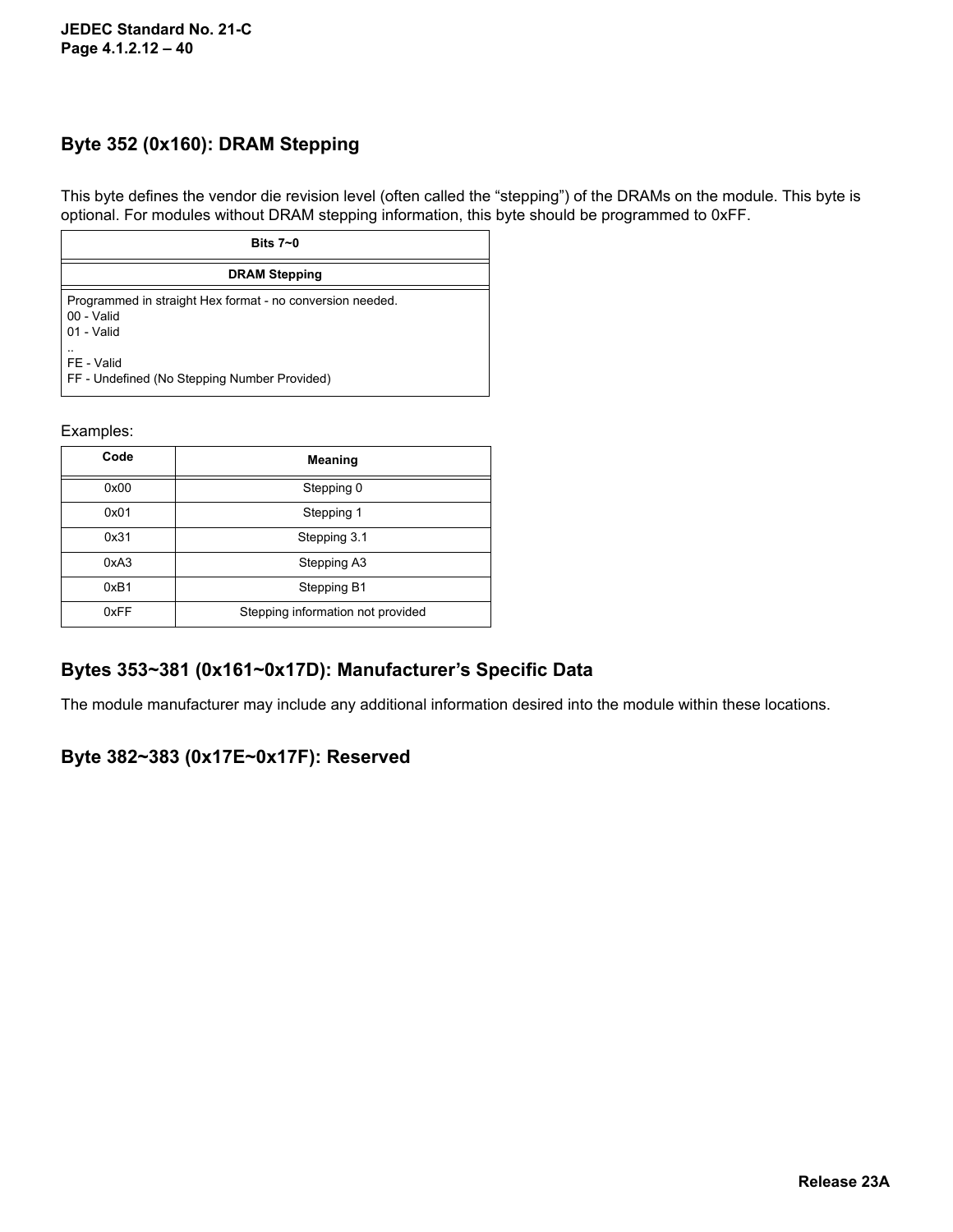## Byte 352 (0x160): DRAM Stepping

This byte defines the vendor die revision level (often called the “stepping”) of the DRAMs on the module. This byte is optional. For modules without DRAM stepping information, this byte should be programmed to 0xFF.

| Bits 7~0 |
|---|
| **DRAM Stepping** |
| Programmed in straight Hex format - no conversion needed.<br>00 - Valid<br>01 - Valid<br>..<br>FE - Valid<br>FF - Undefined (No Stepping Number Provided) |

Examples:

| Code | Meaning |
|---|---|
| 0x00 | Stepping 0 |
| 0x01 | Stepping 1 |
| 0x31 | Stepping 3.1 |
| 0xA3 | Stepping A3 |
| 0xB1 | Stepping B1 |
| 0xFF | Stepping information not provided |

## Bytes 353~381 (0x161~0x17D): Manufacturer’s Specific Data

The module manufacturer may include any additional information desired into the module within these locations.

## Byte 382~383 (0x17E~0x17F): Reserved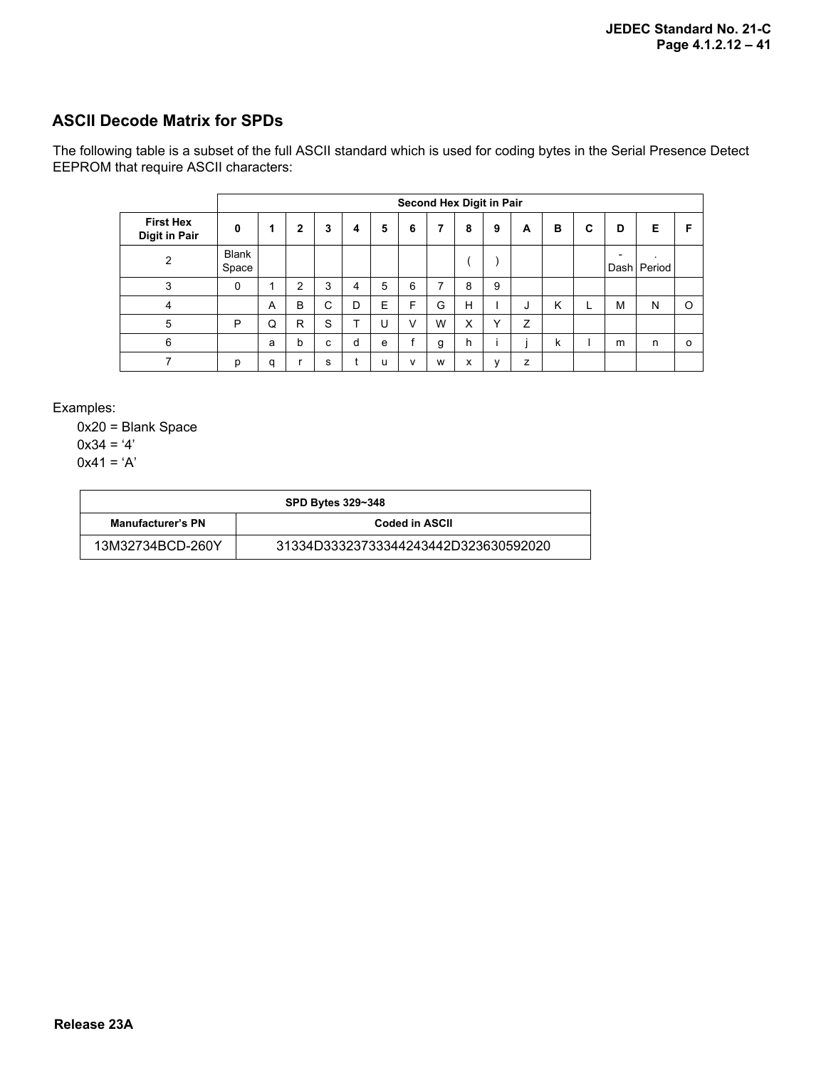## ASCII Decode Matrix for SPDs

The following table is a subset of the full ASCII standard which is used for coding bytes in the Serial Presence Detect EEPROM that require ASCII characters:

| | Second Hex Digit in Pair | | | | | | | | | | | | | | | |
|---|---|---|---|---|---|---|---|---|---|---|---|---|---|---|---|---|
| **First Hex Digit in Pair** | **0** | **1** | **2** | **3** | **4** | **5** | **6** | **7** | **8** | **9** | **A** | **B** | **C** | **D** | **E** | **F** |
| 2 | Blank Space | | | | | | | | ( | ) | | | | - Dash | . Period | |
| 3 | 0 | 1 | 2 | 3 | 4 | 5 | 6 | 7 | 8 | 9 | | | | | | |
| 4 | | A | B | C | D | E | F | G | H | I | J | K | L | M | N | O |
| 5 | P | Q | R | S | T | U | V | W | X | Y | Z | | | | | |
| 6 | | a | b | c | d | e | f | g | h | i | j | k | l | m | n | o |
| 7 | p | q | r | s | t | u | v | w | x | y | z | | | | | |

Examples:

- 0x20 = Blank Space
- 0x34 = ‘4’
- 0x41 = ‘A’

| SPD Bytes 329~348 | |
|---|---|
| **Manufacturer’s PN** | **Coded in ASCII** |
| 13M32734BCD-260Y | 31334D33323733344243442D323630592020 |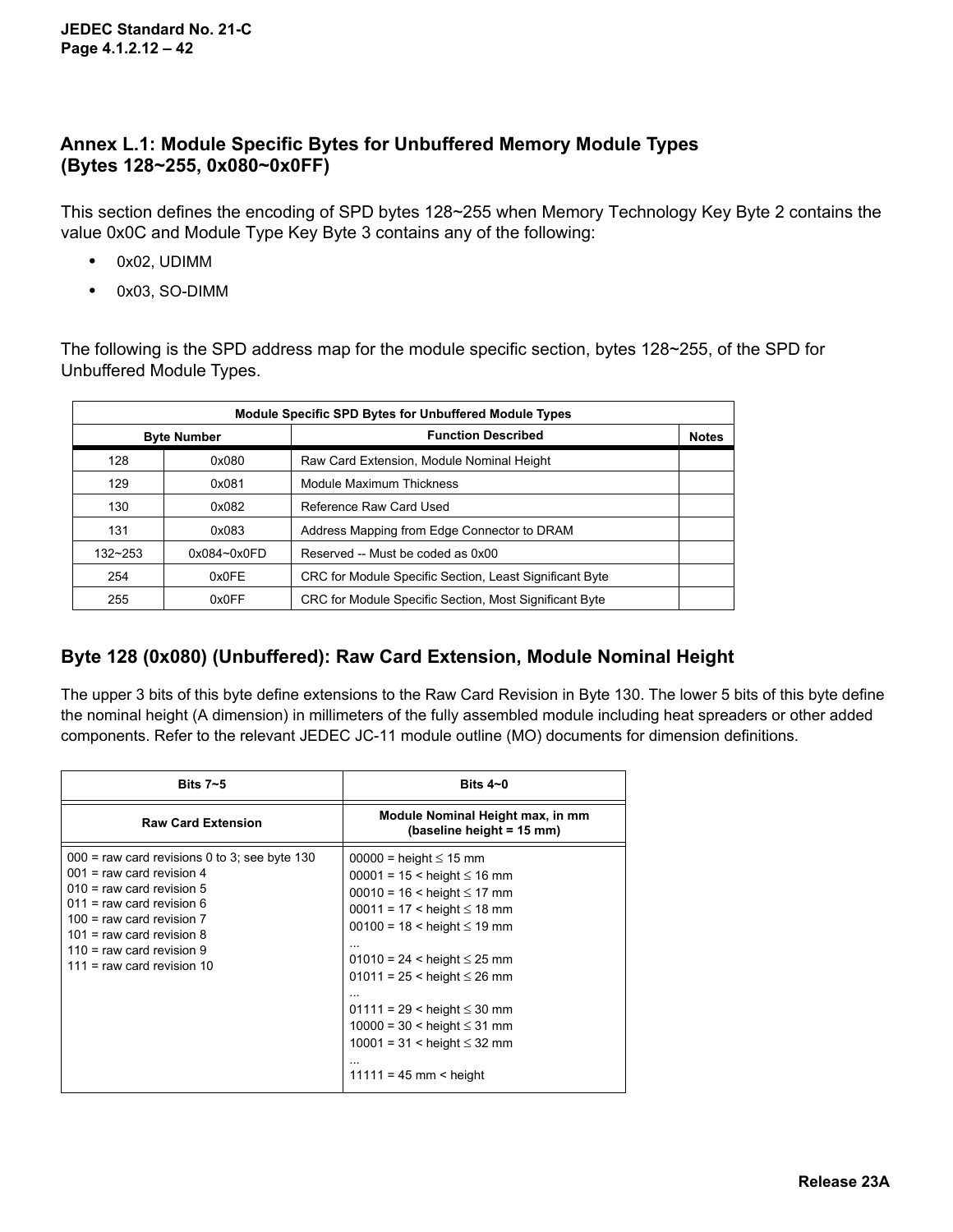## Annex L.1: Module Specific Bytes for Unbuffered Memory Module Types (Bytes 128~255, 0x080~0x0FF)

This section defines the encoding of SPD bytes 128~255 when Memory Technology Key Byte 2 contains the value 0x0C and Module Type Key Byte 3 contains any of the following:

- 0x02, UDIMM
- 0x03, SO-DIMM

The following is the SPD address map for the module specific section, bytes 128~255, of the SPD for Unbuffered Module Types.

| Module Specific SPD Bytes for Unbuffered Module Types | | | |
|---|---|---|---|
| **Byte Number** | | **Function Described** | **Notes** |
| 128 | 0x080 | Raw Card Extension, Module Nominal Height | |
| 129 | 0x081 | Module Maximum Thickness | |
| 130 | 0x082 | Reference Raw Card Used | |
| 131 | 0x083 | Address Mapping from Edge Connector to DRAM | |
| 132~253 | 0x084~0x0FD | Reserved -- Must be coded as 0x00 | |
| 254 | 0x0FE | CRC for Module Specific Section, Least Significant Byte | |
| 255 | 0x0FF | CRC for Module Specific Section, Most Significant Byte | |

## Byte 128 (0x080) (Unbuffered): Raw Card Extension, Module Nominal Height

The upper 3 bits of this byte define extensions to the Raw Card Revision in Byte 130. The lower 5 bits of this byte define the nominal height (A dimension) in millimeters of the fully assembled module including heat spreaders or other added components. Refer to the relevant JEDEC JC-11 module outline (MO) documents for dimension definitions.

| Bits 7~5 | Bits 4~0 |
|---|---|
| **Raw Card Extension** | **Module Nominal Height max, in mm (baseline height = 15 mm)** |
| 000 = raw card revisions 0 to 3; see byte 130<br>001 = raw card revision 4<br>010 = raw card revision 5<br>011 = raw card revision 6<br>100 = raw card revision 7<br>101 = raw card revision 8<br>110 = raw card revision 9<br>111 = raw card revision 10 | 00000 = height ≤ 15 mm<br>00001 = 15 < height ≤ 16 mm<br>00010 = 16 < height ≤ 17 mm<br>00011 = 17 < height ≤ 18 mm<br>00100 = 18 < height ≤ 19 mm<br>...<br>01010 = 24 < height ≤ 25 mm<br>01011 = 25 < height ≤ 26 mm<br>...<br>01111 = 29 < height ≤ 30 mm<br>10000 = 30 < height ≤ 31 mm<br>10001 = 31 < height ≤ 32 mm<br>...<br>11111 = 45 mm < height |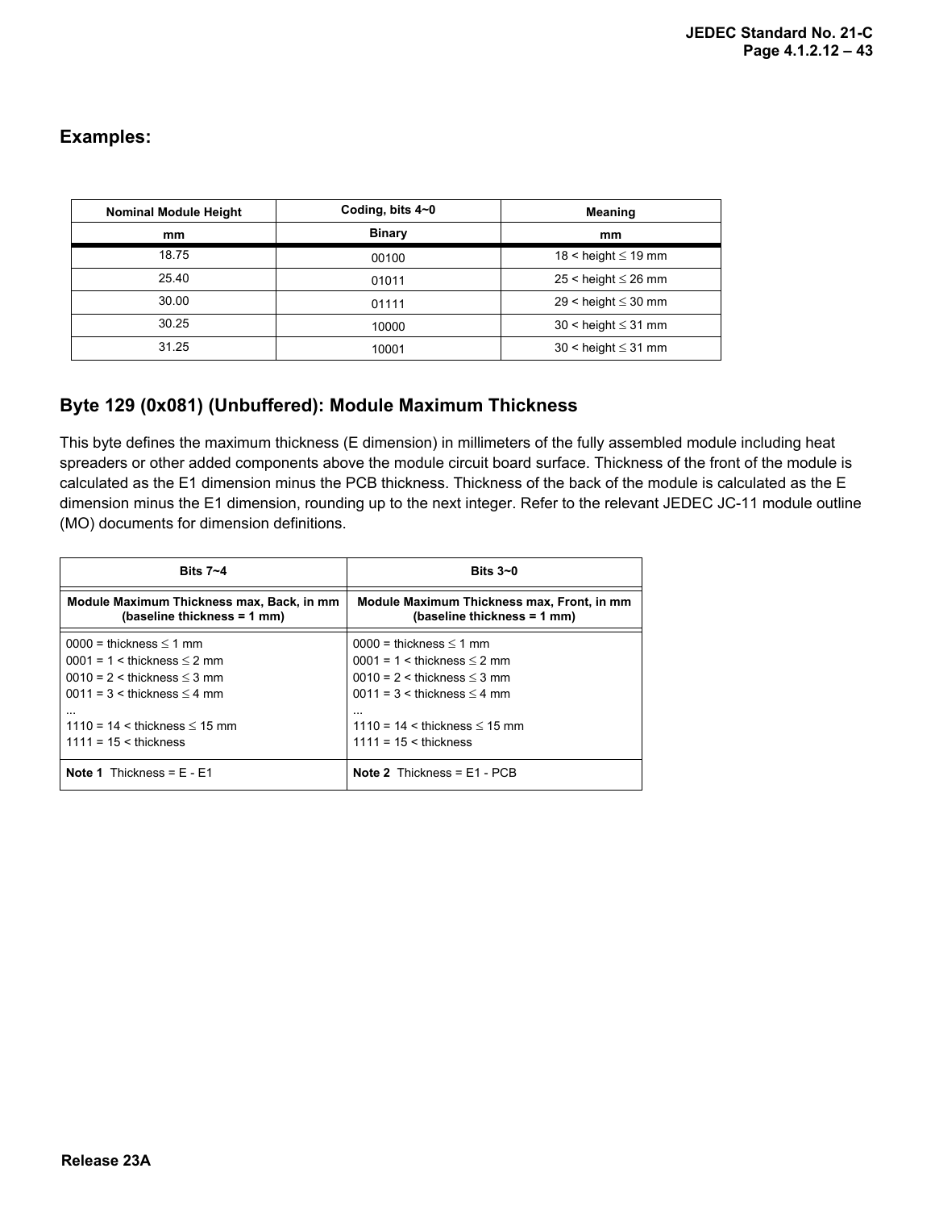## Examples:

| Nominal Module Height | Coding, bits 4~0 | Meaning |
|---|---|---|
| mm | Binary | mm |
| 18.75 | 00100 | 18 < height ≤ 19 mm |
| 25.40 | 01011 | 25 < height ≤ 26 mm |
| 30.00 | 01111 | 29 < height ≤ 30 mm |
| 30.25 | 10000 | 30 < height ≤ 31 mm |
| 31.25 | 10001 | 30 < height ≤ 31 mm |

## Byte 129 (0x081) (Unbuffered): Module Maximum Thickness

This byte defines the maximum thickness (E dimension) in millimeters of the fully assembled module including heat spreaders or other added components above the module circuit board surface. Thickness of the front of the module is calculated as the E1 dimension minus the PCB thickness. Thickness of the back of the module is calculated as the E dimension minus the E1 dimension, rounding up to the next integer. Refer to the relevant JEDEC JC-11 module outline (MO) documents for dimension definitions.

| Bits 7~4 | Bits 3~0 |
|---|---|
| **Module Maximum Thickness max, Back, in mm (baseline thickness = 1 mm)** | **Module Maximum Thickness max, Front, in mm (baseline thickness = 1 mm)** |
| 0000 = thickness ≤ 1 mm<br>0001 = 1 < thickness ≤ 2 mm<br>0010 = 2 < thickness ≤ 3 mm<br>0011 = 3 < thickness ≤ 4 mm<br>...<br>1110 = 14 < thickness ≤ 15 mm<br>1111 = 15 < thickness | 0000 = thickness ≤ 1 mm<br>0001 = 1 < thickness ≤ 2 mm<br>0010 = 2 < thickness ≤ 3 mm<br>0011 = 3 < thickness ≤ 4 mm<br>...<br>1110 = 14 < thickness ≤ 15 mm<br>1111 = 15 < thickness |
| **Note 1** Thickness = E - E1 | **Note 2** Thickness = E1 - PCB |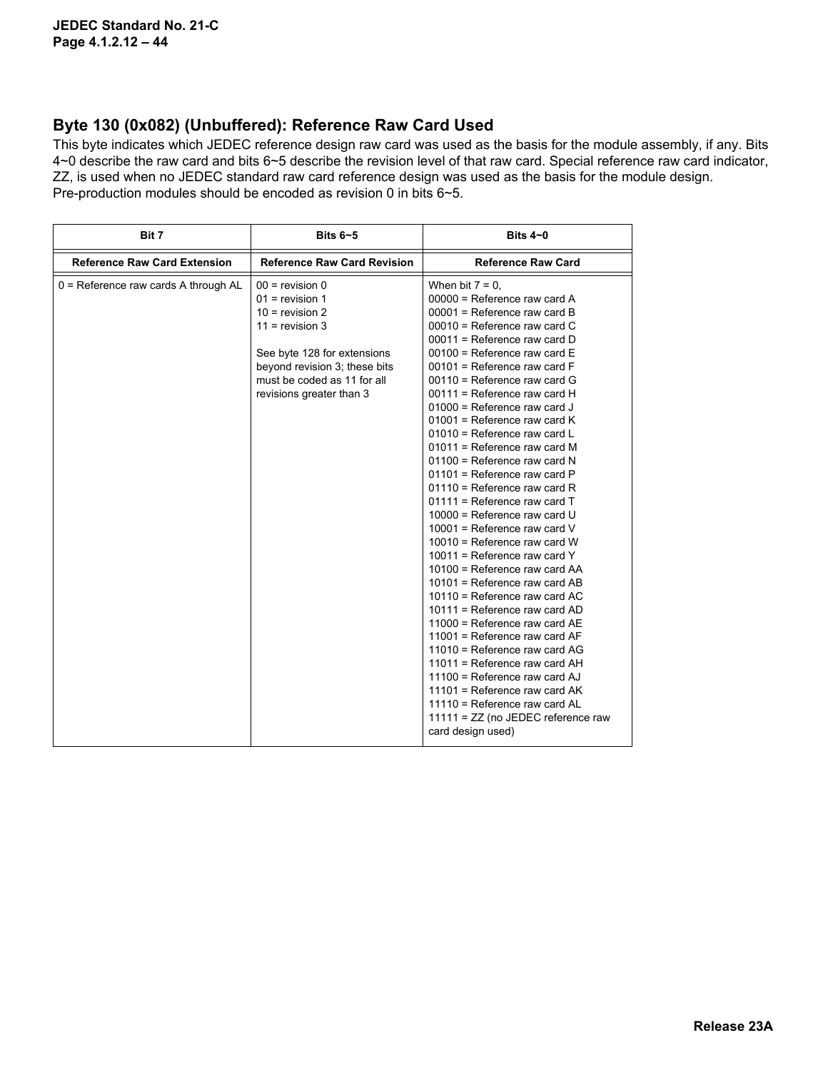## Byte 130 (0x082) (Unbuffered): Reference Raw Card Used

This byte indicates which JEDEC reference design raw card was used as the basis for the module assembly, if any. Bits 4~0 describe the raw card and bits 6~5 describe the revision level of that raw card. Special reference raw card indicator, ZZ, is used when no JEDEC standard raw card reference design was used as the basis for the module design. Pre-production modules should be encoded as revision 0 in bits 6~5.

| Bit 7 | Bits 6~5 | Bits 4~0 |
|---|---|---|
| **Reference Raw Card Extension** | **Reference Raw Card Revision** | **Reference Raw Card** |
| 0 = Reference raw cards A through AL | 00 = revision 0<br>01 = revision 1<br>10 = revision 2<br>11 = revision 3<br><br>See byte 128 for extensions beyond revision 3; these bits must be coded as 11 for all revisions greater than 3 | When bit 7 = 0,<br>00000 = Reference raw card A<br>00001 = Reference raw card B<br>00010 = Reference raw card C<br>00011 = Reference raw card D<br>00100 = Reference raw card E<br>00101 = Reference raw card F<br>00110 = Reference raw card G<br>00111 = Reference raw card H<br>01000 = Reference raw card J<br>01001 = Reference raw card K<br>01010 = Reference raw card L<br>01011 = Reference raw card M<br>01100 = Reference raw card N<br>01101 = Reference raw card P<br>01110 = Reference raw card R<br>01111 = Reference raw card T<br>10000 = Reference raw card U<br>10001 = Reference raw card V<br>10010 = Reference raw card W<br>10011 = Reference raw card Y<br>10100 = Reference raw card AA<br>10101 = Reference raw card AB<br>10110 = Reference raw card AC<br>10111 = Reference raw card AD<br>11000 = Reference raw card AE<br>11001 = Reference raw card AF<br>11010 = Reference raw card AG<br>11011 = Reference raw card AH<br>11100 = Reference raw card AJ<br>11101 = Reference raw card AK<br>11110 = Reference raw card AL<br>11111 = ZZ (no JEDEC reference raw card design used) |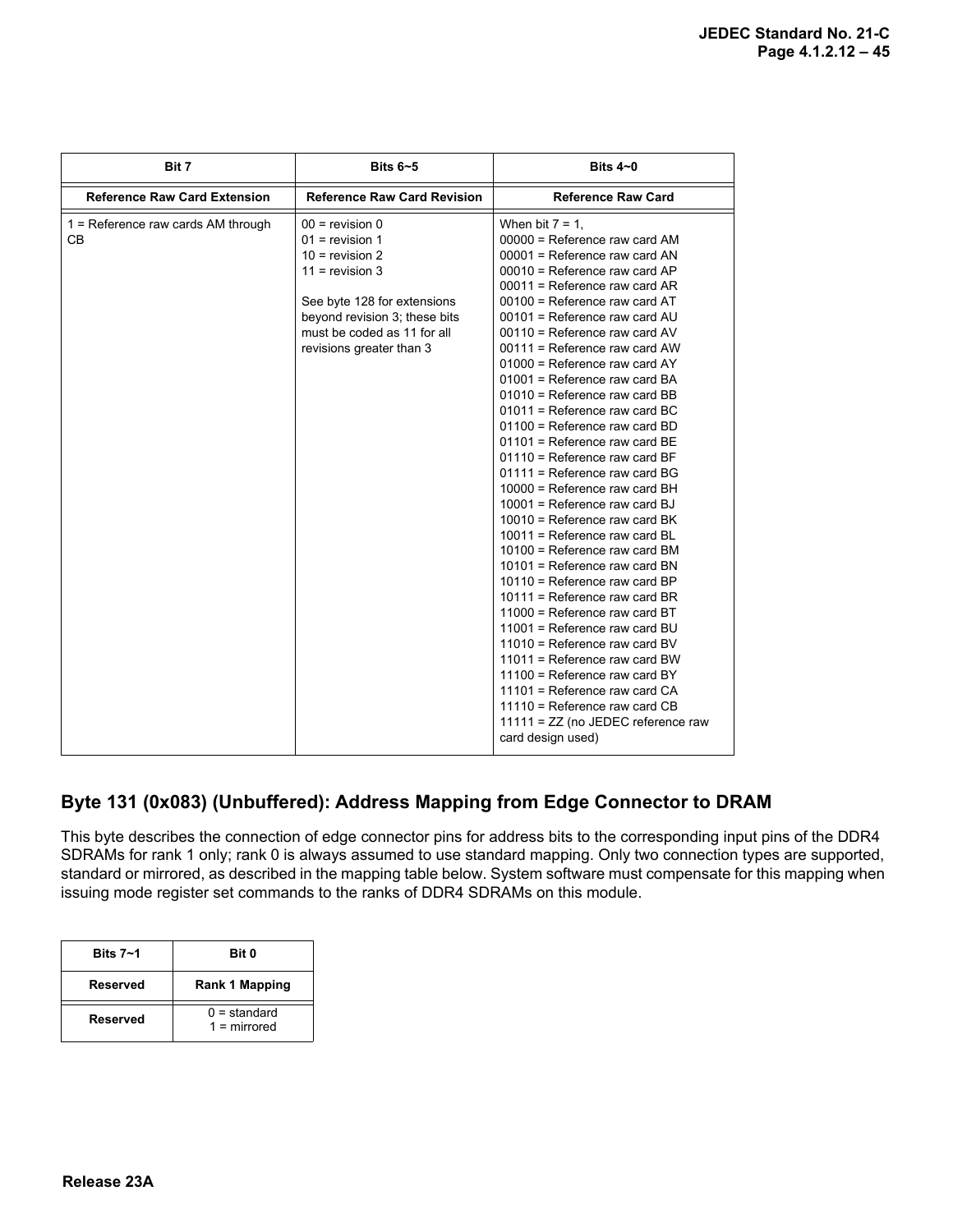| Bit 7 | Bits 6~5 | Bits 4~0 |
|---|---|---|
| **Reference Raw Card Extension** | **Reference Raw Card Revision** | **Reference Raw Card** |
| 1 = Reference raw cards AM through CB | 00 = revision 0<br>01 = revision 1<br>10 = revision 2<br>11 = revision 3<br><br>See byte 128 for extensions beyond revision 3; these bits must be coded as 11 for all revisions greater than 3 | When bit 7 = 1,<br>00000 = Reference raw card AM<br>00001 = Reference raw card AN<br>00010 = Reference raw card AP<br>00011 = Reference raw card AR<br>00100 = Reference raw card AT<br>00101 = Reference raw card AU<br>00110 = Reference raw card AV<br>00111 = Reference raw card AW<br>01000 = Reference raw card AY<br>01001 = Reference raw card BA<br>01010 = Reference raw card BB<br>01011 = Reference raw card BC<br>01100 = Reference raw card BD<br>01101 = Reference raw card BE<br>01110 = Reference raw card BF<br>01111 = Reference raw card BG<br>10000 = Reference raw card BH<br>10001 = Reference raw card BJ<br>10010 = Reference raw card BK<br>10011 = Reference raw card BL<br>10100 = Reference raw card BM<br>10101 = Reference raw card BN<br>10110 = Reference raw card BP<br>10111 = Reference raw card BR<br>11000 = Reference raw card BT<br>11001 = Reference raw card BU<br>11010 = Reference raw card BV<br>11011 = Reference raw card BW<br>11100 = Reference raw card BY<br>11101 = Reference raw card CA<br>11110 = Reference raw card CB<br>11111 = ZZ (no JEDEC reference raw card design used) |

## Byte 131 (0x083) (Unbuffered): Address Mapping from Edge Connector to DRAM

This byte describes the connection of edge connector pins for address bits to the corresponding input pins of the DDR4 SDRAMs for rank 1 only; rank 0 is always assumed to use standard mapping. Only two connection types are supported, standard or mirrored, as described in the mapping table below. System software must compensate for this mapping when issuing mode register set commands to the ranks of DDR4 SDRAMs on this module.

| Bits 7~1 | Bit 0 |
|---|---|
| **Reserved** | **Rank 1 Mapping** |
| Reserved | 0 = standard<br>1 = mirrored |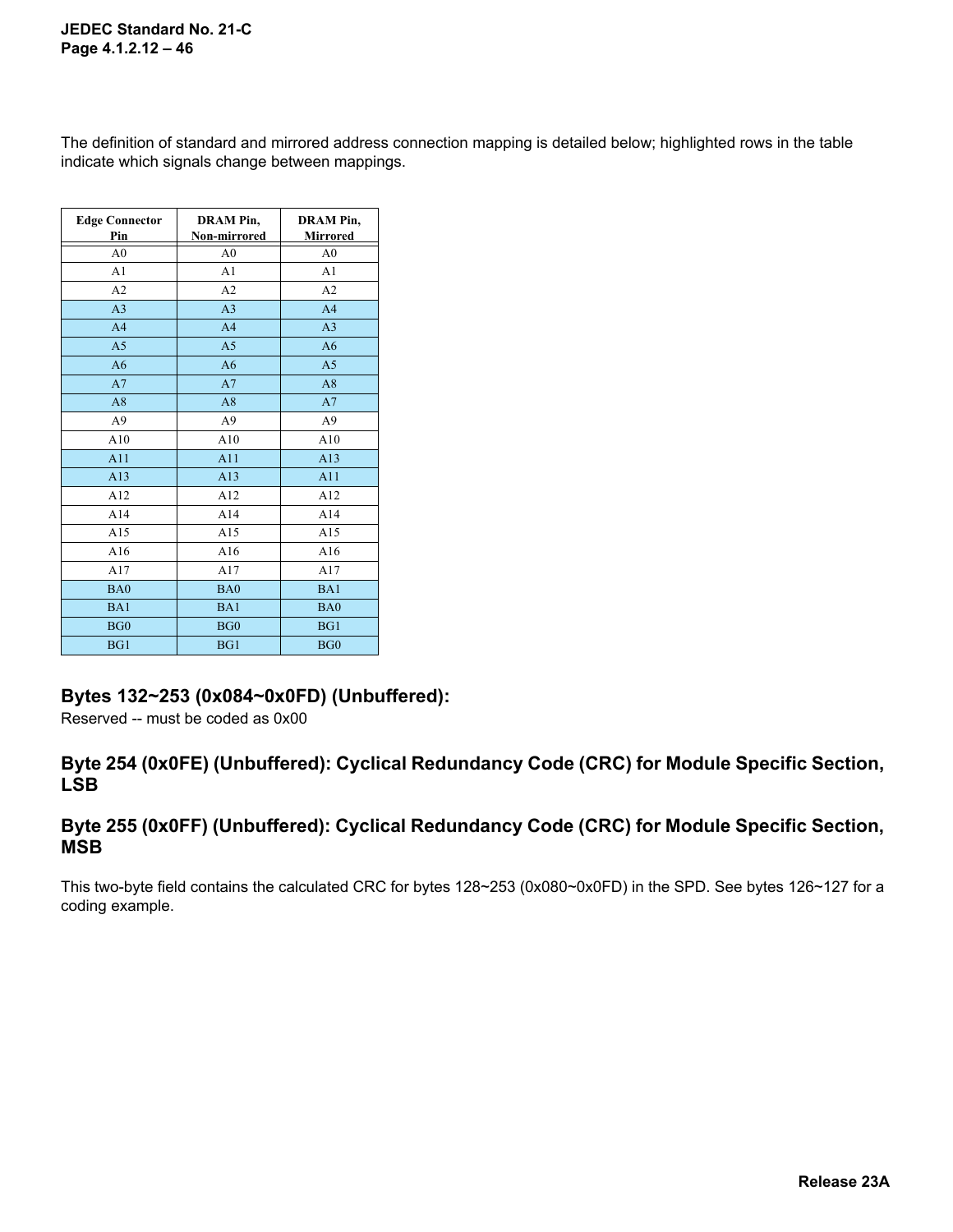The definition of standard and mirrored address connection mapping is detailed below; highlighted rows in the table indicate which signals change between mappings.

| Edge Connector Pin | DRAM Pin, Non-mirrored | DRAM Pin, Mirrored |
|---|---|---|
| A0 | A0 | A0 |
| A1 | A1 | A1 |
| A2 | A2 | A2 |
| A3 | A3 | A4 |
| A4 | A4 | A3 |
| A5 | A5 | A6 |
| A6 | A6 | A5 |
| A7 | A7 | A8 |
| A8 | A8 | A7 |
| A9 | A9 | A9 |
| A10 | A10 | A10 |
| A11 | A11 | A13 |
| A13 | A13 | A11 |
| A12 | A12 | A12 |
| A14 | A14 | A14 |
| A15 | A15 | A15 |
| A16 | A16 | A16 |
| A17 | A17 | A17 |
| BA0 | BA0 | BA1 |
| BA1 | BA1 | BA0 |
| BG0 | BG0 | BG1 |
| BG1 | BG1 | BG0 |

## Bytes 132~253 (0x084~0x0FD) (Unbuffered):

Reserved -- must be coded as 0x00

## Byte 254 (0x0FE) (Unbuffered): Cyclical Redundancy Code (CRC) for Module Specific Section, LSB

## Byte 255 (0x0FF) (Unbuffered): Cyclical Redundancy Code (CRC) for Module Specific Section, MSB

This two-byte field contains the calculated CRC for bytes 128~253 (0x080~0x0FD) in the SPD. See bytes 126~127 for a coding example.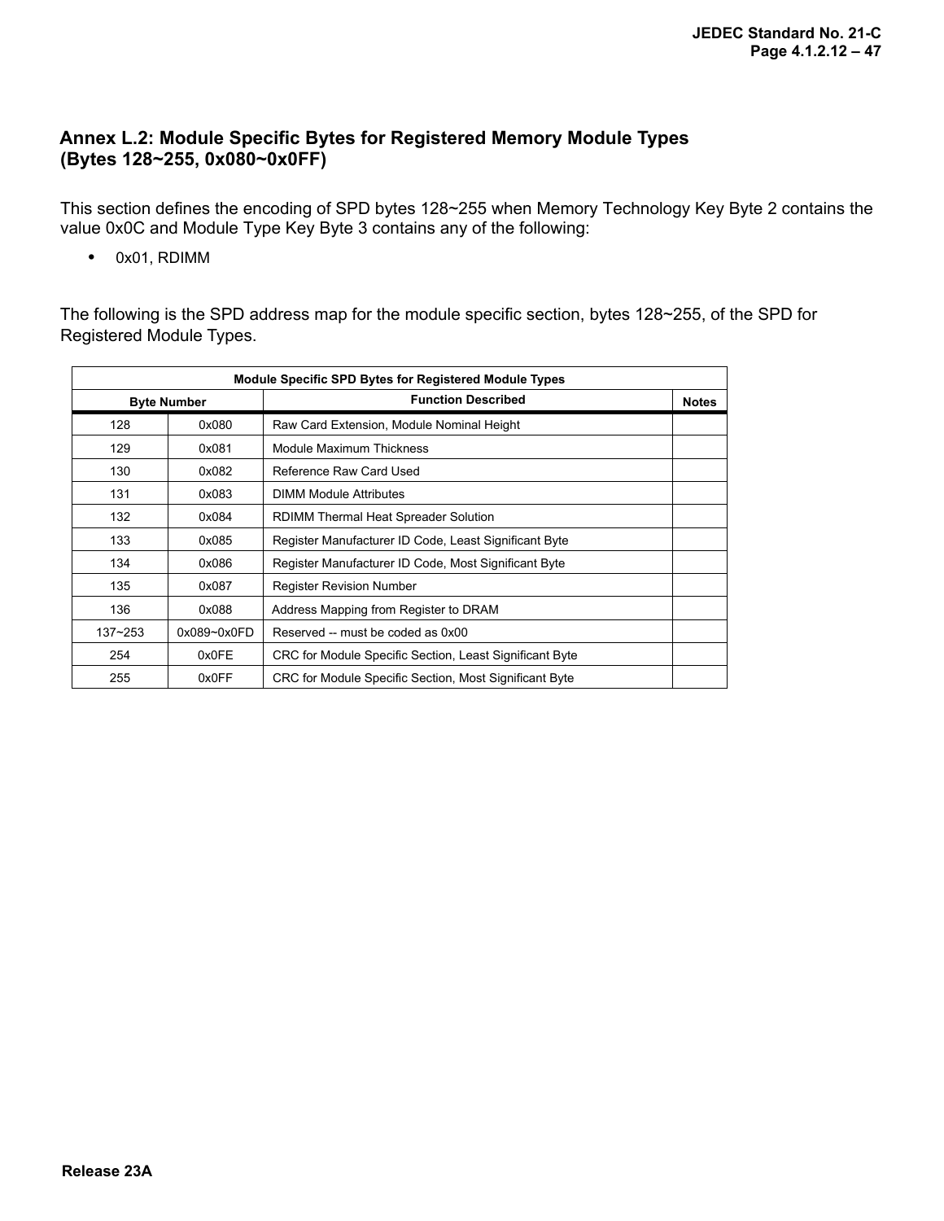## Annex L.2: Module Specific Bytes for Registered Memory Module Types (Bytes 128~255, 0x080~0x0FF)

This section defines the encoding of SPD bytes 128~255 when Memory Technology Key Byte 2 contains the value 0x0C and Module Type Key Byte 3 contains any of the following:

- 0x01, RDIMM

The following is the SPD address map for the module specific section, bytes 128~255, of the SPD for Registered Module Types.

| Module Specific SPD Bytes for Registered Module Types | | | |
|---|---|---|---|
| Byte Number | | Function Described | Notes |
| 128 | 0x080 | Raw Card Extension, Module Nominal Height | |
| 129 | 0x081 | Module Maximum Thickness | |
| 130 | 0x082 | Reference Raw Card Used | |
| 131 | 0x083 | DIMM Module Attributes | |
| 132 | 0x084 | RDIMM Thermal Heat Spreader Solution | |
| 133 | 0x085 | Register Manufacturer ID Code, Least Significant Byte | |
| 134 | 0x086 | Register Manufacturer ID Code, Most Significant Byte | |
| 135 | 0x087 | Register Revision Number | |
| 136 | 0x088 | Address Mapping from Register to DRAM | |
| 137~253 | 0x089~0x0FD | Reserved -- must be coded as 0x00 | |
| 254 | 0x0FE | CRC for Module Specific Section, Least Significant Byte | |
| 255 | 0x0FF | CRC for Module Specific Section, Most Significant Byte | |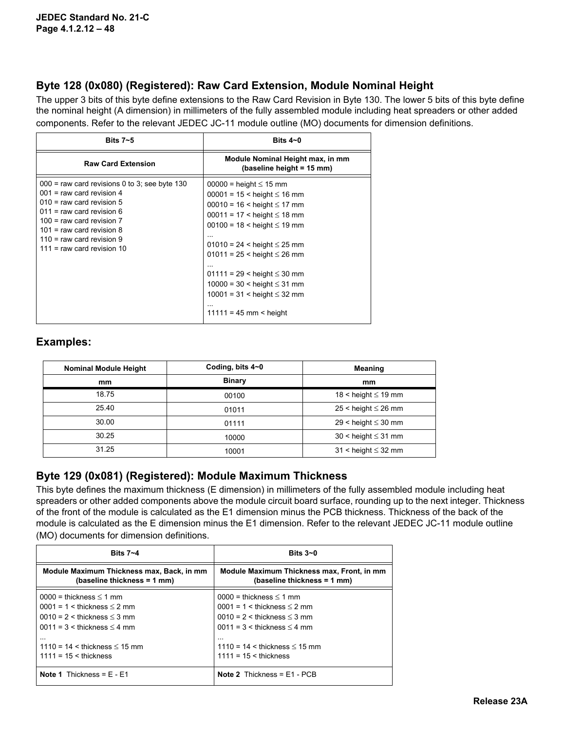## Byte 128 (0x080) (Registered): Raw Card Extension, Module Nominal Height

The upper 3 bits of this byte define extensions to the Raw Card Revision in Byte 130. The lower 5 bits of this byte define the nominal height (A dimension) in millimeters of the fully assembled module including heat spreaders or other added components. Refer to the relevant JEDEC JC-11 module outline (MO) documents for dimension definitions.

| Bits 7~5 | Bits 4~0 |
|---|---|
| **Raw Card Extension** | **Module Nominal Height max, in mm (baseline height = 15 mm)** |
| 000 = raw card revisions 0 to 3; see byte 130<br>001 = raw card revision 4<br>010 = raw card revision 5<br>011 = raw card revision 6<br>100 = raw card revision 7<br>101 = raw card revision 8<br>110 = raw card revision 9<br>111 = raw card revision 10 | 00000 = height ≤ 15 mm<br>00001 = 15 < height ≤ 16 mm<br>00010 = 16 < height ≤ 17 mm<br>00011 = 17 < height ≤ 18 mm<br>00100 = 18 < height ≤ 19 mm<br>...<br>01010 = 24 < height ≤ 25 mm<br>01011 = 25 < height ≤ 26 mm<br>...<br>01111 = 29 < height ≤ 30 mm<br>10000 = 30 < height ≤ 31 mm<br>10001 = 31 < height ≤ 32 mm<br>...<br>11111 = 45 mm < height |

### Examples:

| Nominal Module Height | Coding, bits 4~0 | Meaning |
|---|---|---|
| **mm** | **Binary** | **mm** |
| 18.75 | 00100 | 18 < height ≤ 19 mm |
| 25.40 | 01011 | 25 < height ≤ 26 mm |
| 30.00 | 01111 | 29 < height ≤ 30 mm |
| 30.25 | 10000 | 30 < height ≤ 31 mm |
| 31.25 | 10001 | 31 < height ≤ 32 mm |

## Byte 129 (0x081) (Registered): Module Maximum Thickness

This byte defines the maximum thickness (E dimension) in millimeters of the fully assembled module including heat spreaders or other added components above the module circuit board surface, rounding up to the next integer. Thickness of the front of the module is calculated as the E1 dimension minus the PCB thickness. Thickness of the back of the module is calculated as the E dimension minus the E1 dimension. Refer to the relevant JEDEC JC-11 module outline (MO) documents for dimension definitions.

| Bits 7~4 | Bits 3~0 |
|---|---|
| **Module Maximum Thickness max, Back, in mm (baseline thickness = 1 mm)** | **Module Maximum Thickness max, Front, in mm (baseline thickness = 1 mm)** |
| 0000 = thickness ≤ 1 mm<br>0001 = 1 < thickness ≤ 2 mm<br>0010 = 2 < thickness ≤ 3 mm<br>0011 = 3 < thickness ≤ 4 mm<br>...<br>1110 = 14 < thickness ≤ 15 mm<br>1111 = 15 < thickness | 0000 = thickness ≤ 1 mm<br>0001 = 1 < thickness ≤ 2 mm<br>0010 = 2 < thickness ≤ 3 mm<br>0011 = 3 < thickness ≤ 4 mm<br>...<br>1110 = 14 < thickness ≤ 15 mm<br>1111 = 15 < thickness |
| **Note 1** Thickness = E - E1 | **Note 2** Thickness = E1 - PCB |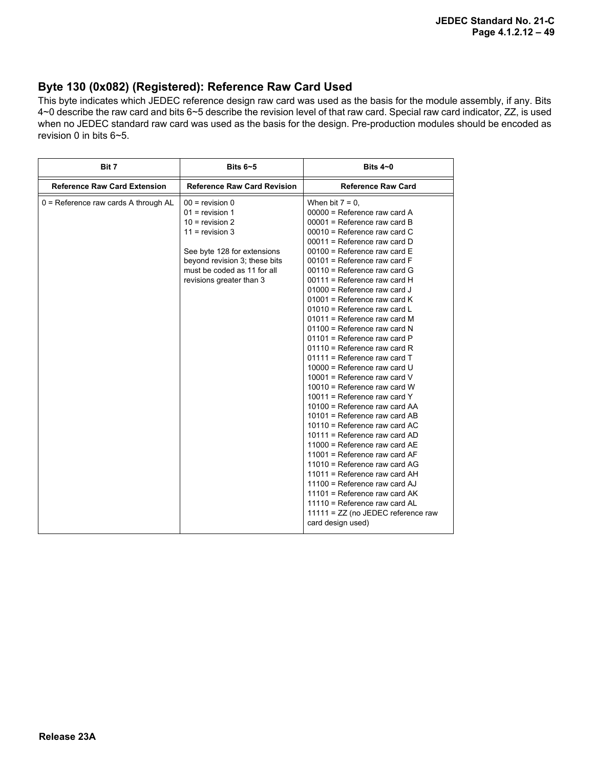### Byte 130 (0x082) (Registered): Reference Raw Card Used

This byte indicates which JEDEC reference design raw card was used as the basis for the module assembly, if any. Bits 4~0 describe the raw card and bits 6~5 describe the revision level of that raw card. Special raw card indicator, ZZ, is used when no JEDEC standard raw card was used as the basis for the design. Pre-production modules should be encoded as revision 0 in bits 6~5.

| Bit 7 | Bits 6~5 | Bits 4~0 |
|---|---|---|
| **Reference Raw Card Extension** | **Reference Raw Card Revision** | **Reference Raw Card** |
| 0 = Reference raw cards A through AL | 00 = revision 0<br>01 = revision 1<br>10 = revision 2<br>11 = revision 3<br><br>See byte 128 for extensions beyond revision 3; these bits must be coded as 11 for all revisions greater than 3 | When bit 7 = 0,<br>00000 = Reference raw card A<br>00001 = Reference raw card B<br>00010 = Reference raw card C<br>00011 = Reference raw card D<br>00100 = Reference raw card E<br>00101 = Reference raw card F<br>00110 = Reference raw card G<br>00111 = Reference raw card H<br>01000 = Reference raw card J<br>01001 = Reference raw card K<br>01010 = Reference raw card L<br>01011 = Reference raw card M<br>01100 = Reference raw card N<br>01101 = Reference raw card P<br>01110 = Reference raw card R<br>01111 = Reference raw card T<br>10000 = Reference raw card U<br>10001 = Reference raw card V<br>10010 = Reference raw card W<br>10011 = Reference raw card Y<br>10100 = Reference raw card AA<br>10101 = Reference raw card AB<br>10110 = Reference raw card AC<br>10111 = Reference raw card AD<br>11000 = Reference raw card AE<br>11001 = Reference raw card AF<br>11010 = Reference raw card AG<br>11011 = Reference raw card AH<br>11100 = Reference raw card AJ<br>11101 = Reference raw card AK<br>11110 = Reference raw card AL<br>11111 = ZZ (no JEDEC reference raw card design used) |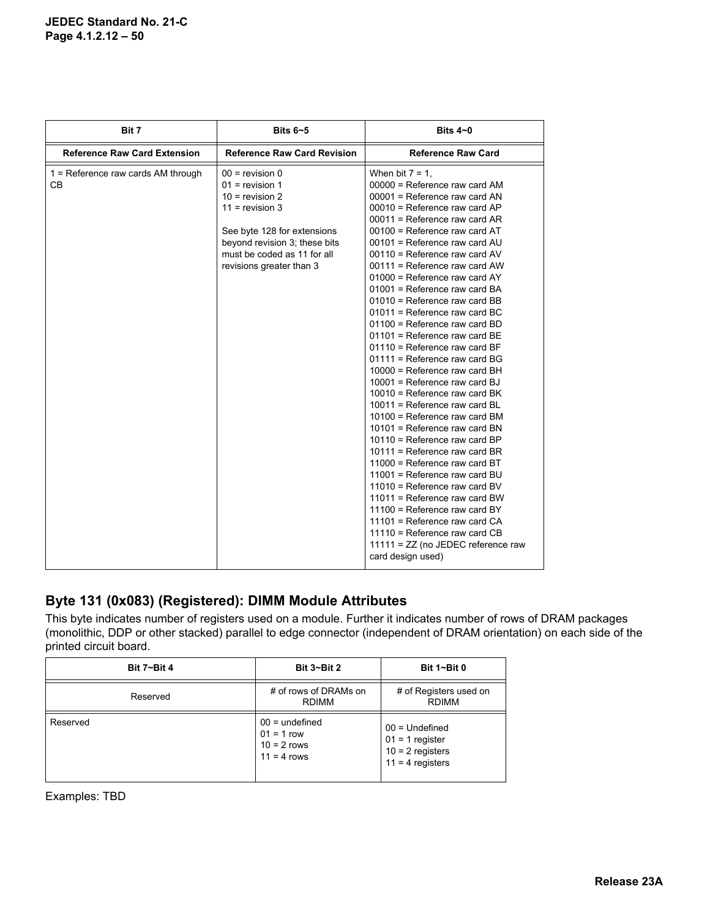| Bit 7 | Bits 6~5 | Bits 4~0 |
|---|---|---|
| **Reference Raw Card Extension** | **Reference Raw Card Revision** | **Reference Raw Card** |
| 1 = Reference raw cards AM through CB | 00 = revision 0<br>01 = revision 1<br>10 = revision 2<br>11 = revision 3<br><br>See byte 128 for extensions beyond revision 3; these bits must be coded as 11 for all revisions greater than 3 | When bit 7 = 1,<br>00000 = Reference raw card AM<br>00001 = Reference raw card AN<br>00010 = Reference raw card AP<br>00011 = Reference raw card AR<br>00100 = Reference raw card AT<br>00101 = Reference raw card AU<br>00110 = Reference raw card AV<br>00111 = Reference raw card AW<br>01000 = Reference raw card AY<br>01001 = Reference raw card BA<br>01010 = Reference raw card BB<br>01011 = Reference raw card BC<br>01100 = Reference raw card BD<br>01101 = Reference raw card BE<br>01110 = Reference raw card BF<br>01111 = Reference raw card BG<br>10000 = Reference raw card BH<br>10001 = Reference raw card BJ<br>10010 = Reference raw card BK<br>10011 = Reference raw card BL<br>10100 = Reference raw card BM<br>10101 = Reference raw card BN<br>10110 = Reference raw card BP<br>10111 = Reference raw card BR<br>11000 = Reference raw card BT<br>11001 = Reference raw card BU<br>11010 = Reference raw card BV<br>11011 = Reference raw card BW<br>11100 = Reference raw card BY<br>11101 = Reference raw card CA<br>11110 = Reference raw card CB<br>11111 = ZZ (no JEDEC reference raw card design used) |

## Byte 131 (0x083) (Registered): DIMM Module Attributes

This byte indicates number of registers used on a module. Further it indicates number of rows of DRAM packages (monolithic, DDP or other stacked) parallel to edge connector (independent of DRAM orientation) on each side of the printed circuit board.

| Bit 7~Bit 4 | Bit 3~Bit 2 | Bit 1~Bit 0 |
|---|---|---|
| Reserved | # of rows of DRAMs on RDIMM | # of Registers used on RDIMM |
| Reserved | 00 = undefined<br>01 = 1 row<br>10 = 2 rows<br>11 = 4 rows | 00 = Undefined<br>01 = 1 register<br>10 = 2 registers<br>11 = 4 registers |

Examples: TBD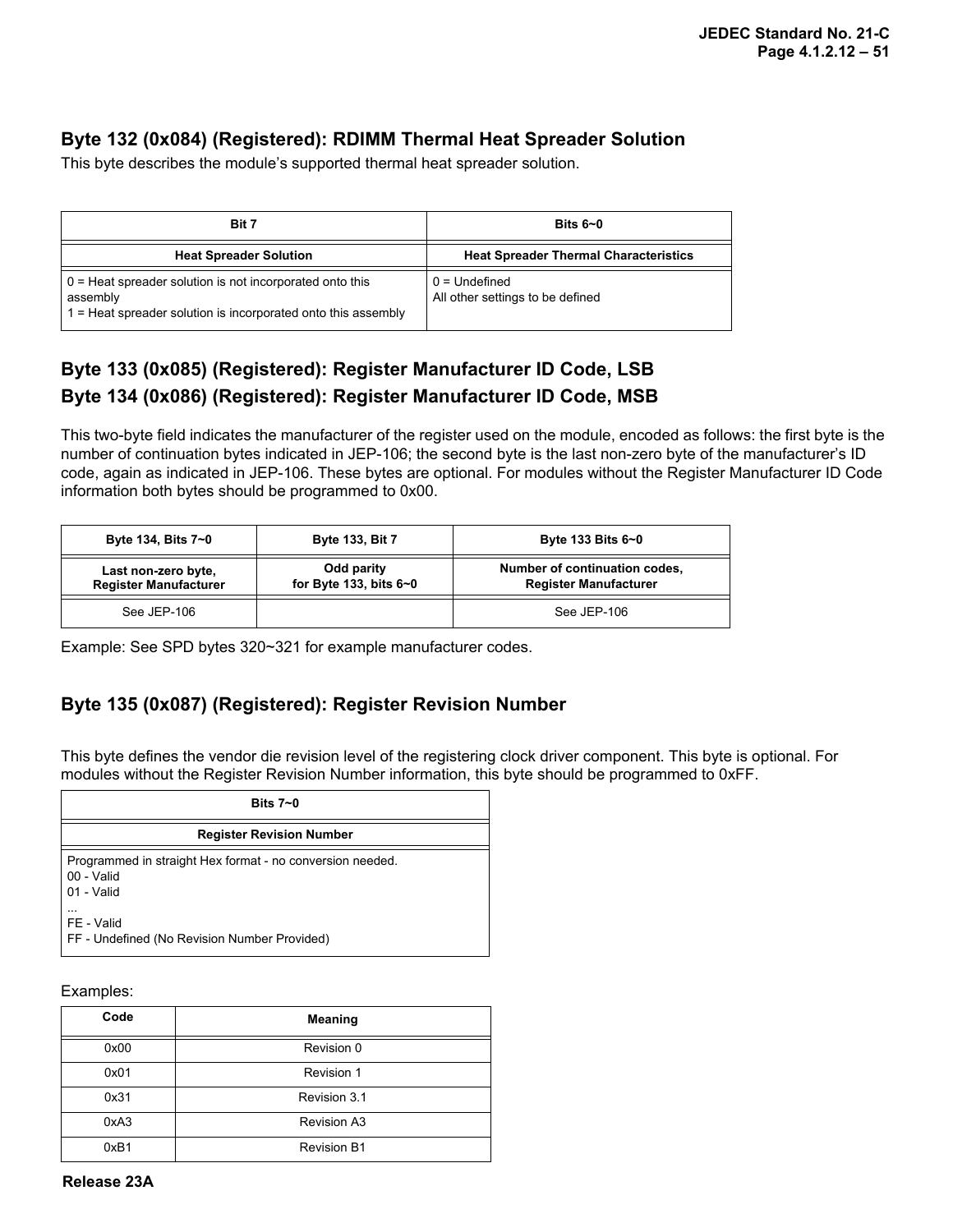### Byte 132 (0x084) (Registered): RDIMM Thermal Heat Spreader Solution

This byte describes the module's supported thermal heat spreader solution.

| Bit 7 | Bits 6~0 |
|---|---|
| **Heat Spreader Solution** | **Heat Spreader Thermal Characteristics** |
| 0 = Heat spreader solution is not incorporated onto this assembly<br>1 = Heat spreader solution is incorporated onto this assembly | 0 = Undefined<br>All other settings to be defined |

### Byte 133 (0x085) (Registered): Register Manufacturer ID Code, LSB

### Byte 134 (0x086) (Registered): Register Manufacturer ID Code, MSB

This two-byte field indicates the manufacturer of the register used on the module, encoded as follows: the first byte is the number of continuation bytes indicated in JEP-106; the second byte is the last non-zero byte of the manufacturer's ID code, again as indicated in JEP-106. These bytes are optional. For modules without the Register Manufacturer ID Code information both bytes should be programmed to 0x00.

| Byte 134, Bits 7~0 | Byte 133, Bit 7 | Byte 133 Bits 6~0 |
|---|---|---|
| **Last non-zero byte, Register Manufacturer** | **Odd parity for Byte 133, bits 6~0** | **Number of continuation codes, Register Manufacturer** |
| See JEP-106 | | See JEP-106 |

Example: See SPD bytes 320~321 for example manufacturer codes.

### Byte 135 (0x087) (Registered): Register Revision Number

This byte defines the vendor die revision level of the registering clock driver component. This byte is optional. For modules without the Register Revision Number information, this byte should be programmed to 0xFF.

| Bits 7~0 |
|---|
| **Register Revision Number** |
| Programmed in straight Hex format - no conversion needed.<br>00 - Valid<br>01 - Valid<br>...<br>FE - Valid<br>FF - Undefined (No Revision Number Provided) |

Examples:

| Code | Meaning |
|---|---|
| 0x00 | Revision 0 |
| 0x01 | Revision 1 |
| 0x31 | Revision 3.1 |
| 0xA3 | Revision A3 |
| 0xB1 | Revision B1 |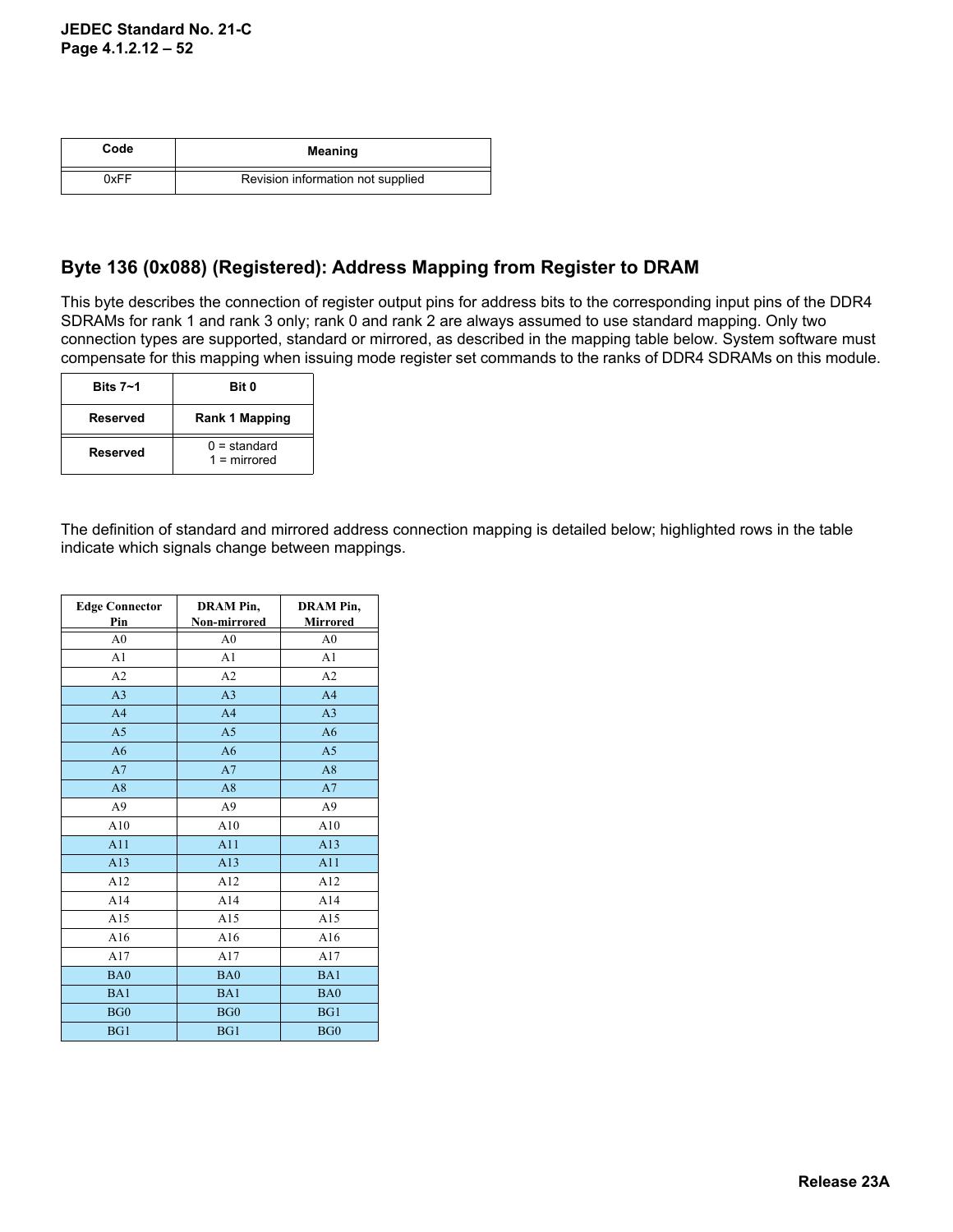| Code | Meaning |
| --- | --- |
| 0xFF | Revision information not supplied |

## Byte 136 (0x088) (Registered): Address Mapping from Register to DRAM

This byte describes the connection of register output pins for address bits to the corresponding input pins of the DDR4 SDRAMs for rank 1 and rank 3 only; rank 0 and rank 2 are always assumed to use standard mapping. Only two connection types are supported, standard or mirrored, as described in the mapping table below. System software must compensate for this mapping when issuing mode register set commands to the ranks of DDR4 SDRAMs on this module.

| Bits 7~1 | Bit 0 |
| --- | --- |
| Reserved | Rank 1 Mapping |
| Reserved | 0 = standard<br>1 = mirrored |

The definition of standard and mirrored address connection mapping is detailed below; highlighted rows in the table indicate which signals change between mappings.

| Edge Connector Pin | DRAM Pin, Non-mirrored | DRAM Pin, Mirrored |
| --- | --- | --- |
| A0 | A0 | A0 |
| A1 | A1 | A1 |
| A2 | A2 | A2 |
| A3 | A3 | A4 |
| A4 | A4 | A3 |
| A5 | A5 | A6 |
| A6 | A6 | A5 |
| A7 | A7 | A8 |
| A8 | A8 | A7 |
| A9 | A9 | A9 |
| A10 | A10 | A10 |
| A11 | A11 | A13 |
| A13 | A13 | A11 |
| A12 | A12 | A12 |
| A14 | A14 | A14 |
| A15 | A15 | A15 |
| A16 | A16 | A16 |
| A17 | A17 | A17 |
| BA0 | BA0 | BA1 |
| BA1 | BA1 | BA0 |
| BG0 | BG0 | BG1 |
| BG1 | BG1 | BG0 |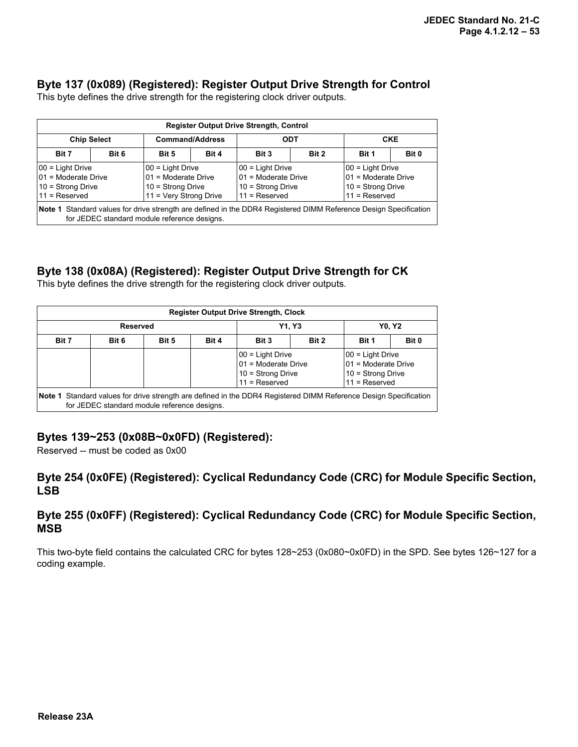### Byte 137 (0x089) (Registered): Register Output Drive Strength for Control

This byte defines the drive strength for the registering clock driver outputs.

| Register Output Drive Strength, Control | | | | | | | |
|---|---|---|---|---|---|---|---|
| Chip Select | | Command/Address | | ODT | | CKE | |
| Bit 7 | Bit 6 | Bit 5 | Bit 4 | Bit 3 | Bit 2 | Bit 1 | Bit 0 |
| 00 = Light Drive<br>01 = Moderate Drive<br>10 = Strong Drive<br>11 = Reserved | | 00 = Light Drive<br>01 = Moderate Drive<br>10 = Strong Drive<br>11 = Very Strong Drive | | 00 = Light Drive<br>01 = Moderate Drive<br>10 = Strong Drive<br>11 = Reserved | | 00 = Light Drive<br>01 = Moderate Drive<br>10 = Strong Drive<br>11 = Reserved | |
| **Note 1** Standard values for drive strength are defined in the DDR4 Registered DIMM Reference Design Specification for JEDEC standard module reference designs. | | | | | | | |

### Byte 138 (0x08A) (Registered): Register Output Drive Strength for CK

This byte defines the drive strength for the registering clock driver outputs.

| Register Output Drive Strength, Clock | | | | | | | |
|---|---|---|---|---|---|---|---|
| Reserved | | | | Y1, Y3 | | Y0, Y2 | |
| Bit 7 | Bit 6 | Bit 5 | Bit 4 | Bit 3 | Bit 2 | Bit 1 | Bit 0 |
| | | | | 00 = Light Drive<br>01 = Moderate Drive<br>10 = Strong Drive<br>11 = Reserved | | 00 = Light Drive<br>01 = Moderate Drive<br>10 = Strong Drive<br>11 = Reserved | |
| **Note 1** Standard values for drive strength are defined in the DDR4 Registered DIMM Reference Design Specification for JEDEC standard module reference designs. | | | | | | | |

### Bytes 139~253 (0x08B~0x0FD) (Registered):

Reserved -- must be coded as 0x00

### Byte 254 (0x0FE) (Registered): Cyclical Redundancy Code (CRC) for Module Specific Section, LSB

### Byte 255 (0x0FF) (Registered): Cyclical Redundancy Code (CRC) for Module Specific Section, MSB

This two-byte field contains the calculated CRC for bytes 128~253 (0x080~0x0FD) in the SPD. See bytes 126~127 for a coding example.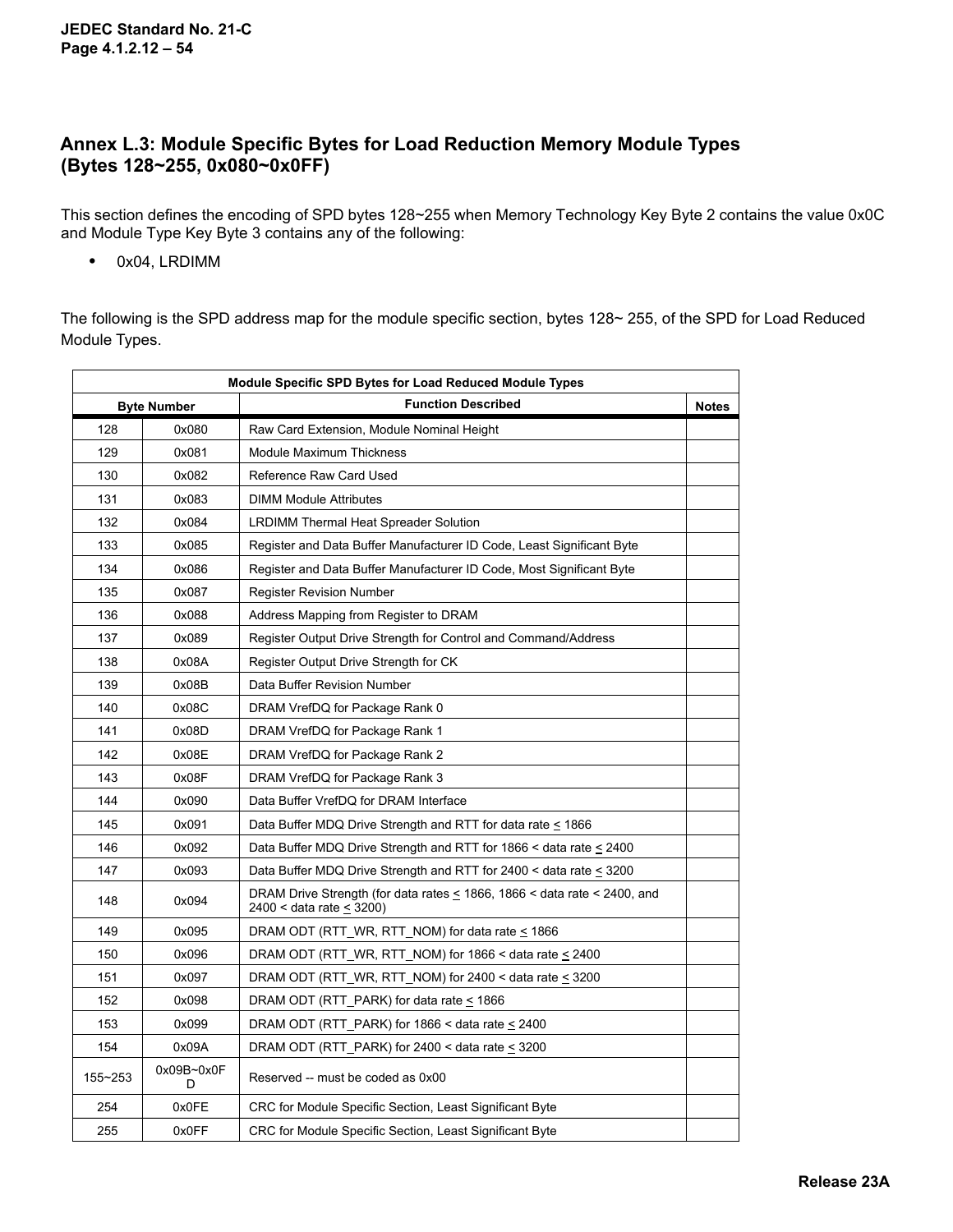## Annex L.3: Module Specific Bytes for Load Reduction Memory Module Types (Bytes 128~255, 0x080~0x0FF)

This section defines the encoding of SPD bytes 128~255 when Memory Technology Key Byte 2 contains the value 0x0C and Module Type Key Byte 3 contains any of the following:

- 0x04, LRDIMM

The following is the SPD address map for the module specific section, bytes 128~ 255, of the SPD for Load Reduced Module Types.

| Module Specific SPD Bytes for Load Reduced Module Types | | | |
|---|---|---|---|
| Byte Number | | Function Described | Notes |
| 128 | 0x080 | Raw Card Extension, Module Nominal Height | |
| 129 | 0x081 | Module Maximum Thickness | |
| 130 | 0x082 | Reference Raw Card Used | |
| 131 | 0x083 | DIMM Module Attributes | |
| 132 | 0x084 | LRDIMM Thermal Heat Spreader Solution | |
| 133 | 0x085 | Register and Data Buffer Manufacturer ID Code, Least Significant Byte | |
| 134 | 0x086 | Register and Data Buffer Manufacturer ID Code, Most Significant Byte | |
| 135 | 0x087 | Register Revision Number | |
| 136 | 0x088 | Address Mapping from Register to DRAM | |
| 137 | 0x089 | Register Output Drive Strength for Control and Command/Address | |
| 138 | 0x08A | Register Output Drive Strength for CK | |
| 139 | 0x08B | Data Buffer Revision Number | |
| 140 | 0x08C | DRAM VrefDQ for Package Rank 0 | |
| 141 | 0x08D | DRAM VrefDQ for Package Rank 1 | |
| 142 | 0x08E | DRAM VrefDQ for Package Rank 2 | |
| 143 | 0x08F | DRAM VrefDQ for Package Rank 3 | |
| 144 | 0x090 | Data Buffer VrefDQ for DRAM Interface | |
| 145 | 0x091 | Data Buffer MDQ Drive Strength and RTT for data rate ≤ 1866 | |
| 146 | 0x092 | Data Buffer MDQ Drive Strength and RTT for 1866 < data rate ≤ 2400 | |
| 147 | 0x093 | Data Buffer MDQ Drive Strength and RTT for 2400 < data rate ≤ 3200 | |
| 148 | 0x094 | DRAM Drive Strength (for data rates ≤ 1866, 1866 < data rate < 2400, and 2400 < data rate ≤ 3200) | |
| 149 | 0x095 | DRAM ODT (RTT_WR, RTT_NOM) for data rate ≤ 1866 | |
| 150 | 0x096 | DRAM ODT (RTT_WR, RTT_NOM) for 1866 < data rate ≤ 2400 | |
| 151 | 0x097 | DRAM ODT (RTT_WR, RTT_NOM) for 2400 < data rate ≤ 3200 | |
| 152 | 0x098 | DRAM ODT (RTT_PARK) for data rate ≤ 1866 | |
| 153 | 0x099 | DRAM ODT (RTT_PARK) for 1866 < data rate ≤ 2400 | |
| 154 | 0x09A | DRAM ODT (RTT_PARK) for 2400 < data rate ≤ 3200 | |
| 155~253 | 0x09B~0x0FD | Reserved -- must be coded as 0x00 | |
| 254 | 0x0FE | CRC for Module Specific Section, Least Significant Byte | |
| 255 | 0x0FF | CRC for Module Specific Section, Least Significant Byte | |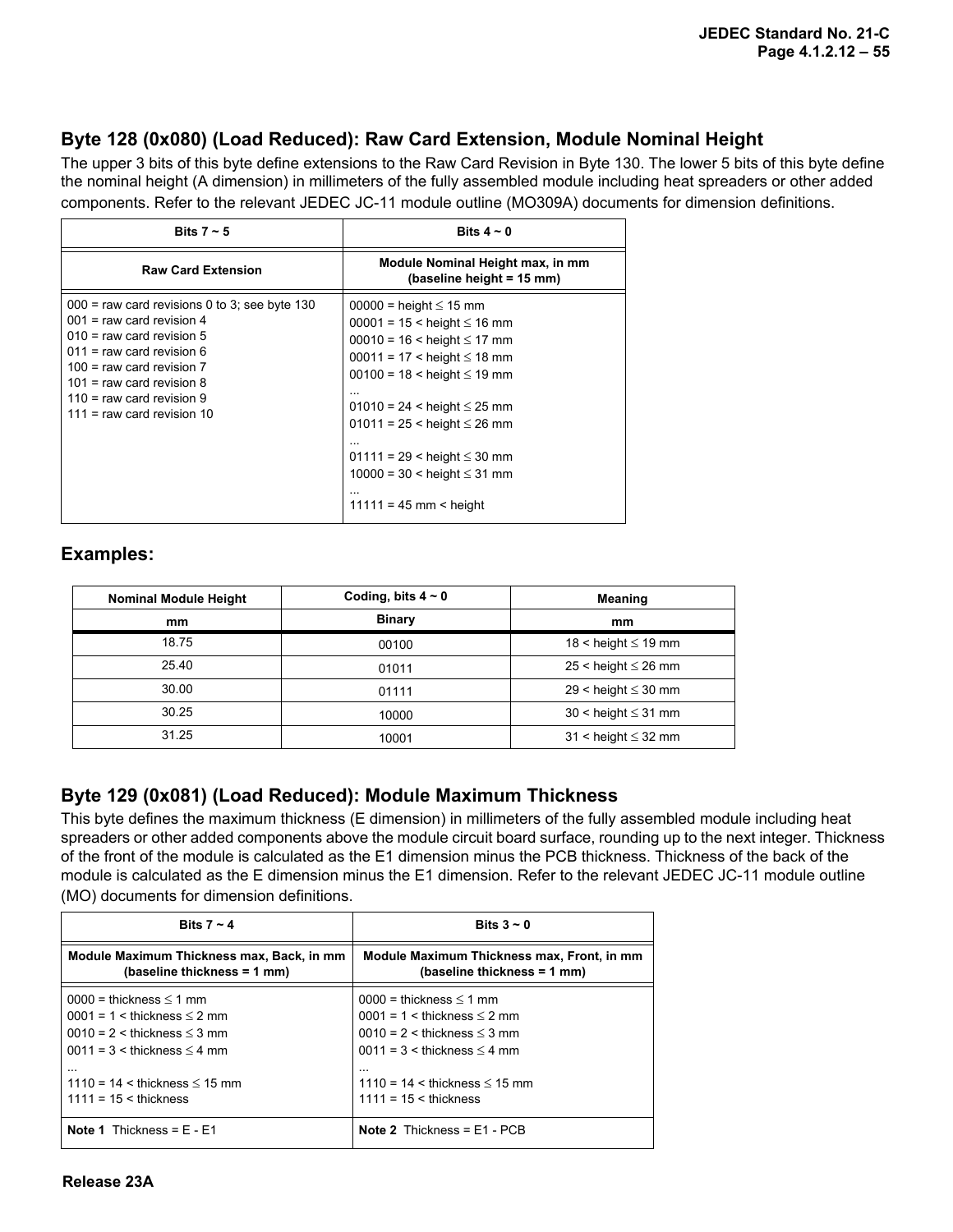### Byte 128 (0x080) (Load Reduced): Raw Card Extension, Module Nominal Height

The upper 3 bits of this byte define extensions to the Raw Card Revision in Byte 130. The lower 5 bits of this byte define the nominal height (A dimension) in millimeters of the fully assembled module including heat spreaders or other added components. Refer to the relevant JEDEC JC-11 module outline (MO309A) documents for dimension definitions.

| Bits 7 ~ 5 | Bits 4 ~ 0 |
|---|---|
| **Raw Card Extension** | **Module Nominal Height max, in mm (baseline height = 15 mm)** |
| 000 = raw card revisions 0 to 3; see byte 130<br>001 = raw card revision 4<br>010 = raw card revision 5<br>011 = raw card revision 6<br>100 = raw card revision 7<br>101 = raw card revision 8<br>110 = raw card revision 9<br>111 = raw card revision 10 | 00000 = height ≤ 15 mm<br>00001 = 15 < height ≤ 16 mm<br>00010 = 16 < height ≤ 17 mm<br>00011 = 17 < height ≤ 18 mm<br>00100 = 18 < height ≤ 19 mm<br>...<br>01010 = 24 < height ≤ 25 mm<br>01011 = 25 < height ≤ 26 mm<br>...<br>01111 = 29 < height ≤ 30 mm<br>10000 = 30 < height ≤ 31 mm<br>...<br>11111 = 45 mm < height |

### Examples:

| Nominal Module Height | Coding, bits 4 ~ 0 | Meaning |
|---|---|---|
| mm | Binary | mm |
| 18.75 | 00100 | 18 < height ≤ 19 mm |
| 25.40 | 01011 | 25 < height ≤ 26 mm |
| 30.00 | 01111 | 29 < height ≤ 30 mm |
| 30.25 | 10000 | 30 < height ≤ 31 mm |
| 31.25 | 10001 | 31 < height ≤ 32 mm |

### Byte 129 (0x081) (Load Reduced): Module Maximum Thickness

This byte defines the maximum thickness (E dimension) in millimeters of the fully assembled module including heat spreaders or other added components above the module circuit board surface, rounding up to the next integer. Thickness of the front of the module is calculated as the E1 dimension minus the PCB thickness. Thickness of the back of the module is calculated as the E dimension minus the E1 dimension. Refer to the relevant JEDEC JC-11 module outline (MO) documents for dimension definitions.

| Bits 7 ~ 4 | Bits 3 ~ 0 |
|---|---|
| **Module Maximum Thickness max, Back, in mm (baseline thickness = 1 mm)** | **Module Maximum Thickness max, Front, in mm (baseline thickness = 1 mm)** |
| 0000 = thickness ≤ 1 mm<br>0001 = 1 < thickness ≤ 2 mm<br>0010 = 2 < thickness ≤ 3 mm<br>0011 = 3 < thickness ≤ 4 mm<br>...<br>1110 = 14 < thickness ≤ 15 mm<br>1111 = 15 < thickness | 0000 = thickness ≤ 1 mm<br>0001 = 1 < thickness ≤ 2 mm<br>0010 = 2 < thickness ≤ 3 mm<br>0011 = 3 < thickness ≤ 4 mm<br>...<br>1110 = 14 < thickness ≤ 15 mm<br>1111 = 15 < thickness |
| **Note 1** Thickness = E - E1 | **Note 2** Thickness = E1 - PCB |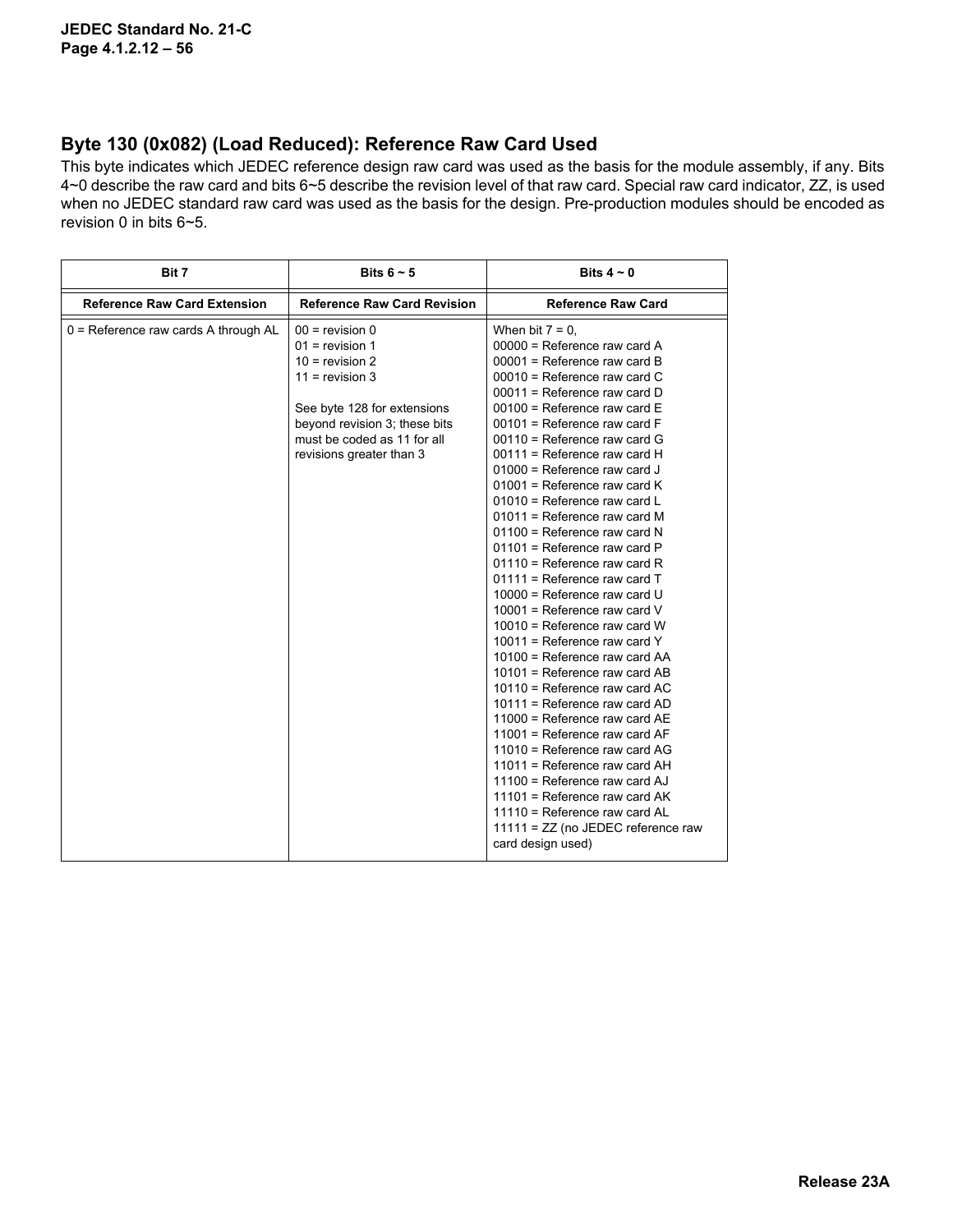## Byte 130 (0x082) (Load Reduced): Reference Raw Card Used

This byte indicates which JEDEC reference design raw card was used as the basis for the module assembly, if any. Bits 4~0 describe the raw card and bits 6~5 describe the revision level of that raw card. Special raw card indicator, ZZ, is used when no JEDEC standard raw card was used as the basis for the design. Pre-production modules should be encoded as revision 0 in bits 6~5.

| Bit 7 | Bits 6 ~ 5 | Bits 4 ~ 0 |
|---|---|---|
| **Reference Raw Card Extension** | **Reference Raw Card Revision** | **Reference Raw Card** |
| 0 = Reference raw cards A through AL | 00 = revision 0<br>01 = revision 1<br>10 = revision 2<br>11 = revision 3<br><br>See byte 128 for extensions beyond revision 3; these bits must be coded as 11 for all revisions greater than 3 | When bit 7 = 0,<br>00000 = Reference raw card A<br>00001 = Reference raw card B<br>00010 = Reference raw card C<br>00011 = Reference raw card D<br>00100 = Reference raw card E<br>00101 = Reference raw card F<br>00110 = Reference raw card G<br>00111 = Reference raw card H<br>01000 = Reference raw card J<br>01001 = Reference raw card K<br>01010 = Reference raw card L<br>01011 = Reference raw card M<br>01100 = Reference raw card N<br>01101 = Reference raw card P<br>01110 = Reference raw card R<br>01111 = Reference raw card T<br>10000 = Reference raw card U<br>10001 = Reference raw card V<br>10010 = Reference raw card W<br>10011 = Reference raw card Y<br>10100 = Reference raw card AA<br>10101 = Reference raw card AB<br>10110 = Reference raw card AC<br>10111 = Reference raw card AD<br>11000 = Reference raw card AE<br>11001 = Reference raw card AF<br>11010 = Reference raw card AG<br>11011 = Reference raw card AH<br>11100 = Reference raw card AJ<br>11101 = Reference raw card AK<br>11110 = Reference raw card AL<br>11111 = ZZ (no JEDEC reference raw card design used) |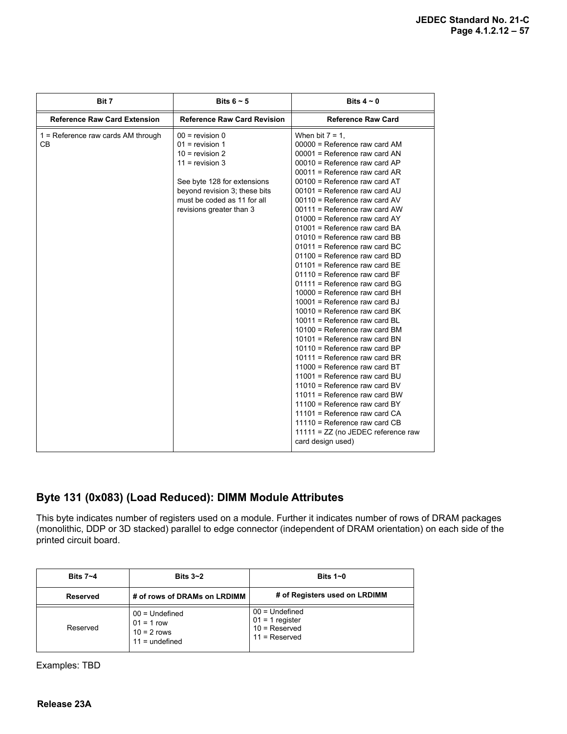| Bit 7 | Bits 6 ~ 5 | Bits 4 ~ 0 |
|---|---|---|
| Reference Raw Card Extension | Reference Raw Card Revision | Reference Raw Card |
| 1 = Reference raw cards AM through CB | 00 = revision 0<br>01 = revision 1<br>10 = revision 2<br>11 = revision 3<br><br>See byte 128 for extensions beyond revision 3; these bits must be coded as 11 for all revisions greater than 3 | When bit 7 = 1,<br>00000 = Reference raw card AM<br>00001 = Reference raw card AN<br>00010 = Reference raw card AP<br>00011 = Reference raw card AR<br>00100 = Reference raw card AT<br>00101 = Reference raw card AU<br>00110 = Reference raw card AV<br>00111 = Reference raw card AW<br>01000 = Reference raw card AY<br>01001 = Reference raw card BA<br>01010 = Reference raw card BB<br>01011 = Reference raw card BC<br>01100 = Reference raw card BD<br>01101 = Reference raw card BE<br>01110 = Reference raw card BF<br>01111 = Reference raw card BG<br>10000 = Reference raw card BH<br>10001 = Reference raw card BJ<br>10010 = Reference raw card BK<br>10011 = Reference raw card BL<br>10100 = Reference raw card BM<br>10101 = Reference raw card BN<br>10110 = Reference raw card BP<br>10111 = Reference raw card BR<br>11000 = Reference raw card BT<br>11001 = Reference raw card BU<br>11010 = Reference raw card BV<br>11011 = Reference raw card BW<br>11100 = Reference raw card BY<br>11101 = Reference raw card CA<br>11110 = Reference raw card CB<br>11111 = ZZ (no JEDEC reference raw card design used) |

## Byte 131 (0x083) (Load Reduced): DIMM Module Attributes

This byte indicates number of registers used on a module. Further it indicates number of rows of DRAM packages (monolithic, DDP or 3D stacked) parallel to edge connector (independent of DRAM orientation) on each side of the printed circuit board.

| Bits 7~4 | Bits 3~2 | Bits 1~0 |
|---|---|---|
| Reserved | # of rows of DRAMs on LRDIMM | # of Registers used on LRDIMM |
| Reserved | 00 = Undefined<br>01 = 1 row<br>10 = 2 rows<br>11 = undefined | 00 = Undefined<br>01 = 1 register<br>10 = Reserved<br>11 = Reserved |

Examples: TBD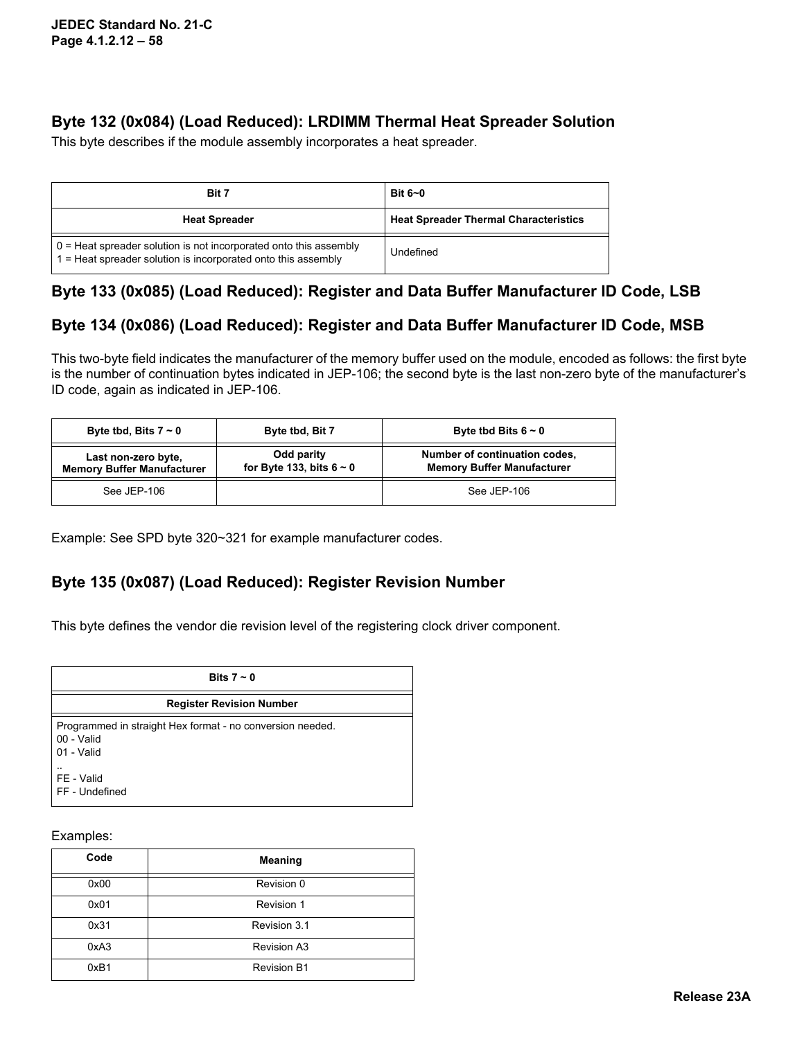## Byte 132 (0x084) (Load Reduced): LRDIMM Thermal Heat Spreader Solution

This byte describes if the module assembly incorporates a heat spreader.

| Bit 7 | Bit 6~0 |
|---|---|
| **Heat Spreader** | **Heat Spreader Thermal Characteristics** |
| 0 = Heat spreader solution is not incorporated onto this assembly<br>1 = Heat spreader solution is incorporated onto this assembly | Undefined |

## Byte 133 (0x085) (Load Reduced): Register and Data Buffer Manufacturer ID Code, LSB

## Byte 134 (0x086) (Load Reduced): Register and Data Buffer Manufacturer ID Code, MSB

This two-byte field indicates the manufacturer of the memory buffer used on the module, encoded as follows: the first byte is the number of continuation bytes indicated in JEP-106; the second byte is the last non-zero byte of the manufacturer's ID code, again as indicated in JEP-106.

| Byte tbd, Bits 7 ~ 0 | Byte tbd, Bit 7 | Byte tbd Bits 6 ~ 0 |
|---|---|---|
| **Last non-zero byte, Memory Buffer Manufacturer** | **Odd parity for Byte 133, bits 6 ~ 0** | **Number of continuation codes, Memory Buffer Manufacturer** |
| See JEP-106 | | See JEP-106 |

Example: See SPD byte 320~321 for example manufacturer codes.

## Byte 135 (0x087) (Load Reduced): Register Revision Number

This byte defines the vendor die revision level of the registering clock driver component.

| Bits 7 ~ 0 |
|---|
| **Register Revision Number** |
| Programmed in straight Hex format - no conversion needed.<br>00 - Valid<br>01 - Valid<br>..<br>FE - Valid<br>FF - Undefined |

Examples:

| Code | Meaning |
|---|---|
| 0x00 | Revision 0 |
| 0x01 | Revision 1 |
| 0x31 | Revision 3.1 |
| 0xA3 | Revision A3 |
| 0xB1 | Revision B1 |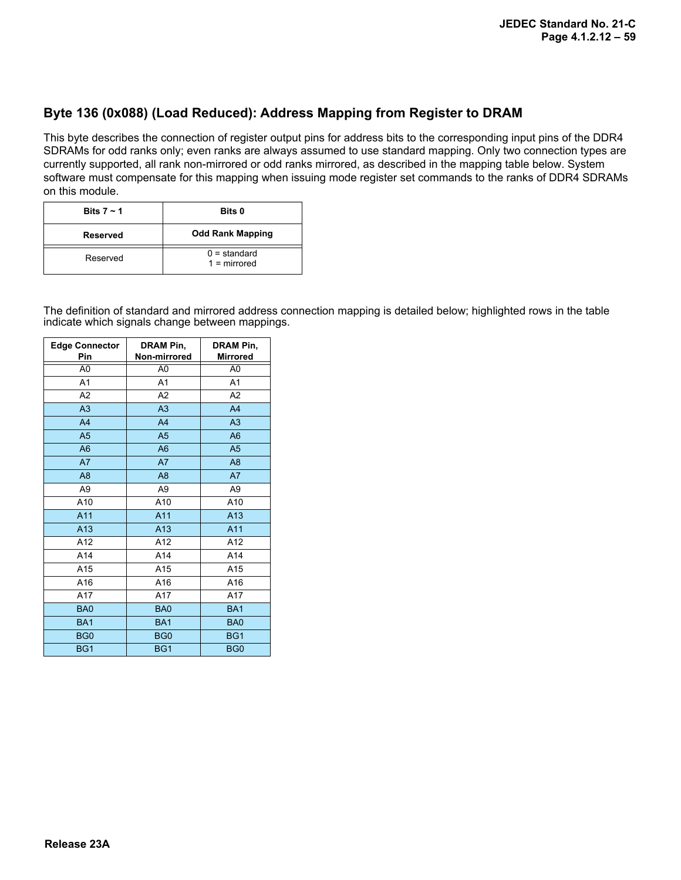## Byte 136 (0x088) (Load Reduced): Address Mapping from Register to DRAM

This byte describes the connection of register output pins for address bits to the corresponding input pins of the DDR4 SDRAMs for odd ranks only; even ranks are always assumed to use standard mapping. Only two connection types are currently supported, all rank non-mirrored or odd ranks mirrored, as described in the mapping table below. System software must compensate for this mapping when issuing mode register set commands to the ranks of DDR4 SDRAMs on this module.

| Bits 7 ~ 1 | Bits 0 |
|---|---|
| **Reserved** | **Odd Rank Mapping** |
| Reserved | 0 = standard<br>1 = mirrored |

The definition of standard and mirrored address connection mapping is detailed below; highlighted rows in the table indicate which signals change between mappings.

| Edge Connector Pin | DRAM Pin, Non-mirrored | DRAM Pin, Mirrored |
|---|---|---|
| A0 | A0 | A0 |
| A1 | A1 | A1 |
| A2 | A2 | A2 |
| A3 | A3 | A4 |
| A4 | A4 | A3 |
| A5 | A5 | A6 |
| A6 | A6 | A5 |
| A7 | A7 | A8 |
| A8 | A8 | A7 |
| A9 | A9 | A9 |
| A10 | A10 | A10 |
| A11 | A11 | A13 |
| A13 | A13 | A11 |
| A12 | A12 | A12 |
| A14 | A14 | A14 |
| A15 | A15 | A15 |
| A16 | A16 | A16 |
| A17 | A17 | A17 |
| BA0 | BA0 | BA1 |
| BA1 | BA1 | BA0 |
| BG0 | BG0 | BG1 |
| BG1 | BG1 | BG0 |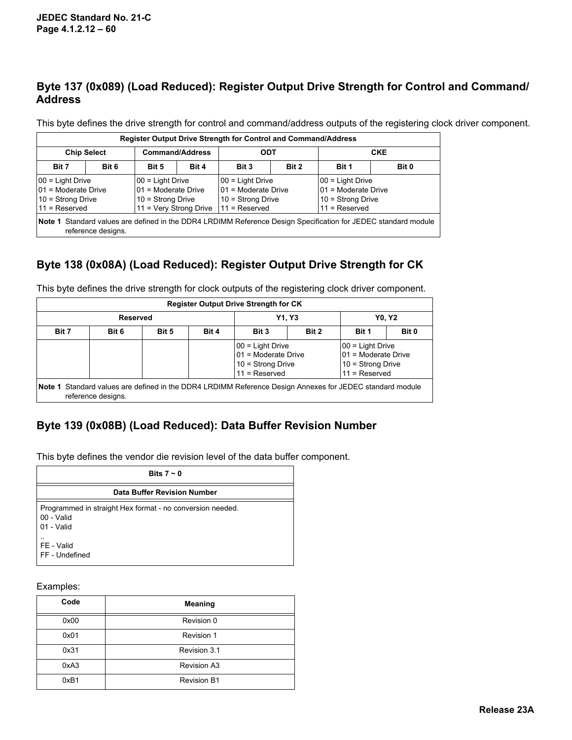## Byte 137 (0x089) (Load Reduced): Register Output Drive Strength for Control and Command/ Address

This byte defines the drive strength for control and command/address outputs of the registering clock driver component.

| Register Output Drive Strength for Control and Command/Address | | | | | | | |
|---|---|---|---|---|---|---|---|
| Chip Select | | Command/Address | | ODT | | CKE | |
| Bit 7 | Bit 6 | Bit 5 | Bit 4 | Bit 3 | Bit 2 | Bit 1 | Bit 0 |
| 00 = Light Drive<br>01 = Moderate Drive<br>10 = Strong Drive<br>11 = Reserved | | 00 = Light Drive<br>01 = Moderate Drive<br>10 = Strong Drive<br>11 = Very Strong Drive | | 00 = Light Drive<br>01 = Moderate Drive<br>10 = Strong Drive<br>11 = Reserved | | 00 = Light Drive<br>01 = Moderate Drive<br>10 = Strong Drive<br>11 = Reserved | |
| **Note 1** Standard values are defined in the DDR4 LRDIMM Reference Design Specification for JEDEC standard module reference designs. | | | | | | | |

## Byte 138 (0x08A) (Load Reduced): Register Output Drive Strength for CK

This byte defines the drive strength for clock outputs of the registering clock driver component.

| Register Output Drive Strength for CK | | | | | | | |
|---|---|---|---|---|---|---|---|
| Reserved | | | | Y1, Y3 | | Y0, Y2 | |
| Bit 7 | Bit 6 | Bit 5 | Bit 4 | Bit 3 | Bit 2 | Bit 1 | Bit 0 |
| | | | | 00 = Light Drive<br>01 = Moderate Drive<br>10 = Strong Drive<br>11 = Reserved | | 00 = Light Drive<br>01 = Moderate Drive<br>10 = Strong Drive<br>11 = Reserved | |
| **Note 1** Standard values are defined in the DDR4 LRDIMM Reference Design Annexes for JEDEC standard module reference designs. | | | | | | | |

## Byte 139 (0x08B) (Load Reduced): Data Buffer Revision Number

This byte defines the vendor die revision level of the data buffer component.

| Bits 7 ~ 0 |
|---|
| **Data Buffer Revision Number** |
| Programmed in straight Hex format - no conversion needed.<br>00 - Valid<br>01 - Valid<br>..<br>FE - Valid<br>FF - Undefined |

Examples:

| Code | Meaning |
|---|---|
| 0x00 | Revision 0 |
| 0x01 | Revision 1 |
| 0x31 | Revision 3.1 |
| 0xA3 | Revision A3 |
| 0xB1 | Revision B1 |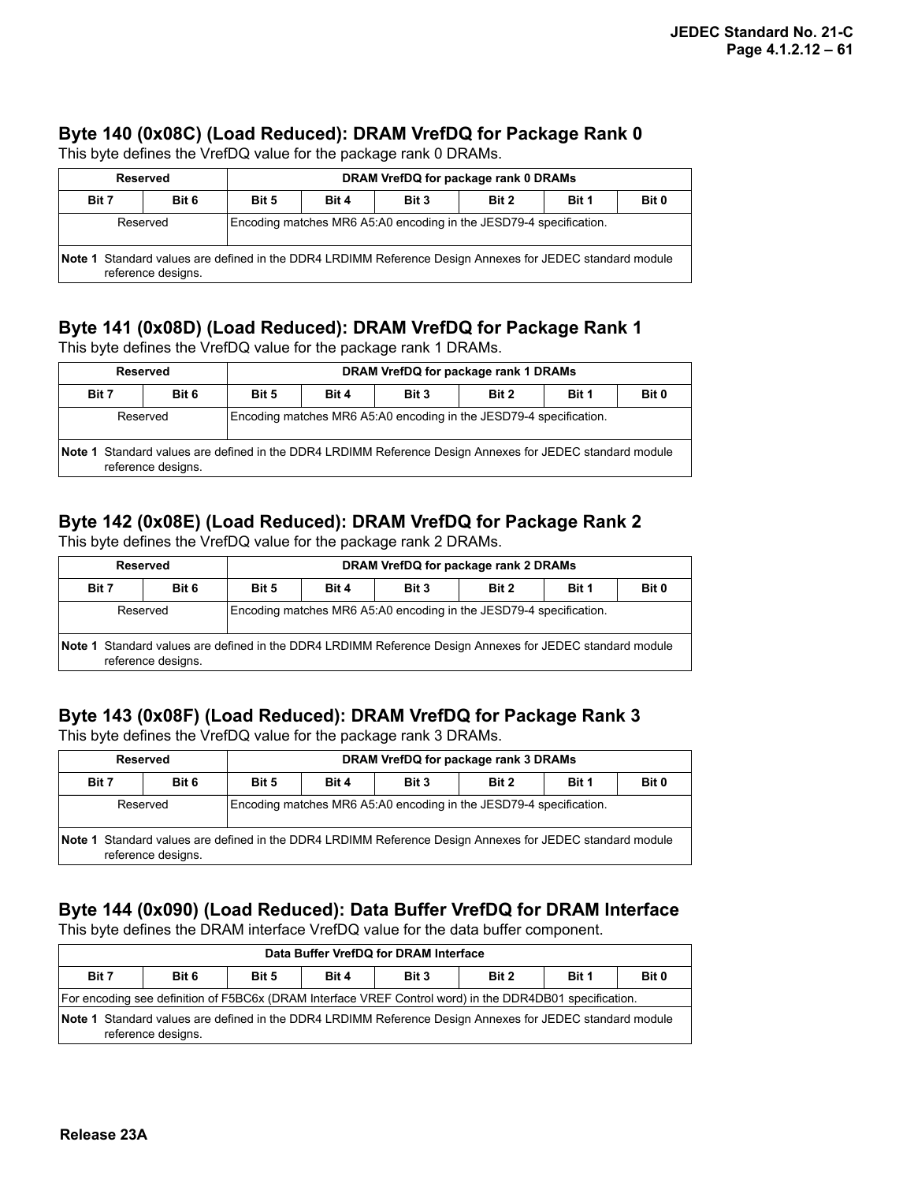## Byte 140 (0x08C) (Load Reduced): DRAM VrefDQ for Package Rank 0

This byte defines the VrefDQ value for the package rank 0 DRAMs.

| Reserved | | DRAM VrefDQ for package rank 0 DRAMs | | | | | |
|---|---|---|---|---|---|---|---|
| Bit 7 | Bit 6 | Bit 5 | Bit 4 | Bit 3 | Bit 2 | Bit 1 | Bit 0 |
| Reserved | | Encoding matches MR6 A5:A0 encoding in the JESD79-4 specification. | | | | | |
| **Note 1** Standard values are defined in the DDR4 LRDIMM Reference Design Annexes for JEDEC standard module reference designs. | | | | | | | |

## Byte 141 (0x08D) (Load Reduced): DRAM VrefDQ for Package Rank 1

This byte defines the VrefDQ value for the package rank 1 DRAMs.

| Reserved | | DRAM VrefDQ for package rank 1 DRAMs | | | | | |
|---|---|---|---|---|---|---|---|
| Bit 7 | Bit 6 | Bit 5 | Bit 4 | Bit 3 | Bit 2 | Bit 1 | Bit 0 |
| Reserved | | Encoding matches MR6 A5:A0 encoding in the JESD79-4 specification. | | | | | |
| **Note 1** Standard values are defined in the DDR4 LRDIMM Reference Design Annexes for JEDEC standard module reference designs. | | | | | | | |

## Byte 142 (0x08E) (Load Reduced): DRAM VrefDQ for Package Rank 2

This byte defines the VrefDQ value for the package rank 2 DRAMs.

| Reserved | | DRAM VrefDQ for package rank 2 DRAMs | | | | | |
|---|---|---|---|---|---|---|---|
| Bit 7 | Bit 6 | Bit 5 | Bit 4 | Bit 3 | Bit 2 | Bit 1 | Bit 0 |
| Reserved | | Encoding matches MR6 A5:A0 encoding in the JESD79-4 specification. | | | | | |
| **Note 1** Standard values are defined in the DDR4 LRDIMM Reference Design Annexes for JEDEC standard module reference designs. | | | | | | | |

## Byte 143 (0x08F) (Load Reduced): DRAM VrefDQ for Package Rank 3

This byte defines the VrefDQ value for the package rank 3 DRAMs.

| Reserved | | DRAM VrefDQ for package rank 3 DRAMs | | | | | |
|---|---|---|---|---|---|---|---|
| Bit 7 | Bit 6 | Bit 5 | Bit 4 | Bit 3 | Bit 2 | Bit 1 | Bit 0 |
| Reserved | | Encoding matches MR6 A5:A0 encoding in the JESD79-4 specification. | | | | | |
| **Note 1** Standard values are defined in the DDR4 LRDIMM Reference Design Annexes for JEDEC standard module reference designs. | | | | | | | |

## Byte 144 (0x090) (Load Reduced): Data Buffer VrefDQ for DRAM Interface

This byte defines the DRAM interface VrefDQ value for the data buffer component.

| Data Buffer VrefDQ for DRAM Interface | | | | | | | |
|---|---|---|---|---|---|---|---|
| Bit 7 | Bit 6 | Bit 5 | Bit 4 | Bit 3 | Bit 2 | Bit 1 | Bit 0 |
| For encoding see definition of F5BC6x (DRAM Interface VREF Control word) in the DDR4DB01 specification. | | | | | | | |
| **Note 1** Standard values are defined in the DDR4 LRDIMM Reference Design Annexes for JEDEC standard module reference designs. | | | | | | | |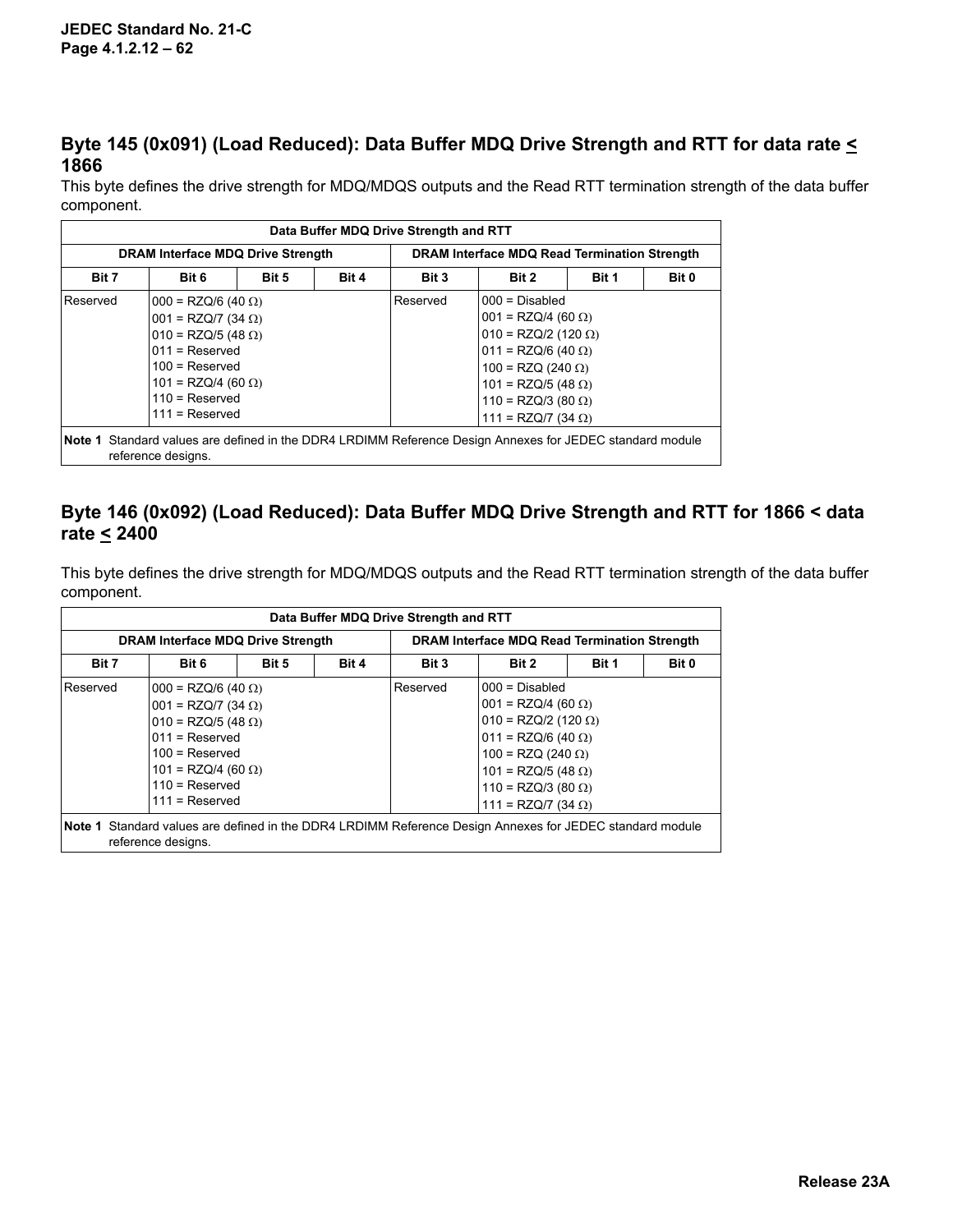## Byte 145 (0x091) (Load Reduced): Data Buffer MDQ Drive Strength and RTT for data rate ≤ 1866

This byte defines the drive strength for MDQ/MDQS outputs and the Read RTT termination strength of the data buffer component.

| Data Buffer MDQ Drive Strength and RTT | | | | | | | |
|---|---|---|---|---|---|---|---|
| DRAM Interface MDQ Drive Strength | | | | DRAM Interface MDQ Read Termination Strength | | | |
| Bit 7 | Bit 6 | Bit 5 | Bit 4 | Bit 3 | Bit 2 | Bit 1 | Bit 0 |
| Reserved | 000 = RZQ/6 (40 Ω)<br>001 = RZQ/7 (34 Ω)<br>010 = RZQ/5 (48 Ω)<br>011 = Reserved<br>100 = Reserved<br>101 = RZQ/4 (60 Ω)<br>110 = Reserved<br>111 = Reserved | | | Reserved | 000 = Disabled<br>001 = RZQ/4 (60 Ω)<br>010 = RZQ/2 (120 Ω)<br>011 = RZQ/6 (40 Ω)<br>100 = RZQ (240 Ω)<br>101 = RZQ/5 (48 Ω)<br>110 = RZQ/3 (80 Ω)<br>111 = RZQ/7 (34 Ω) | | |
| **Note 1** Standard values are defined in the DDR4 LRDIMM Reference Design Annexes for JEDEC standard module reference designs. | | | | | | | |

## Byte 146 (0x092) (Load Reduced): Data Buffer MDQ Drive Strength and RTT for 1866 < data rate ≤ 2400

This byte defines the drive strength for MDQ/MDQS outputs and the Read RTT termination strength of the data buffer component.

| Data Buffer MDQ Drive Strength and RTT | | | | | | | |
|---|---|---|---|---|---|---|---|
| DRAM Interface MDQ Drive Strength | | | | DRAM Interface MDQ Read Termination Strength | | | |
| Bit 7 | Bit 6 | Bit 5 | Bit 4 | Bit 3 | Bit 2 | Bit 1 | Bit 0 |
| Reserved | 000 = RZQ/6 (40 Ω)<br>001 = RZQ/7 (34 Ω)<br>010 = RZQ/5 (48 Ω)<br>011 = Reserved<br>100 = Reserved<br>101 = RZQ/4 (60 Ω)<br>110 = Reserved<br>111 = Reserved | | | Reserved | 000 = Disabled<br>001 = RZQ/4 (60 Ω)<br>010 = RZQ/2 (120 Ω)<br>011 = RZQ/6 (40 Ω)<br>100 = RZQ (240 Ω)<br>101 = RZQ/5 (48 Ω)<br>110 = RZQ/3 (80 Ω)<br>111 = RZQ/7 (34 Ω) | | |
| **Note 1** Standard values are defined in the DDR4 LRDIMM Reference Design Annexes for JEDEC standard module reference designs. | | | | | | | |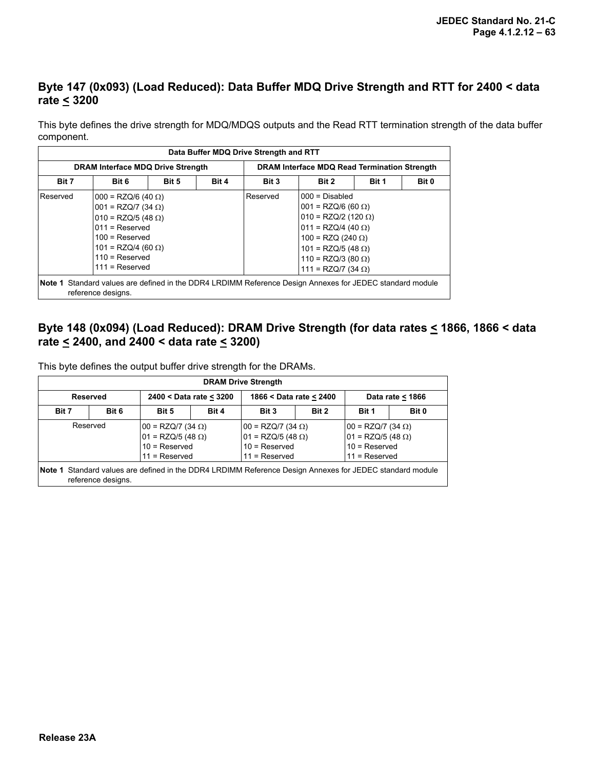## Byte 147 (0x093) (Load Reduced): Data Buffer MDQ Drive Strength and RTT for 2400 < data rate ≤ 3200

This byte defines the drive strength for MDQ/MDQS outputs and the Read RTT termination strength of the data buffer component.

| Data Buffer MDQ Drive Strength and RTT | | | | | | | |
|---|---|---|---|---|---|---|---|
| DRAM Interface MDQ Drive Strength | | | | DRAM Interface MDQ Read Termination Strength | | | |
| Bit 7 | Bit 6 | Bit 5 | Bit 4 | Bit 3 | Bit 2 | Bit 1 | Bit 0 |
| Reserved | 000 = RZQ/6 (40 Ω)<br>001 = RZQ/7 (34 Ω)<br>010 = RZQ/5 (48 Ω)<br>011 = Reserved<br>100 = Reserved<br>101 = RZQ/4 (60 Ω)<br>110 = Reserved<br>111 = Reserved | | | Reserved | 000 = Disabled<br>001 = RZQ/6 (60 Ω)<br>010 = RZQ/2 (120 Ω)<br>011 = RZQ/4 (40 Ω)<br>100 = RZQ (240 Ω)<br>101 = RZQ/5 (48 Ω)<br>110 = RZQ/3 (80 Ω)<br>111 = RZQ/7 (34 Ω) | | |
| **Note 1** Standard values are defined in the DDR4 LRDIMM Reference Design Annexes for JEDEC standard module reference designs. | | | | | | | |

## Byte 148 (0x094) (Load Reduced): DRAM Drive Strength (for data rates ≤ 1866, 1866 < data rate ≤ 2400, and 2400 < data rate ≤ 3200)

This byte defines the output buffer drive strength for the DRAMs.

| DRAM Drive Strength | | | | | | | |
|---|---|---|---|---|---|---|---|
| Reserved | | 2400 < Data rate ≤ 3200 | | 1866 < Data rate ≤ 2400 | | Data rate ≤ 1866 | |
| Bit 7 | Bit 6 | Bit 5 | Bit 4 | Bit 3 | Bit 2 | Bit 1 | Bit 0 |
| Reserved | | 00 = RZQ/7 (34 Ω)<br>01 = RZQ/5 (48 Ω)<br>10 = Reserved<br>11 = Reserved | | 00 = RZQ/7 (34 Ω)<br>01 = RZQ/5 (48 Ω)<br>10 = Reserved<br>11 = Reserved | | 00 = RZQ/7 (34 Ω)<br>01 = RZQ/5 (48 Ω)<br>10 = Reserved<br>11 = Reserved | |
| **Note 1** Standard values are defined in the DDR4 LRDIMM Reference Design Annexes for JEDEC standard module reference designs. | | | | | | | |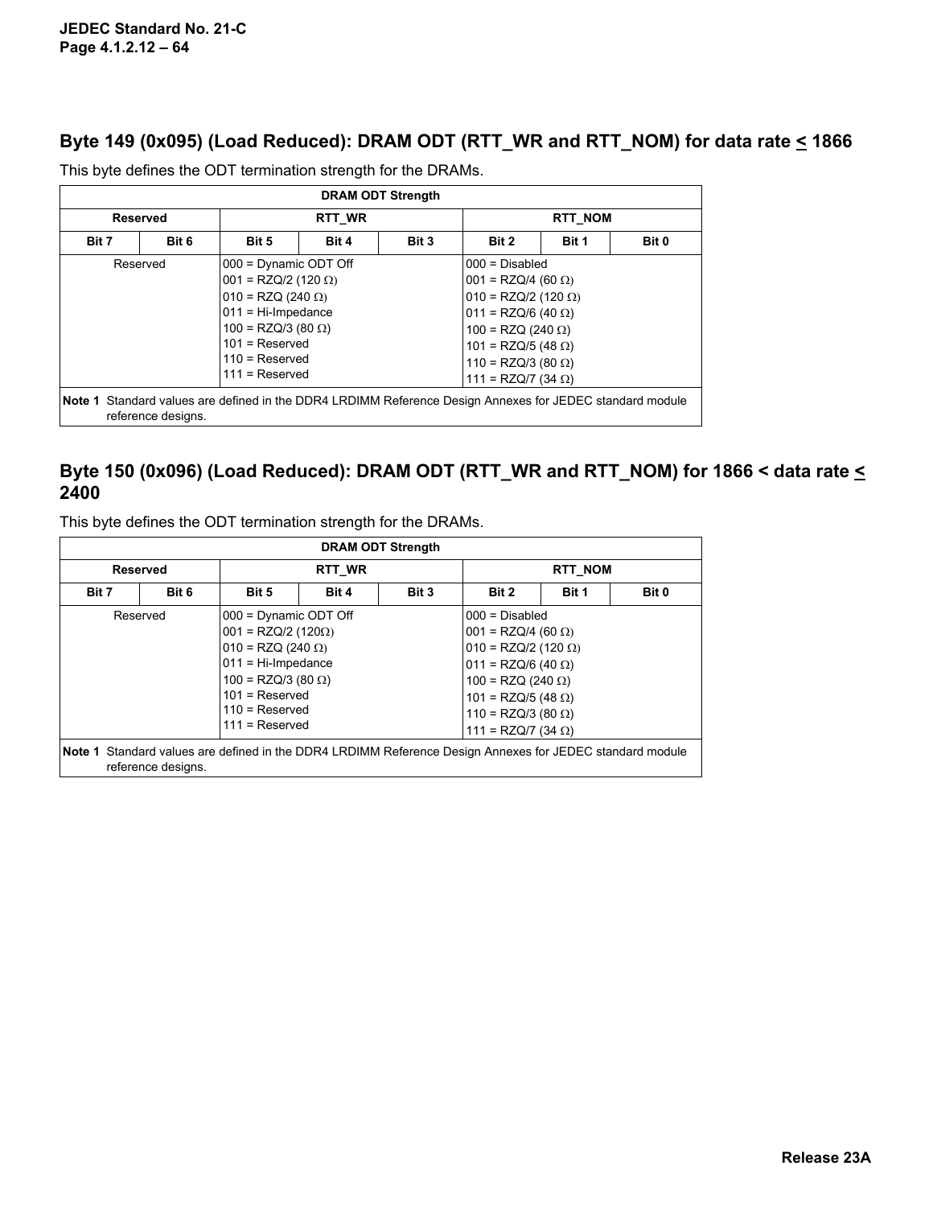## Byte 149 (0x095) (Load Reduced): DRAM ODT (RTT_WR and RTT_NOM) for data rate ≤ 1866

This byte defines the ODT termination strength for the DRAMs.

| DRAM ODT Strength | | | | | | | |
|---|---|---|---|---|---|---|---|
| Reserved | | RTT_WR | | | RTT_NOM | | |
| Bit 7 | Bit 6 | Bit 5 | Bit 4 | Bit 3 | Bit 2 | Bit 1 | Bit 0 |
| Reserved | | 000 = Dynamic ODT Off<br>001 = RZQ/2 (120 Ω)<br>010 = RZQ (240 Ω)<br>011 = Hi-Impedance<br>100 = RZQ/3 (80 Ω)<br>101 = Reserved<br>110 = Reserved<br>111 = Reserved | | | 000 = Disabled<br>001 = RZQ/4 (60 Ω)<br>010 = RZQ/2 (120 Ω)<br>011 = RZQ/6 (40 Ω)<br>100 = RZQ (240 Ω)<br>101 = RZQ/5 (48 Ω)<br>110 = RZQ/3 (80 Ω)<br>111 = RZQ/7 (34 Ω) | | |
| **Note 1** Standard values are defined in the DDR4 LRDIMM Reference Design Annexes for JEDEC standard module reference designs. | | | | | | | |

## Byte 150 (0x096) (Load Reduced): DRAM ODT (RTT_WR and RTT_NOM) for 1866 < data rate ≤ 2400

This byte defines the ODT termination strength for the DRAMs.

| DRAM ODT Strength | | | | | | | |
|---|---|---|---|---|---|---|---|
| Reserved | | RTT_WR | | | RTT_NOM | | |
| Bit 7 | Bit 6 | Bit 5 | Bit 4 | Bit 3 | Bit 2 | Bit 1 | Bit 0 |
| Reserved | | 000 = Dynamic ODT Off<br>001 = RZQ/2 (120Ω)<br>010 = RZQ (240 Ω)<br>011 = Hi-Impedance<br>100 = RZQ/3 (80 Ω)<br>101 = Reserved<br>110 = Reserved<br>111 = Reserved | | | 000 = Disabled<br>001 = RZQ/4 (60 Ω)<br>010 = RZQ/2 (120 Ω)<br>011 = RZQ/6 (40 Ω)<br>100 = RZQ (240 Ω)<br>101 = RZQ/5 (48 Ω)<br>110 = RZQ/3 (80 Ω)<br>111 = RZQ/7 (34 Ω) | | |
| **Note 1** Standard values are defined in the DDR4 LRDIMM Reference Design Annexes for JEDEC standard module reference designs. | | | | | | | |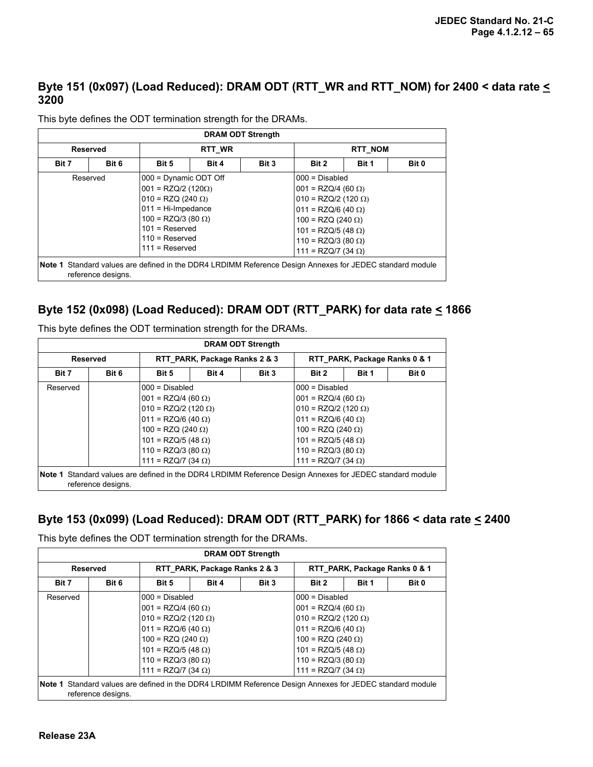### Byte 151 (0x097) (Load Reduced): DRAM ODT (RTT_WR and RTT_NOM) for 2400 < data rate ≤ 3200

This byte defines the ODT termination strength for the DRAMs.

| DRAM ODT Strength | | | | | | | |
|---|---|---|---|---|---|---|---|
| Reserved | | RTT_WR | | | RTT_NOM | | |
| Bit 7 | Bit 6 | Bit 5 | Bit 4 | Bit 3 | Bit 2 | Bit 1 | Bit 0 |
| Reserved | | 000 = Dynamic ODT Off<br>001 = RZQ/2 (120Ω)<br>010 = RZQ (240 Ω)<br>011 = Hi-Impedance<br>100 = RZQ/3 (80 Ω)<br>101 = Reserved<br>110 = Reserved<br>111 = Reserved | | | 000 = Disabled<br>001 = RZQ/4 (60 Ω)<br>010 = RZQ/2 (120 Ω)<br>011 = RZQ/6 (40 Ω)<br>100 = RZQ (240 Ω)<br>101 = RZQ/5 (48 Ω)<br>110 = RZQ/3 (80 Ω)<br>111 = RZQ/7 (34 Ω) | | |
| **Note 1** Standard values are defined in the DDR4 LRDIMM Reference Design Annexes for JEDEC standard module reference designs. | | | | | | | |

### Byte 152 (0x098) (Load Reduced): DRAM ODT (RTT_PARK) for data rate ≤ 1866

This byte defines the ODT termination strength for the DRAMs.

| DRAM ODT Strength | | | | | | | |
|---|---|---|---|---|---|---|---|
| Reserved | | RTT_PARK, Package Ranks 2 & 3 | | | RTT_PARK, Package Ranks 0 & 1 | | |
| Bit 7 | Bit 6 | Bit 5 | Bit 4 | Bit 3 | Bit 2 | Bit 1 | Bit 0 |
| Reserved | | 000 = Disabled<br>001 = RZQ/4 (60 Ω)<br>010 = RZQ/2 (120 Ω)<br>011 = RZQ/6 (40 Ω)<br>100 = RZQ (240 Ω)<br>101 = RZQ/5 (48 Ω)<br>110 = RZQ/3 (80 Ω)<br>111 = RZQ/7 (34 Ω) | | | 000 = Disabled<br>001 = RZQ/4 (60 Ω)<br>010 = RZQ/2 (120 Ω)<br>011 = RZQ/6 (40 Ω)<br>100 = RZQ (240 Ω)<br>101 = RZQ/5 (48 Ω)<br>110 = RZQ/3 (80 Ω)<br>111 = RZQ/7 (34 Ω) | | |
| **Note 1** Standard values are defined in the DDR4 LRDIMM Reference Design Annexes for JEDEC standard module reference designs. | | | | | | | |

### Byte 153 (0x099) (Load Reduced): DRAM ODT (RTT_PARK) for 1866 < data rate ≤ 2400

This byte defines the ODT termination strength for the DRAMs.

| DRAM ODT Strength | | | | | | | |
|---|---|---|---|---|---|---|---|
| Reserved | | RTT_PARK, Package Ranks 2 & 3 | | | RTT_PARK, Package Ranks 0 & 1 | | |
| Bit 7 | Bit 6 | Bit 5 | Bit 4 | Bit 3 | Bit 2 | Bit 1 | Bit 0 |
| Reserved | | 000 = Disabled<br>001 = RZQ/4 (60 Ω)<br>010 = RZQ/2 (120 Ω)<br>011 = RZQ/6 (40 Ω)<br>100 = RZQ (240 Ω)<br>101 = RZQ/5 (48 Ω)<br>110 = RZQ/3 (80 Ω)<br>111 = RZQ/7 (34 Ω) | | | 000 = Disabled<br>001 = RZQ/4 (60 Ω)<br>010 = RZQ/2 (120 Ω)<br>011 = RZQ/6 (40 Ω)<br>100 = RZQ (240 Ω)<br>101 = RZQ/5 (48 Ω)<br>110 = RZQ/3 (80 Ω)<br>111 = RZQ/7 (34 Ω) | | |
| **Note 1** Standard values are defined in the DDR4 LRDIMM Reference Design Annexes for JEDEC standard module reference designs. | | | | | | | |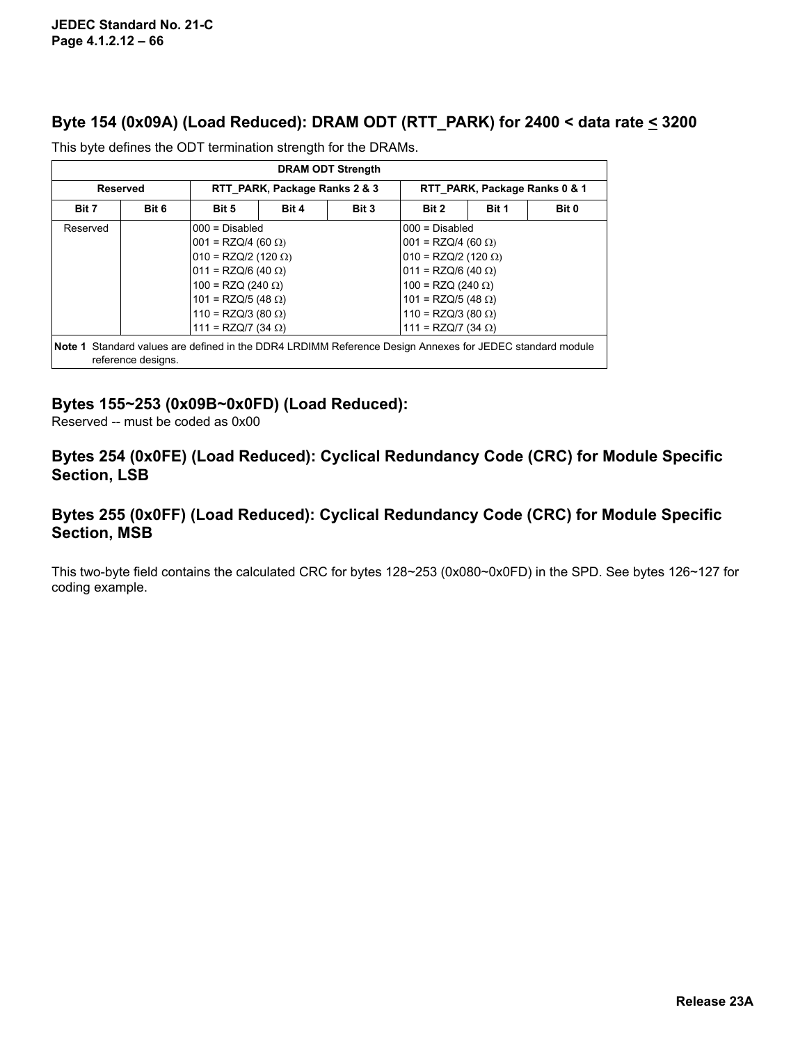## Byte 154 (0x09A) (Load Reduced): DRAM ODT (RTT_PARK) for 2400 < data rate ≤ 3200

This byte defines the ODT termination strength for the DRAMs.

| DRAM ODT Strength | | | | | | | |
|---|---|---|---|---|---|---|---|
| Reserved | | RTT_PARK, Package Ranks 2 & 3 | | | RTT_PARK, Package Ranks 0 & 1 | | |
| Bit 7 | Bit 6 | Bit 5 | Bit 4 | Bit 3 | Bit 2 | Bit 1 | Bit 0 |
| Reserved | | 000 = Disabled<br>001 = RZQ/4 (60 Ω)<br>010 = RZQ/2 (120 Ω)<br>011 = RZQ/6 (40 Ω)<br>100 = RZQ (240 Ω)<br>101 = RZQ/5 (48 Ω)<br>110 = RZQ/3 (80 Ω)<br>111 = RZQ/7 (34 Ω) | | | 000 = Disabled<br>001 = RZQ/4 (60 Ω)<br>010 = RZQ/2 (120 Ω)<br>011 = RZQ/6 (40 Ω)<br>100 = RZQ (240 Ω)<br>101 = RZQ/5 (48 Ω)<br>110 = RZQ/3 (80 Ω)<br>111 = RZQ/7 (34 Ω) | | |
| **Note 1** Standard values are defined in the DDR4 LRDIMM Reference Design Annexes for JEDEC standard module reference designs. | | | | | | | |

## Bytes 155~253 (0x09B~0x0FD) (Load Reduced):

Reserved -- must be coded as 0x00

## Bytes 254 (0x0FE) (Load Reduced): Cyclical Redundancy Code (CRC) for Module Specific Section, LSB

## Bytes 255 (0x0FF) (Load Reduced): Cyclical Redundancy Code (CRC) for Module Specific Section, MSB

This two-byte field contains the calculated CRC for bytes 128~253 (0x080~0x0FD) in the SPD. See bytes 126~127 for coding example.